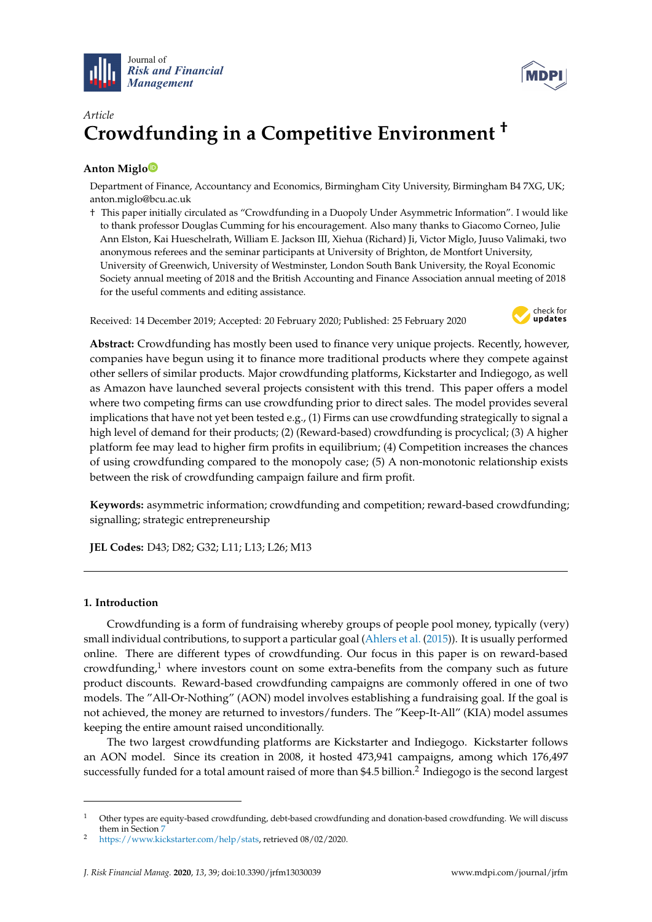Article

# Crowdfunding in a Competitive Environment †

**Anton Miglo**

Department of Finance, Accountancy and Economics, Birmingham City University, Birmingham B4 7XG, UK; anton.miglo@bcu.ac.uk

† This paper initially circulated as "Crowdfunding in a Duopoly Under Asymmetric Information". I would like to thank professor Douglas Cumming for his encouragement. Also many thanks to Giacomo Corneo, Julie Ann Elston, Kai Hueschelrath, William E. Jackson III, Xiehua (Richard) Ji, Victor Miglo, Juuso Valimaki, two anonymous referees and the seminar participants at University of Brighton, de Montfort University, University of Greenwich, University of Westminster, London South Bank University, the Royal Economic Society annual meeting of 2018 and the British Accounting and Finance Association annual meeting of 2018 for the useful comments and editing assistance.

Received: 14 December 2019; Accepted: 20 February 2020; Published: 25 February 2020

**Abstract:** Crowdfunding has mostly been used to finance very unique projects. Recently, however, companies have begun using it to finance more traditional products where they compete against other sellers of similar products. Major crowdfunding platforms, Kickstarter and Indiegogo, as well as Amazon have launched several projects consistent with this trend. This paper offers a model where two competing firms can use crowdfunding prior to direct sales. The model provides several implications that have not yet been tested e.g., (1) Firms can use crowdfunding strategically to signal a high level of demand for their products; (2) (Reward-based) crowdfunding is procyclical; (3) A higher platform fee may lead to higher firm profits in equilibrium; (4) Competition increases the chances of using crowdfunding compared to the monopoly case; (5) A non-monotonic relationship exists between the risk of crowdfunding campaign failure and firm profit.

**Keywords:** asymmetric information; crowdfunding and competition; reward-based crowdfunding; signalling; strategic entrepreneurship

**JEL Codes:** D43; D82; G32; L11; L13; L26; M13

## 1. Introduction

Crowdfunding is a form of fundraising whereby groups of people pool money, typically (very) small individual contributions, to support a particular goal (Ahlers et al. (2015)). It is usually performed online. There are different types of crowdfunding. Our focus in this paper is on reward-based crowdfunding,[1] where investors count on some extra-benefits from the company such as future product discounts. Reward-based crowdfunding campaigns are commonly offered in one of two models. The "All-Or-Nothing" (AON) model involves establishing a fundraising goal. If the goal is not achieved, the money are returned to investors/funders. The "Keep-It-All" (KIA) model assumes keeping the entire amount raised unconditionally.

The two largest crowdfunding platforms are Kickstarter and Indiegogo. Kickstarter follows an AON model. Since its creation in 2008, it hosted 473,941 campaigns, among which 176,497 successfully funded for a total amount raised of more than $4.5 billion.[2] Indiegogo is the second largest

[1] Other types are equity-based crowdfunding, debt-based crowdfunding and donation-based crowdfunding. We will discuss them in Section 7

[2] https://www.kickstarter.com/help/stats, retrieved 08/02/2020.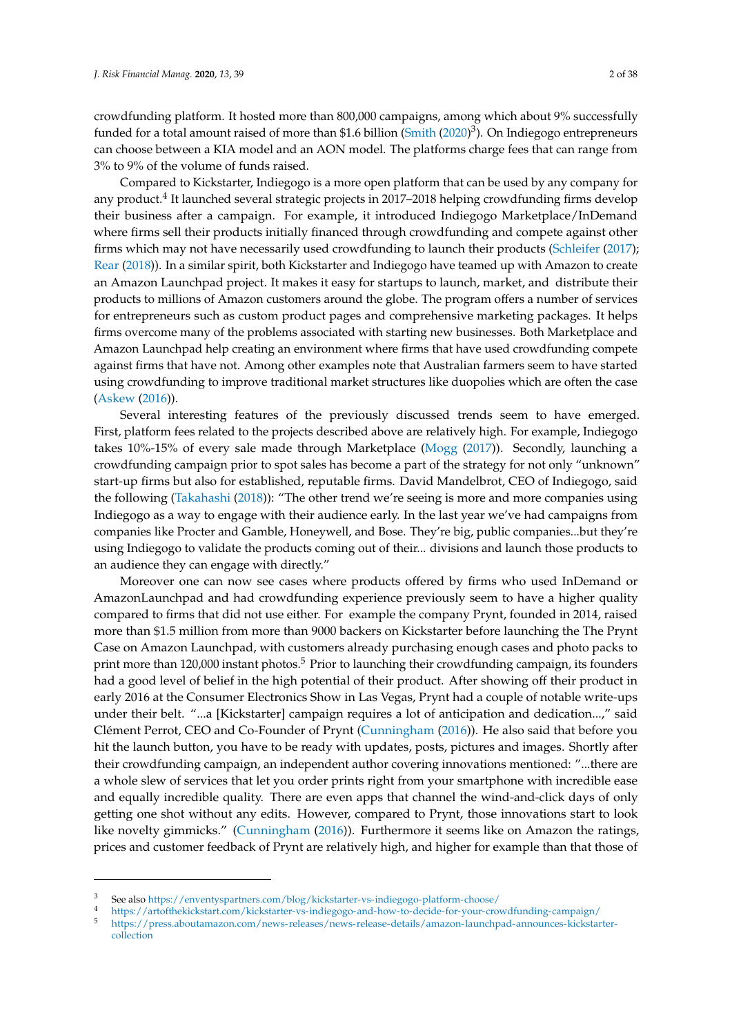crowdfunding platform. It hosted more than 800,000 campaigns, among which about 9% successfully funded for a total amount raised of more than $1.6 billion (Smith (2020)[3]). On Indiegogo entrepreneurs can choose between a KIA model and an AON model. The platforms charge fees that can range from 3% to 9% of the volume of funds raised.

Compared to Kickstarter, Indiegogo is a more open platform that can be used by any company for any product.[4] It launched several strategic projects in 2017–2018 helping crowdfunding firms develop their business after a campaign. For example, it introduced Indiegogo Marketplace/InDemand where firms sell their products initially financed through crowdfunding and compete against other firms which may not have necessarily used crowdfunding to launch their products (Schleifer (2017); Rear (2018)). In a similar spirit, both Kickstarter and Indiegogo have teamed up with Amazon to create an Amazon Launchpad project. It makes it easy for startups to launch, market, and distribute their products to millions of Amazon customers around the globe. The program offers a number of services for entrepreneurs such as custom product pages and comprehensive marketing packages. It helps firms overcome many of the problems associated with starting new businesses. Both Marketplace and Amazon Launchpad help creating an environment where firms that have used crowdfunding compete against firms that have not. Among other examples note that Australian farmers seem to have started using crowdfunding to improve traditional market structures like duopolies which are often the case (Askew (2016)).

Several interesting features of the previously discussed trends seem to have emerged. First, platform fees related to the projects described above are relatively high. For example, Indiegogo takes 10%-15% of every sale made through Marketplace (Mogg (2017)). Secondly, launching a crowdfunding campaign prior to spot sales has become a part of the strategy for not only "unknown" start-up firms but also for established, reputable firms. David Mandelbrot, CEO of Indiegogo, said the following (Takahashi (2018)): "The other trend we're seeing is more and more companies using Indiegogo as a way to engage with their audience early. In the last year we've had campaigns from companies like Procter and Gamble, Honeywell, and Bose. They're big, public companies...but they're using Indiegogo to validate the products coming out of their... divisions and launch those products to an audience they can engage with directly."

Moreover one can now see cases where products offered by firms who used InDemand or AmazonLaunchpad and had crowdfunding experience previously seem to have a higher quality compared to firms that did not use either. For example the company Prynt, founded in 2014, raised more than $1.5 million from more than 9000 backers on Kickstarter before launching the The Prynt Case on Amazon Launchpad, with customers already purchasing enough cases and photo packs to print more than 120,000 instant photos.[5] Prior to launching their crowdfunding campaign, its founders had a good level of belief in the high potential of their product. After showing off their product in early 2016 at the Consumer Electronics Show in Las Vegas, Prynt had a couple of notable write-ups under their belt. "...a [Kickstarter] campaign requires a lot of anticipation and dedication...," said Clément Perrot, CEO and Co-Founder of Prynt (Cunningham (2016)). He also said that before you hit the launch button, you have to be ready with updates, posts, pictures and images. Shortly after their crowdfunding campaign, an independent author covering innovations mentioned: "...there are a whole slew of services that let you order prints right from your smartphone with incredible ease and equally incredible quality. There are even apps that channel the wind-and-click days of only getting one shot without any edits. However, compared to Prynt, those innovations start to look like novelty gimmicks." (Cunningham (2016)). Furthermore it seems like on Amazon the ratings, prices and customer feedback of Prynt are relatively high, and higher for example than that those of

---

[3] See also https://enventyspartners.com/blog/kickstarter-vs-indiegogo-platform-choose/

[4] https://artofthekickstart.com/kickstarter-vs-indiegogo-and-how-to-decide-for-your-crowdfunding-campaign/

[5] https://press.aboutamazon.com/news-releases/news-release-details/amazon-launchpad-announces-kickstarter-collection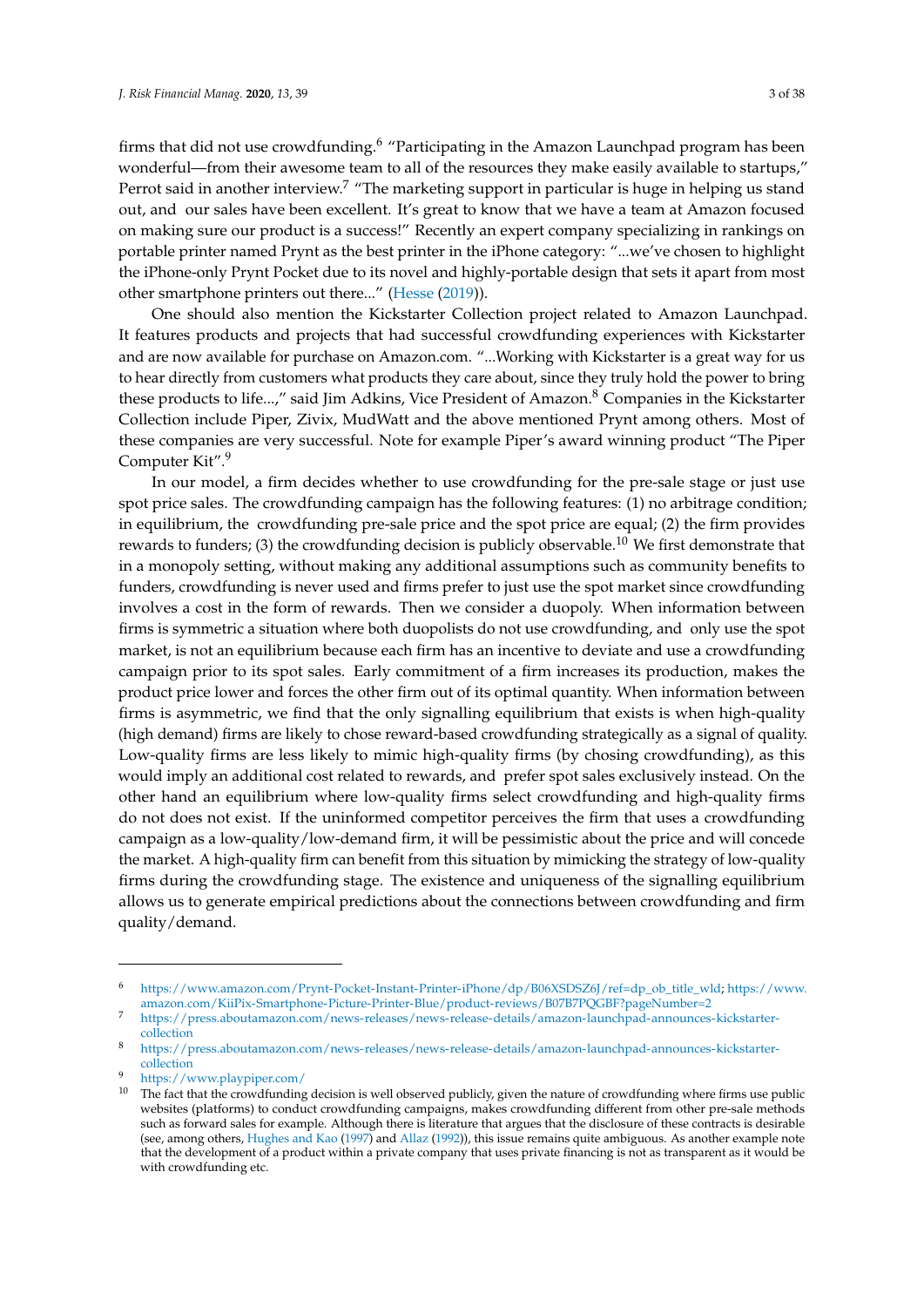firms that did not use crowdfunding.[6] "Participating in the Amazon Launchpad program has been wonderful—from their awesome team to all of the resources they make easily available to startups," Perrot said in another interview.[7] "The marketing support in particular is huge in helping us stand out, and our sales have been excellent. It's great to know that we have a team at Amazon focused on making sure our product is a success!" Recently an expert company specializing in rankings on portable printer named Prynt as the best printer in the iPhone category: "...we've chosen to highlight the iPhone-only Prynt Pocket due to its novel and highly-portable design that sets it apart from most other smartphone printers out there..." (Hesse (2019)).

One should also mention the Kickstarter Collection project related to Amazon Launchpad. It features products and projects that had successful crowdfunding experiences with Kickstarter and are now available for purchase on Amazon.com. "...Working with Kickstarter is a great way for us to hear directly from customers what products they care about, since they truly hold the power to bring these products to life...," said Jim Adkins, Vice President of Amazon.[8] Companies in the Kickstarter Collection include Piper, Zivix, MudWatt and the above mentioned Prynt among others. Most of these companies are very successful. Note for example Piper's award winning product "The Piper Computer Kit".[9]

In our model, a firm decides whether to use crowdfunding for the pre-sale stage or just use spot price sales. The crowdfunding campaign has the following features: (1) no arbitrage condition; in equilibrium, the crowdfunding pre-sale price and the spot price are equal; (2) the firm provides rewards to funders; (3) the crowdfunding decision is publicly observable.[10] We first demonstrate that in a monopoly setting, without making any additional assumptions such as community benefits to funders, crowdfunding is never used and firms prefer to just use the spot market since crowdfunding involves a cost in the form of rewards. Then we consider a duopoly. When information between firms is symmetric a situation where both duopolists do not use crowdfunding, and only use the spot market, is not an equilibrium because each firm has an incentive to deviate and use a crowdfunding campaign prior to its spot sales. Early commitment of a firm increases its production, makes the product price lower and forces the other firm out of its optimal quantity. When information between firms is asymmetric, we find that the only signalling equilibrium that exists is when high-quality (high demand) firms are likely to chose reward-based crowdfunding strategically as a signal of quality. Low-quality firms are less likely to mimic high-quality firms (by chosing crowdfunding), as this would imply an additional cost related to rewards, and prefer spot sales exclusively instead. On the other hand an equilibrium where low-quality firms select crowdfunding and high-quality firms do not does not exist. If the uninformed competitor perceives the firm that uses a crowdfunding campaign as a low-quality/low-demand firm, it will be pessimistic about the price and will concede the market. A high-quality firm can benefit from this situation by mimicking the strategy of low-quality firms during the crowdfunding stage. The existence and uniqueness of the signalling equilibrium allows us to generate empirical predictions about the connections between crowdfunding and firm quality/demand.

---

[6] https://www.amazon.com/Prynt-Pocket-Instant-Printer-iPhone/dp/B06XSDSZ6J/ref=dp_ob_title_wld; https://www.amazon.com/KiiPix-Smartphone-Picture-Printer-Blue/product-reviews/B07B7PQGBF?pageNumber=2

[7] https://press.aboutamazon.com/news-releases/news-release-details/amazon-launchpad-announces-kickstarter-collection

[8] https://press.aboutamazon.com/news-releases/news-release-details/amazon-launchpad-announces-kickstarter-collection

[9] https://www.playpiper.com/

[10] The fact that the crowdfunding decision is well observed publicly, given the nature of crowdfunding where firms use public websites (platforms) to conduct crowdfunding campaigns, makes crowdfunding different from other pre-sale methods such as forward sales for example. Although there is literature that argues that the disclosure of these contracts is desirable (see, among others, Hughes and Kao (1997) and Allaz (1992)), this issue remains quite ambiguous. As another example note that the development of a product within a private company that uses private financing is not as transparent as it would be with crowdfunding etc.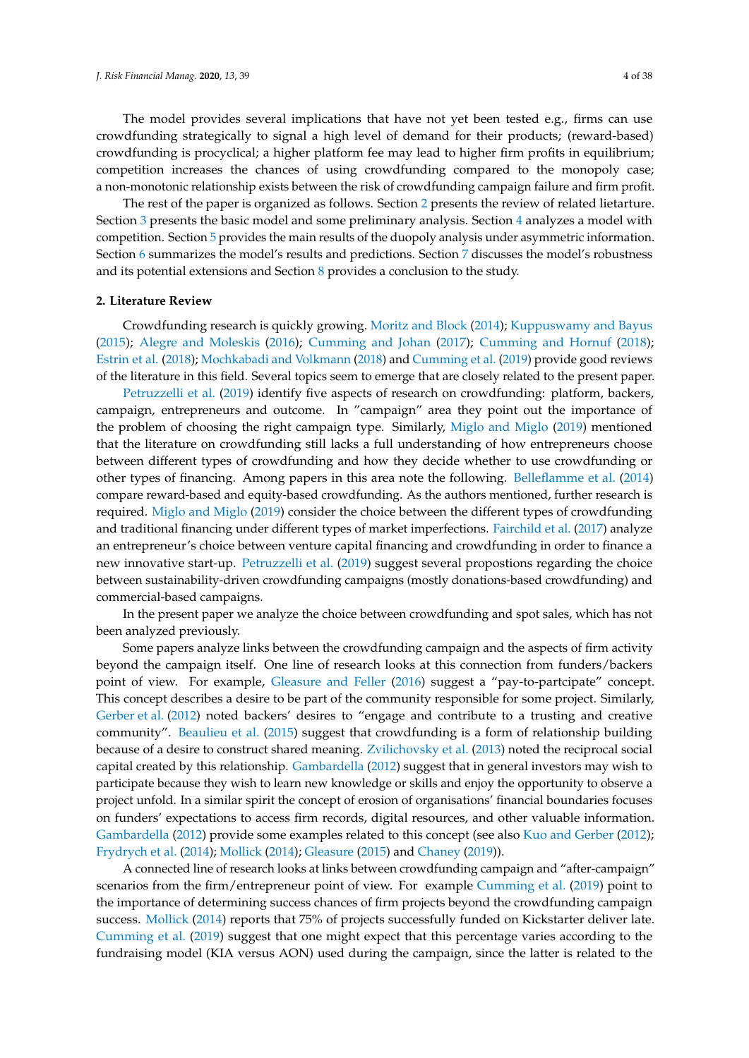The model provides several implications that have not yet been tested e.g., firms can use crowdfunding strategically to signal a high level of demand for their products; (reward-based) crowdfunding is procyclical; a higher platform fee may lead to higher firm profits in equilibrium; competition increases the chances of using crowdfunding compared to the monopoly case; a non-monotonic relationship exists between the risk of crowdfunding campaign failure and firm profit.

The rest of the paper is organized as follows. Section 2 presents the review of related lietarture. Section 3 presents the basic model and some preliminary analysis. Section 4 analyzes a model with competition. Section 5 provides the main results of the duopoly analysis under asymmetric information. Section 6 summarizes the model's results and predictions. Section 7 discusses the model's robustness and its potential extensions and Section 8 provides a conclusion to the study.

## 2. Literature Review

Crowdfunding research is quickly growing. Moritz and Block (2014); Kuppuswamy and Bayus (2015); Alegre and Moleskis (2016); Cumming and Johan (2017); Cumming and Hornuf (2018); Estrin et al. (2018); Mochkabadi and Volkmann (2018) and Cumming et al. (2019) provide good reviews of the literature in this field. Several topics seem to emerge that are closely related to the present paper.

Petruzzelli et al. (2019) identify five aspects of research on crowdfunding: platform, backers, campaign, entrepreneurs and outcome. In "campaign" area they point out the importance of the problem of choosing the right campaign type. Similarly, Miglo and Miglo (2019) mentioned that the literature on crowdfunding still lacks a full understanding of how entrepreneurs choose between different types of crowdfunding and how they decide whether to use crowdfunding or other types of financing. Among papers in this area note the following. Belleflamme et al. (2014) compare reward-based and equity-based crowdfunding. As the authors mentioned, further research is required. Miglo and Miglo (2019) consider the choice between the different types of crowdfunding and traditional financing under different types of market imperfections. Fairchild et al. (2017) analyze an entrepreneur's choice between venture capital financing and crowdfunding in order to finance a new innovative start-up. Petruzzelli et al. (2019) suggest several propostions regarding the choice between sustainability-driven crowdfunding campaigns (mostly donations-based crowdfunding) and commercial-based campaigns.

In the present paper we analyze the choice between crowdfunding and spot sales, which has not been analyzed previously.

Some papers analyze links between the crowdfunding campaign and the aspects of firm activity beyond the campaign itself. One line of research looks at this connection from funders/backers point of view. For example, Gleasure and Feller (2016) suggest a "pay-to-partcipate" concept. This concept describes a desire to be part of the community responsible for some project. Similarly, Gerber et al. (2012) noted backers' desires to "engage and contribute to a trusting and creative community". Beaulieu et al. (2015) suggest that crowdfunding is a form of relationship building because of a desire to construct shared meaning. Zvilichovsky et al. (2013) noted the reciprocal social capital created by this relationship. Gambardella (2012) suggest that in general investors may wish to participate because they wish to learn new knowledge or skills and enjoy the opportunity to observe a project unfold. In a similar spirit the concept of erosion of organisations' financial boundaries focuses on funders' expectations to access firm records, digital resources, and other valuable information. Gambardella (2012) provide some examples related to this concept (see also Kuo and Gerber (2012); Frydrych et al. (2014); Mollick (2014); Gleasure (2015) and Chaney (2019)).

A connected line of research looks at links between crowdfunding campaign and "after-campaign" scenarios from the firm/entrepreneur point of view. For example Cumming et al. (2019) point to the importance of determining success chances of firm projects beyond the crowdfunding campaign success. Mollick (2014) reports that 75% of projects successfully funded on Kickstarter deliver late. Cumming et al. (2019) suggest that one might expect that this percentage varies according to the fundraising model (KIA versus AON) used during the campaign, since the latter is related to the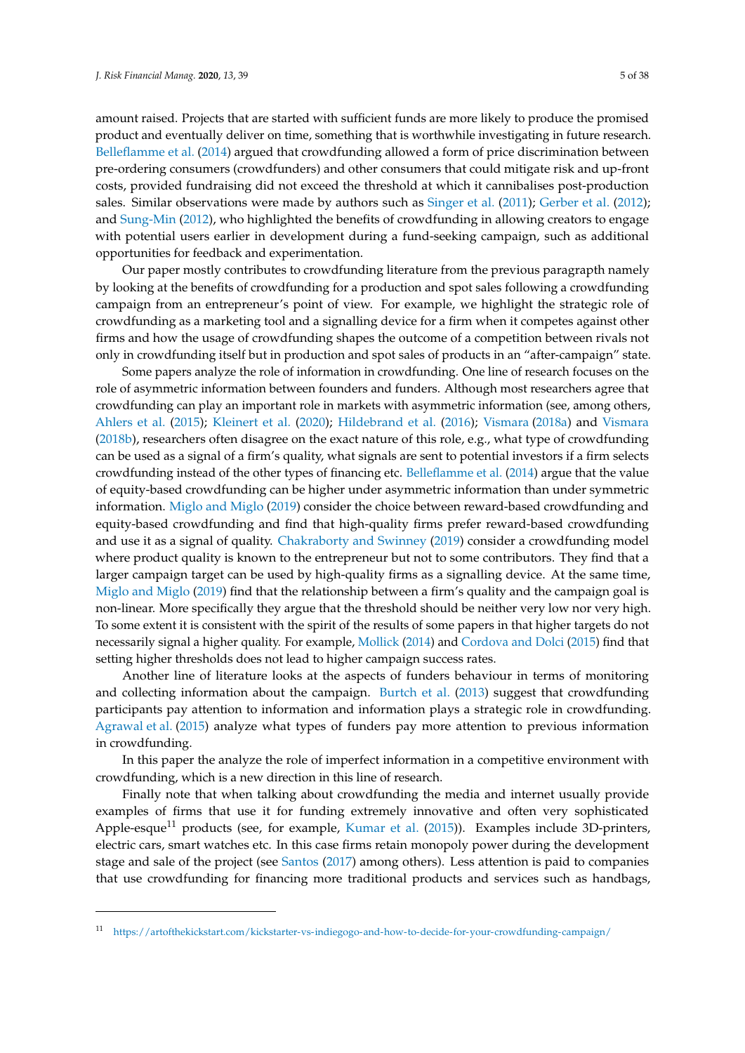amount raised. Projects that are started with sufficient funds are more likely to produce the promised product and eventually deliver on time, something that is worthwhile investigating in future research. Belleflamme et al. (2014) argued that crowdfunding allowed a form of price discrimination between pre-ordering consumers (crowdfunders) and other consumers that could mitigate risk and up-front costs, provided fundraising did not exceed the threshold at which it cannibalises post-production sales. Similar observations were made by authors such as Singer et al. (2011); Gerber et al. (2012); and Sung-Min (2012), who highlighted the benefits of crowdfunding in allowing creators to engage with potential users earlier in development during a fund-seeking campaign, such as additional opportunities for feedback and experimentation.

Our paper mostly contributes to crowdfunding literature from the previous paragrapth namely by looking at the benefits of crowdfunding for a production and spot sales following a crowdfunding campaign from an entrepreneur's point of view. For example, we highlight the strategic role of crowdfunding as a marketing tool and a signalling device for a firm when it competes against other firms and how the usage of crowdfunding shapes the outcome of a competition between rivals not only in crowdfunding itself but in production and spot sales of products in an "after-campaign" state.

Some papers analyze the role of information in crowdfunding. One line of research focuses on the role of asymmetric information between founders and funders. Although most researchers agree that crowdfunding can play an important role in markets with asymmetric information (see, among others, Ahlers et al. (2015); Kleinert et al. (2020); Hildebrand et al. (2016); Vismara (2018a) and Vismara (2018b), researchers often disagree on the exact nature of this role, e.g., what type of crowdfunding can be used as a signal of a firm's quality, what signals are sent to potential investors if a firm selects crowdfunding instead of the other types of financing etc. Belleflamme et al. (2014) argue that the value of equity-based crowdfunding can be higher under asymmetric information than under symmetric information. Miglo and Miglo (2019) consider the choice between reward-based crowdfunding and equity-based crowdfunding and find that high-quality firms prefer reward-based crowdfunding and use it as a signal of quality. Chakraborty and Swinney (2019) consider a crowdfunding model where product quality is known to the entrepreneur but not to some contributors. They find that a larger campaign target can be used by high-quality firms as a signalling device. At the same time, Miglo and Miglo (2019) find that the relationship between a firm's quality and the campaign goal is non-linear. More specifically they argue that the threshold should be neither very low nor very high. To some extent it is consistent with the spirit of the results of some papers in that higher targets do not necessarily signal a higher quality. For example, Mollick (2014) and Cordova and Dolci (2015) find that setting higher thresholds does not lead to higher campaign success rates.

Another line of literature looks at the aspects of funders behaviour in terms of monitoring and collecting information about the campaign. Burtch et al. (2013) suggest that crowdfunding participants pay attention to information and information plays a strategic role in crowdfunding. Agrawal et al. (2015) analyze what types of funders pay more attention to previous information in crowdfunding.

In this paper the analyze the role of imperfect information in a competitive environment with crowdfunding, which is a new direction in this line of research.

Finally note that when talking about crowdfunding the media and internet usually provide examples of firms that use it for funding extremely innovative and often very sophisticated Apple-esque[11] products (see, for example, Kumar et al. (2015)). Examples include 3D-printers, electric cars, smart watches etc. In this case firms retain monopoly power during the development stage and sale of the project (see Santos (2017) among others). Less attention is paid to companies that use crowdfunding for financing more traditional products and services such as handbags,

---

[11] https://artofthekickstart.com/kickstarter-vs-indiegogo-and-how-to-decide-for-your-crowdfunding-campaign/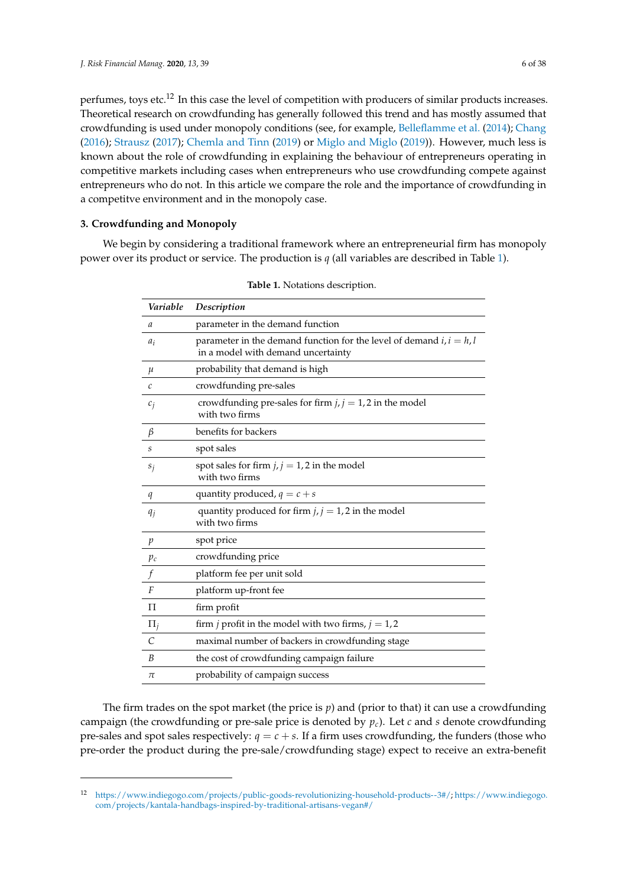perfumes, toys etc.[12] In this case the level of competition with producers of similar products increases. Theoretical research on crowdfunding has generally followed this trend and has mostly assumed that crowdfunding is used under monopoly conditions (see, for example, Belleflamme et al. (2014); Chang (2016); Strausz (2017); Chemla and Tinn (2019) or Miglo and Miglo (2019)). However, much less is known about the role of crowdfunding in explaining the behaviour of entrepreneurs operating in competitive markets including cases when entrepreneurs who use crowdfunding compete against entrepreneurs who do not. In this article we compare the role and the importance of crowdfunding in a competitve environment and in the monopoly case.

### 3. Crowdfunding and Monopoly

We begin by considering a traditional framework where an entrepreneurial firm has monopoly power over its product or service. The production is $q$ (all variables are described in Table 1).

**Table 1.** Notations description.

| *Variable* | *Description* |
|---|---|
| $a$ | parameter in the demand function |
| $a_i$ | parameter in the demand function for the level of demand $i, i = h, l$ in a model with demand uncertainty |
| $\mu$ | probability that demand is high |
| $c$ | crowdfunding pre-sales |
| $c_j$ | crowdfunding pre-sales for firm $j, j = 1, 2$ in the model with two firms |
| $\beta$ | benefits for backers |
| $s$ | spot sales |
| $s_j$ | spot sales for firm $j, j = 1, 2$ in the model with two firms |
| $q$ | quantity produced, $q = c + s$ |
| $q_j$ | quantity produced for firm $j, j = 1, 2$ in the model with two firms |
| $p$ | spot price |
| $p_c$ | crowdfunding price |
| $f$ | platform fee per unit sold |
| $F$ | platform up-front fee |
| $\Pi$ | firm profit |
| $\Pi_j$ | firm $j$ profit in the model with two firms, $j = 1, 2$ |
| $C$ | maximal number of backers in crowdfunding stage |
| $B$ | the cost of crowdfunding campaign failure |
| $\pi$ | probability of campaign success |

The firm trades on the spot market (the price is $p$) and (prior to that) it can use a crowdfunding campaign (the crowdfunding or pre-sale price is denoted by $p_c$). Let $c$ and $s$ denote crowdfunding pre-sales and spot sales respectively: $q = c + s$. If a firm uses crowdfunding, the funders (those who pre-order the product during the pre-sale/crowdfunding stage) expect to receive an extra-benefit

[12] https://www.indiegogo.com/projects/public-goods-revolutionizing-household-products--3#/; https://www.indiegogo.com/projects/kantala-handbags-inspired-by-traditional-artisans-vegan#/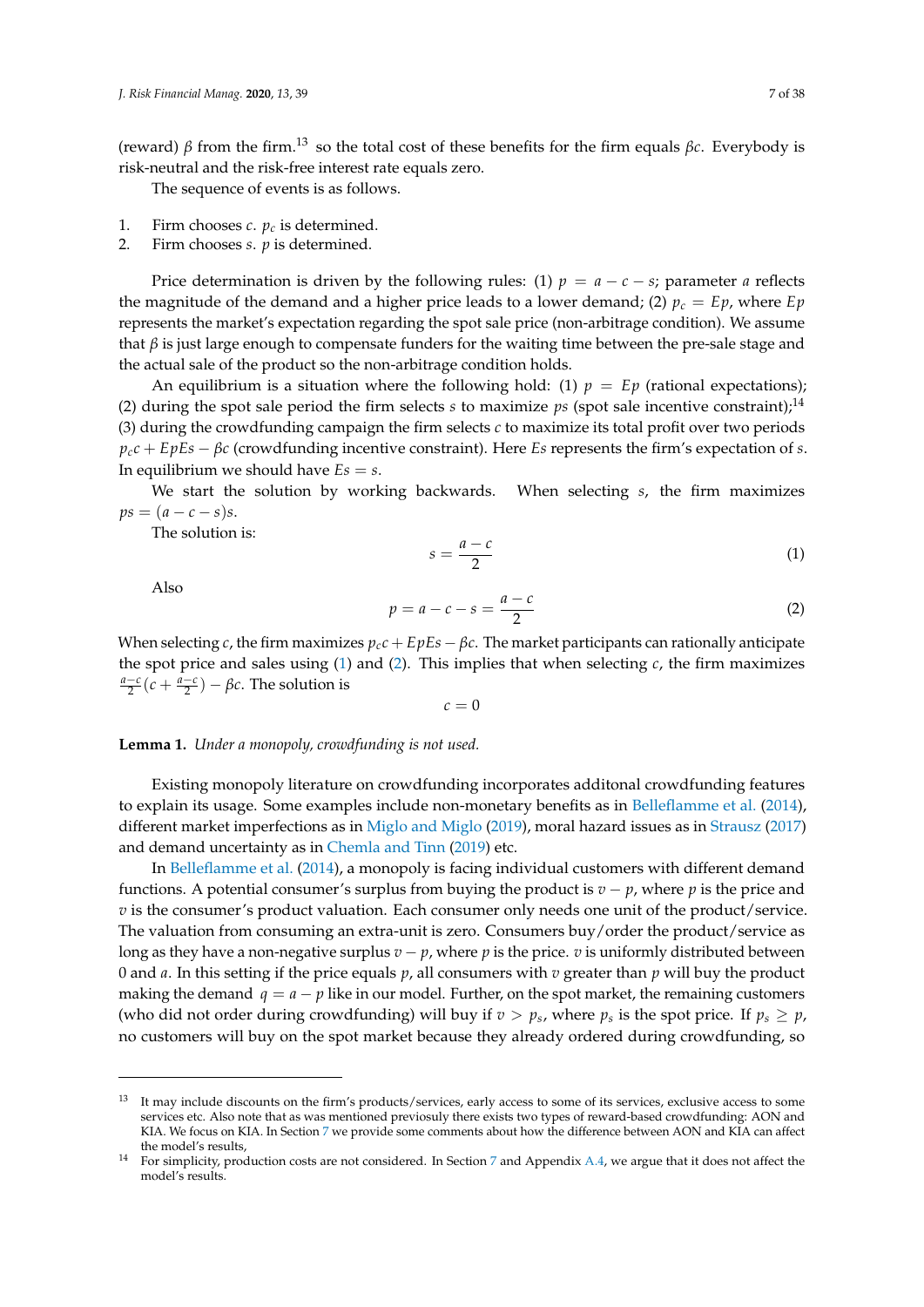(reward) $\beta$ from the firm.[13] so the total cost of these benefits for the firm equals $\beta c$. Everybody is risk-neutral and the risk-free interest rate equals zero.

The sequence of events is as follows.

1. Firm chooses $c$. $p_c$ is determined.
2. Firm chooses $s$. $p$ is determined.

Price determination is driven by the following rules: (1) $p = a - c - s$; parameter $a$ reflects the magnitude of the demand and a higher price leads to a lower demand; (2) $p_c = Ep$, where $Ep$ represents the market's expectation regarding the spot sale price (non-arbitrage condition). We assume that $\beta$ is just large enough to compensate funders for the waiting time between the pre-sale stage and the actual sale of the product so the non-arbitrage condition holds.

An equilibrium is a situation where the following hold: (1) $p = Ep$ (rational expectations); (2) during the spot sale period the firm selects $s$ to maximize $ps$ (spot sale incentive constraint);[14] (3) during the crowdfunding campaign the firm selects $c$ to maximize its total profit over two periods $p_c c + EpEs - \beta c$ (crowdfunding incentive constraint). Here $Es$ represents the firm's expectation of $s$. In equilibrium we should have $Es = s$.

We start the solution by working backwards. When selecting $s$, the firm maximizes $ps = (a - c - s)s$.

The solution is:

$$s = \frac{a - c}{2} \tag{1}$$

Also

$$p = a - c - s = \frac{a - c}{2} \tag{2}$$

When selecting $c$, the firm maximizes $p_c c + EpEs - \beta c$. The market participants can rationally anticipate the spot price and sales using (1) and (2). This implies that when selecting $c$, the firm maximizes $\frac{a-c}{2}(c + \frac{a-c}{2}) - \beta c$. The solution is

$$c = 0$$

**Lemma 1.** *Under a monopoly, crowdfunding is not used.*

Existing monopoly literature on crowdfunding incorporates additonal crowdfunding features to explain its usage. Some examples include non-monetary benefits as in Belleflamme et al. (2014), different market imperfections as in Miglo and Miglo (2019), moral hazard issues as in Strausz (2017) and demand uncertainty as in Chemla and Tinn (2019) etc.

In Belleflamme et al. (2014), a monopoly is facing individual customers with different demand functions. A potential consumer's surplus from buying the product is $v - p$, where $p$ is the price and $v$ is the consumer's product valuation. Each consumer only needs one unit of the product/service. The valuation from consuming an extra-unit is zero. Consumers buy/order the product/service as long as they have a non-negative surplus $v - p$, where $p$ is the price. $v$ is uniformly distributed between 0 and $a$. In this setting if the price equals $p$, all consumers with $v$ greater than $p$ will buy the product making the demand $q = a - p$ like in our model. Further, on the spot market, the remaining customers (who did not order during crowdfunding) will buy if $v > p_s$, where $p_s$ is the spot price. If $p_s \geq p$, no customers will buy on the spot market because they already ordered during crowdfunding, so

---

[13] It may include discounts on the firm's products/services, early access to some of its services, exclusive access to some services etc. Also note that as was mentioned previosuly there exists two types of reward-based crowdfunding: AON and KIA. We focus on KIA. In Section 7 we provide some comments about how the difference between AON and KIA can affect the model's results,

[14] For simplicity, production costs are not considered. In Section 7 and Appendix A.4, we argue that it does not affect the model's results.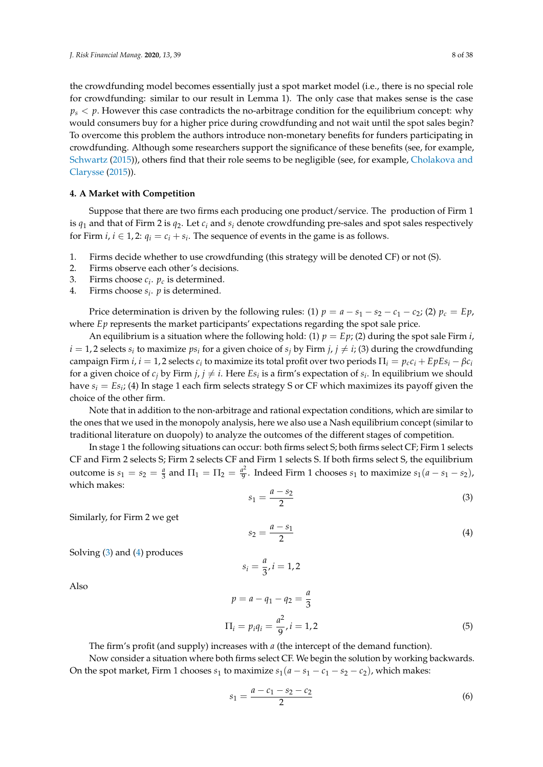the crowdfunding model becomes essentially just a spot market model (i.e., there is no special role for crowdfunding: similar to our result in Lemma 1). The only case that makes sense is the case $p_s < p$. However this case contradicts the no-arbitrage condition for the equilibrium concept: why would consumers buy for a higher price during crowdfunding and not wait until the spot sales begin? To overcome this problem the authors introduce non-monetary benefits for funders participating in crowdfunding. Although some researchers support the significance of these benefits (see, for example, Schwartz (2015)), others find that their role seems to be negligible (see, for example, Cholakova and Clarysse (2015)).

## 4. A Market with Competition

Suppose that there are two firms each producing one product/service. The production of Firm 1 is $q_1$ and that of Firm 2 is $q_2$. Let $c_i$ and $s_i$ denote crowdfunding pre-sales and spot sales respectively for Firm $i$, $i \in 1, 2$: $q_i = c_i + s_i$. The sequence of events in the game is as follows.

1. Firms decide whether to use crowdfunding (this strategy will be denoted CF) or not (S).
2. Firms observe each other's decisions.
3. Firms choose $c_i$. $p_c$ is determined.
4. Firms choose $s_i$. $p$ is determined.

Price determination is driven by the following rules: (1) $p = a - s_1 - s_2 - c_1 - c_2$; (2) $p_c = Ep$, where $Ep$ represents the market participants' expectations regarding the spot sale price.

An equilibrium is a situation where the following hold: (1) $p = Ep$; (2) during the spot sale Firm $i$, $i = 1, 2$ selects $s_i$ to maximize $ps_i$ for a given choice of $s_j$ by Firm $j$, $j \neq i$; (3) during the crowdfunding campaign Firm $i$, $i = 1, 2$ selects $c_i$ to maximize its total profit over two periods $\Pi_i = p_c c_i + EpEs_i - \beta c_i$ for a given choice of $c_j$ by Firm $j$, $j \neq i$. Here $Es_i$ is a firm's expectation of $s_i$. In equilibrium we should have $s_i = Es_i$; (4) In stage 1 each firm selects strategy S or CF which maximizes its payoff given the choice of the other firm.

Note that in addition to the non-arbitrage and rational expectation conditions, which are similar to the ones that we used in the monopoly analysis, here we also use a Nash equilibrium concept (similar to traditional literature on duopoly) to analyze the outcomes of the different stages of competition.

In stage 1 the following situations can occur: both firms select S; both firms select CF; Firm 1 selects CF and Firm 2 selects S; Firm 2 selects CF and Firm 1 selects S. If both firms select S, the equilibrium outcome is $s_1 = s_2 = \frac{a}{3}$ and $\Pi_1 = \Pi_2 = \frac{a^2}{9}$. Indeed Firm 1 chooses $s_1$ to maximize $s_1(a - s_1 - s_2)$, which makes:

$$s_1 = \frac{a - s_2}{2} \tag{3}$$

Similarly, for Firm 2 we get

$$s_2 = \frac{a - s_1}{2} \tag{4}$$

Solving (3) and (4) produces

$$s_i = \frac{a}{3}, i = 1, 2$$

Also

$$p = a - q_1 - q_2 = \frac{a}{3}$$

$$\Pi_i = p_i q_i = \frac{a^2}{9}, i = 1, 2 \tag{5}$$

The firm's profit (and supply) increases with $a$ (the intercept of the demand function).

Now consider a situation where both firms select CF. We begin the solution by working backwards. On the spot market, Firm 1 chooses $s_1$ to maximize $s_1(a - s_1 - c_1 - s_2 - c_2)$, which makes:

$$s_1 = \frac{a - c_1 - s_2 - c_2}{2} \tag{6}$$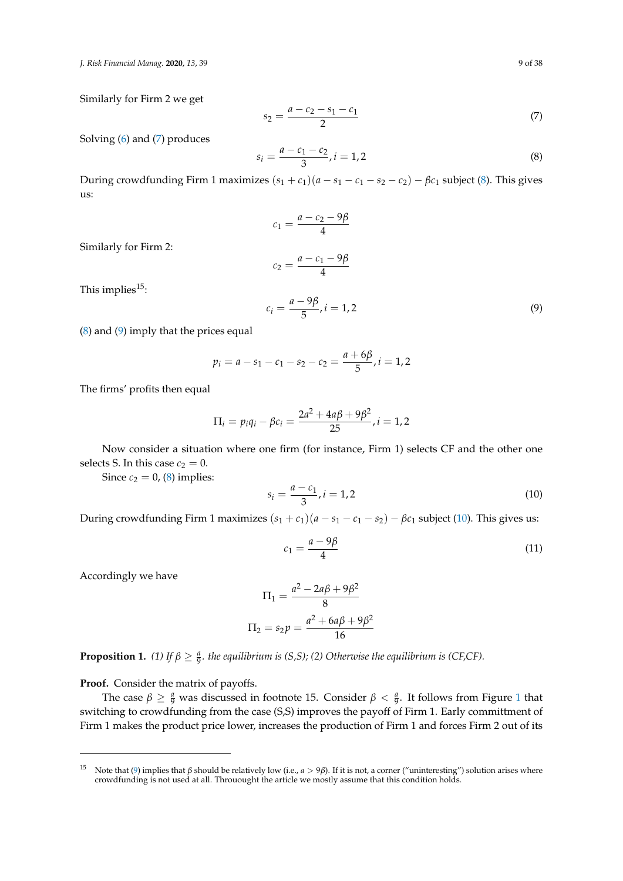Similarly for Firm 2 we get

$$s_2 = \frac{a - c_2 - s_1 - c_1}{2} \tag{7}$$

Solving (6) and (7) produces

$$s_i = \frac{a - c_1 - c_2}{3}, i = 1, 2 \tag{8}$$

During crowdfunding Firm 1 maximizes $(s_1 + c_1)(a - s_1 - c_1 - s_2 - c_2) - \beta c_1$ subject (8). This gives us:

$$c_1 = \frac{a - c_2 - 9\beta}{4}$$

Similarly for Firm 2:

$$c_2 = \frac{a - c_1 - 9\beta}{4}$$

This implies[15]:

$$c_i = \frac{a - 9\beta}{5}, i = 1, 2 \tag{9}$$

(8) and (9) imply that the prices equal

$$p_i = a - s_1 - c_1 - s_2 - c_2 = \frac{a + 6\beta}{5}, i = 1, 2$$

The firms' profits then equal

$$\Pi_i = p_i q_i - \beta c_i = \frac{2a^2 + 4a\beta + 9\beta^2}{25}, i = 1, 2$$

Now consider a situation where one firm (for instance, Firm 1) selects CF and the other one selects S. In this case $c_2 = 0$.

Since $c_2 = 0$, (8) implies:

$$s_i = \frac{a - c_1}{3}, i = 1, 2 \tag{10}$$

During crowdfunding Firm 1 maximizes $(s_1 + c_1)(a - s_1 - c_1 - s_2) - \beta c_1$ subject (10). This gives us:

$$c_1 = \frac{a - 9\beta}{4} \tag{11}$$

Accordingly we have

$$\Pi_1 = \frac{a^2 - 2a\beta + 9\beta^2}{8}$$

$$\Pi_2 = s_2 p = \frac{a^2 + 6a\beta + 9\beta^2}{16}$$

**Proposition 1.** *(1) If $\beta \geq \frac{a}{9}$. the equilibrium is (S,S); (2) Otherwise the equilibrium is (CF,CF).*

**Proof.** Consider the matrix of payoffs.

The case $\beta \geq \frac{a}{9}$ was discussed in footnote 15. Consider $\beta < \frac{a}{9}$. It follows from Figure 1 that switching to crowdfunding from the case (S,S) improves the payoff of Firm 1. Early committment of Firm 1 makes the product price lower, increases the production of Firm 1 and forces Firm 2 out of its

---

[15] Note that (9) implies that $\beta$ should be relatively low (i.e., $a > 9\beta$). If it is not, a corner ("uninteresting") solution arises where crowdfunding is not used at all. Throuought the article we mostly assume that this condition holds.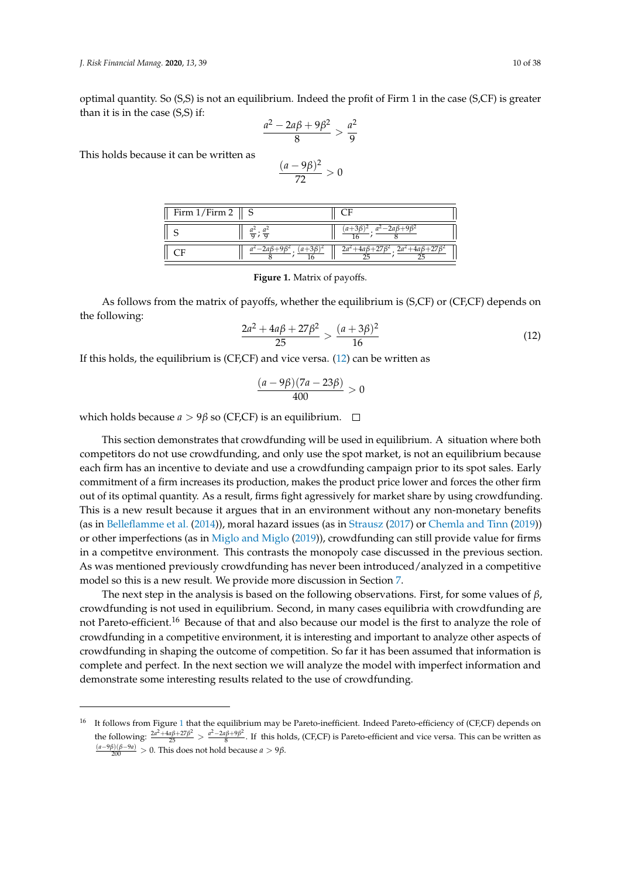optimal quantity. So (S,S) is not an equilibrium. Indeed the profit of Firm 1 in the case (S,CF) is greater than it is in the case (S,S) if:

$$\frac{a^2 - 2a\beta + 9\beta^2}{8} > \frac{a^2}{9}$$

This holds because it can be written as

$$\frac{(a - 9\beta)^2}{72} > 0$$

| Firm 1/Firm 2 | S | CF |
|---|---|---|
| S | $\frac{a^2}{9}$; $\frac{a^2}{9}$ | $\frac{(a+3\beta)^2}{16}$; $\frac{a^2-2a\beta+9\beta^2}{8}$ |
| CF | $\frac{a^2-2a\beta+9\beta^2}{8}$; $\frac{(a+3\beta)^2}{16}$ | $\frac{2a^2+4a\beta+27\beta^2}{25}$; $\frac{2a^2+4a\beta+27\beta^2}{25}$ |

**Figure 1.** Matrix of payoffs.

As follows from the matrix of payoffs, whether the equilibrium is (S,CF) or (CF,CF) depends on the following:

$$\frac{2a^2 + 4a\beta + 27\beta^2}{25} > \frac{(a + 3\beta)^2}{16} \tag{12}$$

If this holds, the equilibrium is (CF,CF) and vice versa. (12) can be written as

$$\frac{(a - 9\beta)(7a - 23\beta)}{400} > 0$$

which holds because $a > 9\beta$ so (CF,CF) is an equilibrium. □

This section demonstrates that crowdfunding will be used in equilibrium. A situation where both competitors do not use crowdfunding, and only use the spot market, is not an equilibrium because each firm has an incentive to deviate and use a crowdfunding campaign prior to its spot sales. Early commitment of a firm increases its production, makes the product price lower and forces the other firm out of its optimal quantity. As a result, firms fight agressively for market share by using crowdfunding. This is a new result because it argues that in an environment without any non-monetary benefits (as in Belleflamme et al. (2014)), moral hazard issues (as in Strausz (2017) or Chemla and Tinn (2019)) or other imperfections (as in Miglo and Miglo (2019)), crowdfunding can still provide value for firms in a competitve environment. This contrasts the monopoly case discussed in the previous section. As was mentioned previously crowdfunding has never been introduced/analyzed in a competitive model so this is a new result. We provide more discussion in Section 7.

The next step in the analysis is based on the following observations. First, for some values of $\beta$, crowdfunding is not used in equilibrium. Second, in many cases equilibria with crowdfunding are not Pareto-efficient.[16] Because of that and also because our model is the first to analyze the role of crowdfunding in a competitive environment, it is interesting and important to analyze other aspects of crowdfunding in shaping the outcome of competition. So far it has been assumed that information is complete and perfect. In the next section we will analyze the model with imperfect information and demonstrate some interesting results related to the use of crowdfunding.

[16] It follows from Figure 1 that the equilibrium may be Pareto-inefficient. Indeed Pareto-efficiency of (CF,CF) depends on the following: $\frac{2a^2+4a\beta+27\beta^2}{25} > \frac{a^2-2a\beta+9\beta^2}{8}$. If this holds, (CF,CF) is Pareto-efficient and vice versa. This can be written as $\frac{(a-9\beta)(\beta-9a)}{200} > 0$. This does not hold because $a > 9\beta$.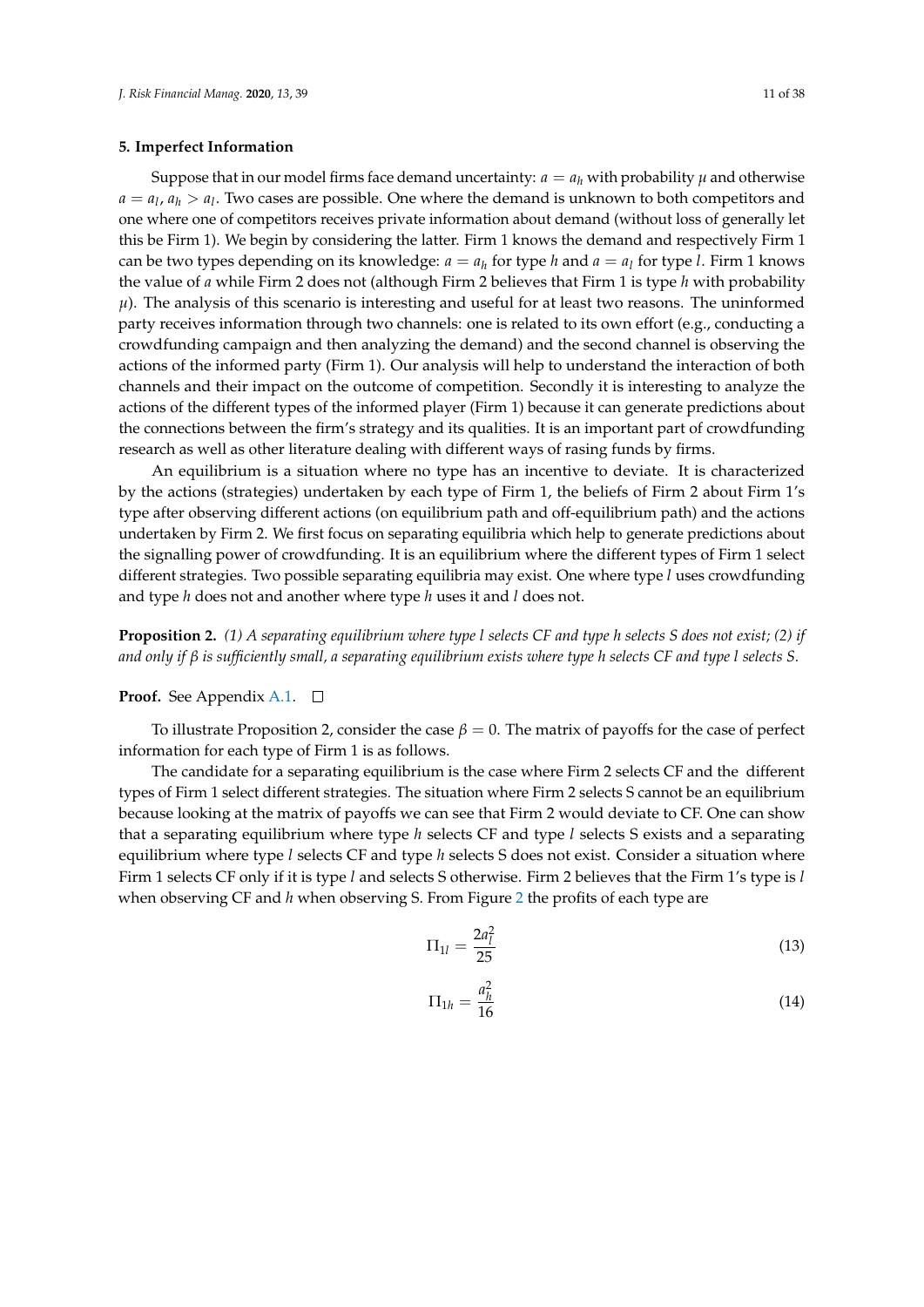## 5. Imperfect Information

Suppose that in our model firms face demand uncertainty: $a = a_h$ with probability $\mu$ and otherwise $a = a_l$, $a_h > a_l$. Two cases are possible. One where the demand is unknown to both competitors and one where one of competitors receives private information about demand (without loss of generally let this be Firm 1). We begin by considering the latter. Firm 1 knows the demand and respectively Firm 1 can be two types depending on its knowledge: $a = a_h$ for type $h$ and $a = a_l$ for type $l$. Firm 1 knows the value of $a$ while Firm 2 does not (although Firm 2 believes that Firm 1 is type $h$ with probability $\mu$). The analysis of this scenario is interesting and useful for at least two reasons. The uninformed party receives information through two channels: one is related to its own effort (e.g., conducting a crowdfunding campaign and then analyzing the demand) and the second channel is observing the actions of the informed party (Firm 1). Our analysis will help to understand the interaction of both channels and their impact on the outcome of competition. Secondly it is interesting to analyze the actions of the different types of the informed player (Firm 1) because it can generate predictions about the connections between the firm's strategy and its qualities. It is an important part of crowdfunding research as well as other literature dealing with different ways of rasing funds by firms.

An equilibrium is a situation where no type has an incentive to deviate. It is characterized by the actions (strategies) undertaken by each type of Firm 1, the beliefs of Firm 2 about Firm 1's type after observing different actions (on equilibrium path and off-equilibrium path) and the actions undertaken by Firm 2. We first focus on separating equilibria which help to generate predictions about the signalling power of crowdfunding. It is an equilibrium where the different types of Firm 1 select different strategies. Two possible separating equilibria may exist. One where type $l$ uses crowdfunding and type $h$ does not and another where type $h$ uses it and $l$ does not.

**Proposition 2.** *(1) A separating equilibrium where type $l$ selects CF and type $h$ selects S does not exist; (2) if and only if $\beta$ is sufficiently small, a separating equilibrium exists where type $h$ selects CF and type $l$ selects S.*

**Proof.** See Appendix A.1. □

To illustrate Proposition 2, consider the case $\beta = 0$. The matrix of payoffs for the case of perfect information for each type of Firm 1 is as follows.

The candidate for a separating equilibrium is the case where Firm 2 selects CF and the different types of Firm 1 select different strategies. The situation where Firm 2 selects S cannot be an equilibrium because looking at the matrix of payoffs we can see that Firm 2 would deviate to CF. One can show that a separating equilibrium where type $h$ selects CF and type $l$ selects S exists and a separating equilibrium where type $l$ selects CF and type $h$ selects S does not exist. Consider a situation where Firm 1 selects CF only if it is type $l$ and selects S otherwise. Firm 2 believes that the Firm 1's type is $l$ when observing CF and $h$ when observing S. From Figure 2 the profits of each type are

$$\Pi_{1l} = \frac{2a_l^2}{25} \tag{13}$$

$$\Pi_{1h} = \frac{a_h^2}{16} \tag{14}$$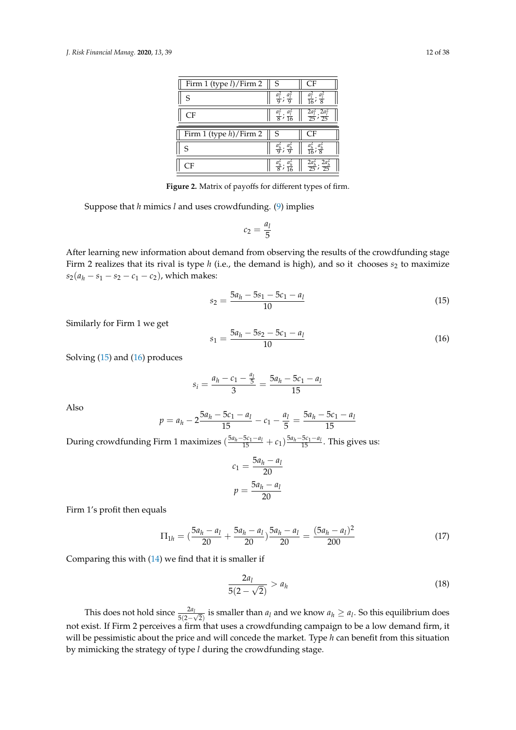| Firm 1 (type $l$)/Firm 2 | S | CF |
|---|---|---|
| S | $\frac{a_l^2}{9}; \frac{a_l^2}{9}$ | $\frac{a_l^2}{16}; \frac{a_l^2}{8}$ |
| CF | $\frac{a_l^2}{8}; \frac{a_l^2}{16}$ | $\frac{2a_l^2}{25}; \frac{2a_l^2}{25}$ |

| Firm 1 (type $h$)/Firm 2 | S | CF |
|---|---|---|
| S | $\frac{a_h^2}{9}; \frac{a_h^2}{9}$ | $\frac{a_h^2}{16}; \frac{a_h^2}{8}$ |
| CF | $\frac{a_h^2}{8}; \frac{a_h^2}{16}$ | $\frac{2a_h^2}{25}; \frac{2a_h^2}{25}$ |

**Figure 2.** Matrix of payoffs for different types of firm.

Suppose that $h$ mimics $l$ and uses crowdfunding. (9) implies

$$c_2 = \frac{a_l}{5}$$

After learning new information about demand from observing the results of the crowdfunding stage Firm 2 realizes that its rival is type $h$ (i.e., the demand is high), and so it chooses $s_2$ to maximize $s_2(a_h - s_1 - s_2 - c_1 - c_2)$, which makes:

$$s_2 = \frac{5a_h - 5s_1 - 5c_1 - a_l}{10} \tag{15}$$

Similarly for Firm 1 we get

$$s_1 = \frac{5a_h - 5s_2 - 5c_1 - a_l}{10} \tag{16}$$

Solving (15) and (16) produces

$$s_i = \frac{a_h - c_1 - \frac{a_l}{5}}{3} = \frac{5a_h - 5c_1 - a_l}{15}$$

Also

$$p = a_h - 2\frac{5a_h - 5c_1 - a_l}{15} - c_1 - \frac{a_l}{5} = \frac{5a_h - 5c_1 - a_l}{15}$$

During crowdfunding Firm 1 maximizes $(\frac{5a_h - 5c_1 - a_l}{15} + c_1)\frac{5a_h - 5c_1 - a_l}{15}$. This gives us:

$$c_1 = \frac{5a_h - a_l}{20}$$

$$p = \frac{5a_h - a_l}{20}$$

Firm 1's profit then equals

$$\Pi_{1h} = (\frac{5a_h - a_l}{20} + \frac{5a_h - a_l}{20})\frac{5a_h - a_l}{20} = \frac{(5a_h - a_l)^2}{200} \tag{17}$$

Comparing this with (14) we find that it is smaller if

$$\frac{2a_l}{5(2 - \sqrt{2})} > a_h \tag{18}$$

This does not hold since $\frac{2a_l}{5(2-\sqrt{2})}$ is smaller than $a_l$ and we know $a_h \geq a_l$. So this equilibrium does not exist. If Firm 2 perceives a firm that uses a crowdfunding campaign to be a low demand firm, it will be pessimistic about the price and will concede the market. Type $h$ can benefit from this situation by mimicking the strategy of type $l$ during the crowdfunding stage.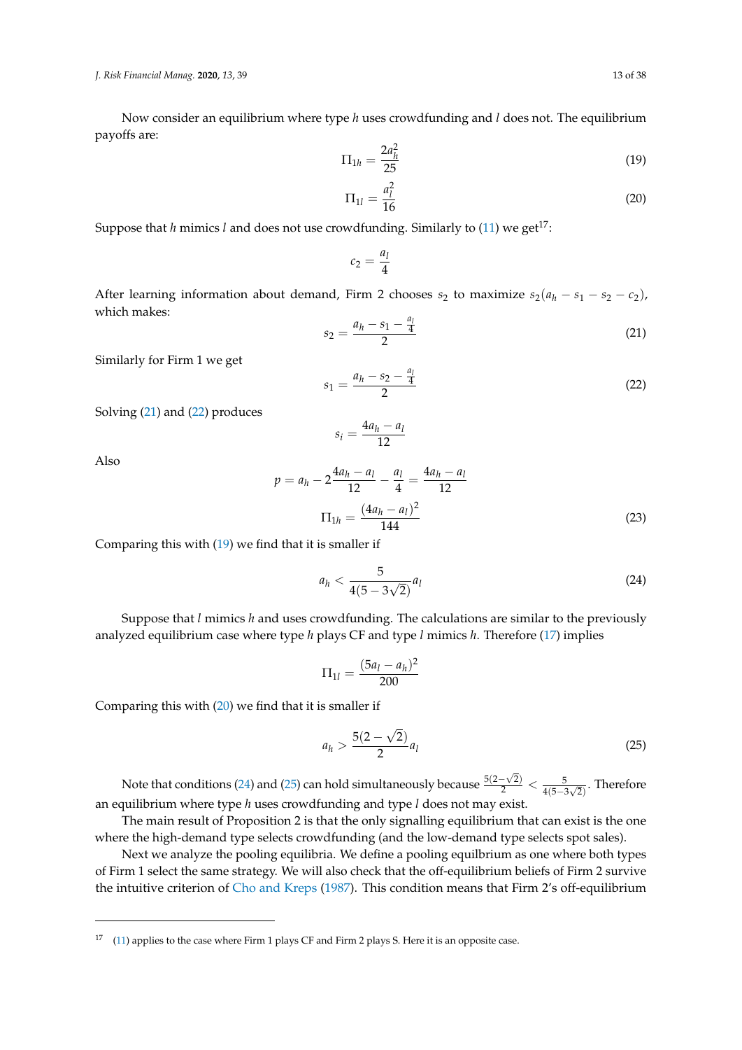Now consider an equilibrium where type $h$ uses crowdfunding and $l$ does not. The equilibrium payoffs are:

$$\Pi_{1h} = \frac{2a_h^2}{25} \tag{19}$$

$$\Pi_{1l} = \frac{a_l^2}{16} \tag{20}$$

Suppose that $h$ mimics $l$ and does not use crowdfunding. Similarly to (11) we get[17]:

$$c_2 = \frac{a_l}{4}$$

After learning information about demand, Firm 2 chooses $s_2$ to maximize $s_2(a_h - s_1 - s_2 - c_2)$, which makes:

$$s_2 = \frac{a_h - s_1 - \frac{a_l}{4}}{2} \tag{21}$$

Similarly for Firm 1 we get

$$s_1 = \frac{a_h - s_2 - \frac{a_l}{4}}{2} \tag{22}$$

Solving (21) and (22) produces

$$s_i = \frac{4a_h - a_l}{12}$$

Also

$$p = a_h - 2\frac{4a_h - a_l}{12} - \frac{a_l}{4} = \frac{4a_h - a_l}{12}$$

$$\Pi_{1h} = \frac{(4a_h - a_l)^2}{144} \tag{23}$$

Comparing this with (19) we find that it is smaller if

$$a_h < \frac{5}{4(5 - 3\sqrt{2})}a_l \tag{24}$$

Suppose that $l$ mimics $h$ and uses crowdfunding. The calculations are similar to the previously analyzed equilibrium case where type $h$ plays CF and type $l$ mimics $h$. Therefore (17) implies

$$\Pi_{1l} = \frac{(5a_l - a_h)^2}{200}$$

Comparing this with (20) we find that it is smaller if

$$a_h > \frac{5(2 - \sqrt{2})}{2}a_l \tag{25}$$

Note that conditions (24) and (25) can hold simultaneously because $\frac{5(2-\sqrt{2})}{2} < \frac{5}{4(5-3\sqrt{2})}$. Therefore an equilibrium where type $h$ uses crowdfunding and type $l$ does not may exist.

The main result of Proposition 2 is that the only signalling equilibrium that can exist is the one where the high-demand type selects crowdfunding (and the low-demand type selects spot sales).

Next we analyze the pooling equilibria. We define a pooling equilbrium as one where both types of Firm 1 select the same strategy. We will also check that the off-equilibrium beliefs of Firm 2 survive the intuitive criterion of Cho and Kreps (1987). This condition means that Firm 2's off-equilibrium

---

[17] (11) applies to the case where Firm 1 plays CF and Firm 2 plays S. Here it is an opposite case.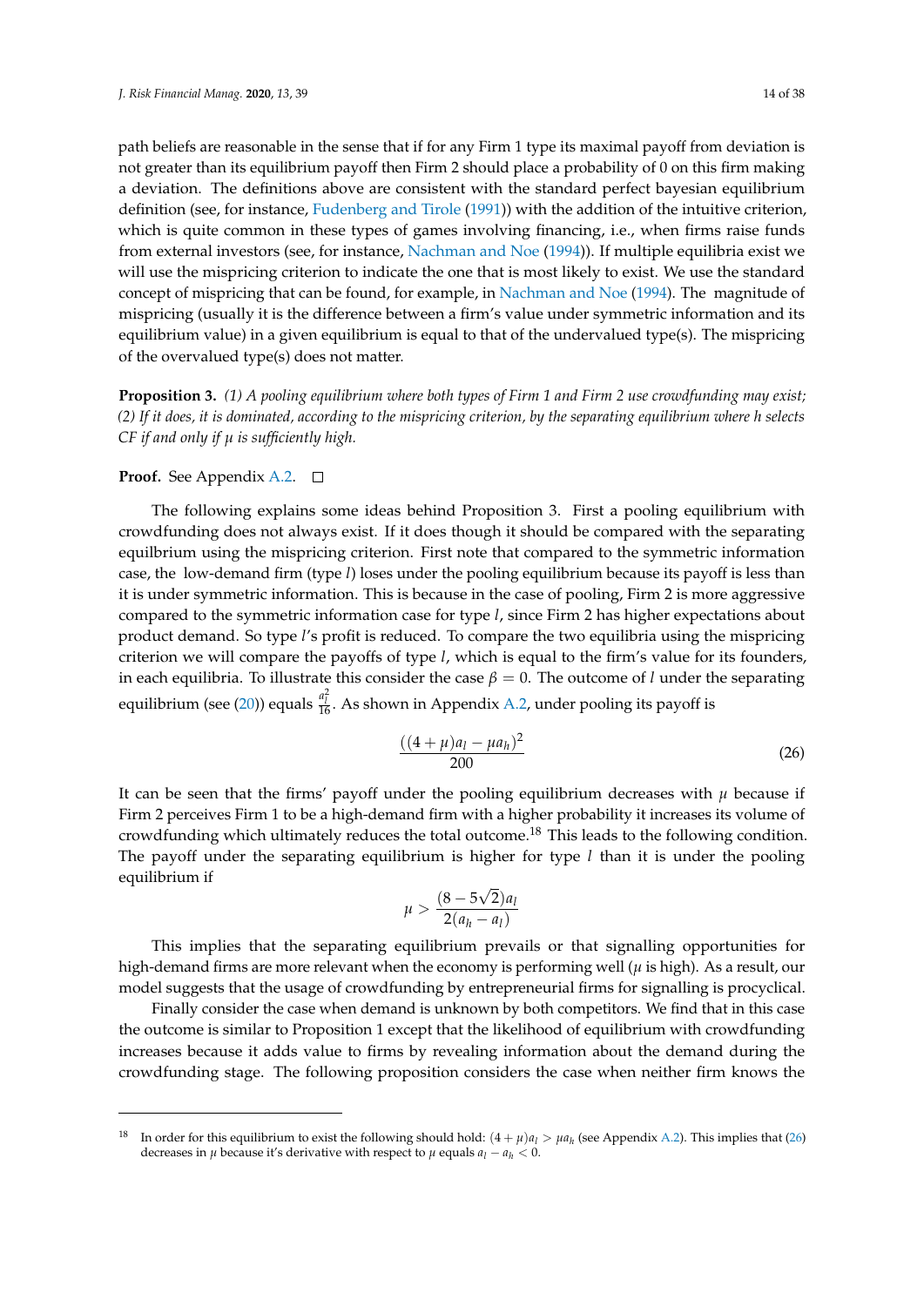path beliefs are reasonable in the sense that if for any Firm 1 type its maximal payoff from deviation is not greater than its equilibrium payoff then Firm 2 should place a probability of 0 on this firm making a deviation. The definitions above are consistent with the standard perfect bayesian equilibrium definition (see, for instance, Fudenberg and Tirole (1991)) with the addition of the intuitive criterion, which is quite common in these types of games involving financing, i.e., when firms raise funds from external investors (see, for instance, Nachman and Noe (1994)). If multiple equilibria exist we will use the mispricing criterion to indicate the one that is most likely to exist. We use the standard concept of mispricing that can be found, for example, in Nachman and Noe (1994). The magnitude of mispricing (usually it is the difference between a firm's value under symmetric information and its equilibrium value) in a given equilibrium is equal to that of the undervalued type(s). The mispricing of the overvalued type(s) does not matter.

**Proposition 3.** *(1) A pooling equilibrium where both types of Firm 1 and Firm 2 use crowdfunding may exist; (2) If it does, it is dominated, according to the mispricing criterion, by the separating equilibrium where h selects CF if and only if $\mu$ is sufficiently high.*

**Proof.** See Appendix A.2. □

The following explains some ideas behind Proposition 3. First a pooling equilibrium with crowdfunding does not always exist. If it does though it should be compared with the separating equlbrium using the mispricing criterion. First note that compared to the symmetric information case, the low-demand firm (type $l$) loses under the pooling equilibrium because its payoff is less than it is under symmetric information. This is because in the case of pooling, Firm 2 is more aggressive compared to the symmetric information case for type $l$, since Firm 2 has higher expectations about product demand. So type $l$'s profit is reduced. To compare the two equilibria using the mispricing criterion we will compare the payoffs of type $l$, which is equal to the firm's value for its founders, in each equilibria. To illustrate this consider the case $\beta = 0$. The outcome of $l$ under the separating equilibrium (see (20)) equals $\frac{a_l^2}{16}$. As shown in Appendix A.2, under pooling its payoff is

$$\frac{((4+\mu)a_l - \mu a_h)^2}{200} \tag{26}$$

It can be seen that the firms' payoff under the pooling equilibrium decreases with $\mu$ because if Firm 2 perceives Firm 1 to be a high-demand firm with a higher probability it increases its volume of crowdfunding which ultimately reduces the total outcome.[18] This leads to the following condition. The payoff under the separating equilibrium is higher for type $l$ than it is under the pooling equilibrium if

$$\mu > \frac{(8 - 5\sqrt{2})a_l}{2(a_h - a_l)}$$

This implies that the separating equilibrium prevails or that signalling opportunities for high-demand firms are more relevant when the economy is performing well ($\mu$ is high). As a result, our model suggests that the usage of crowdfunding by entrepreneurial firms for signalling is procyclical.

Finally consider the case when demand is unknown by both competitors. We find that in this case the outcome is similar to Proposition 1 except that the likelihood of equilibrium with crowdfunding increases because it adds value to firms by revealing information about the demand during the crowdfunding stage. The following proposition considers the case when neither firm knows the

[18] In order for this equilibrium to exist the following should hold: $(4+\mu)a_l > \mu a_h$ (see Appendix A.2). This implies that (26) decreases in $\mu$ because it's derivative with respect to $\mu$ equals $a_l - a_h < 0$.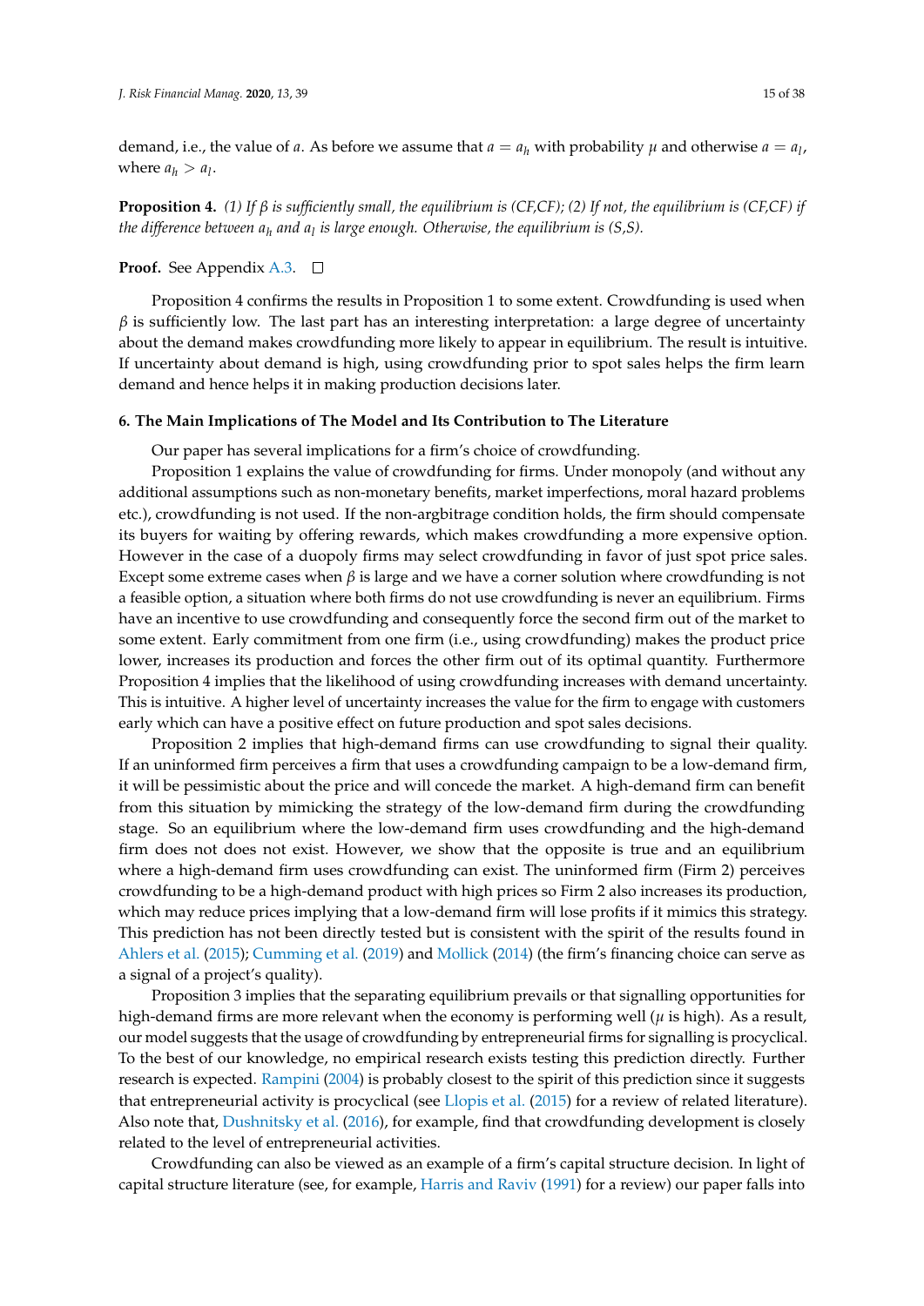demand, i.e., the value of $a$. As before we assume that $a = a_h$ with probability $\mu$ and otherwise $a = a_l$, where $a_h > a_l$.

**Proposition 4.** *(1) If $\beta$ is sufficiently small, the equilibrium is (CF,CF); (2) If not, the equilibrium is (CF,CF) if the difference between $a_h$ and $a_l$ is large enough. Otherwise, the equilibrium is (S,S).*

**Proof.** See Appendix A.3. □

Proposition 4 confirms the results in Proposition 1 to some extent. Crowdfunding is used when $\beta$ is sufficiently low. The last part has an interesting interpretation: a large degree of uncertainty about the demand makes crowdfunding more likely to appear in equilibrium. The result is intuitive. If uncertainty about demand is high, using crowdfunding prior to spot sales helps the firm learn demand and hence helps it in making production decisions later.

## 6. The Main Implications of The Model and Its Contribution to The Literature

Our paper has several implications for a firm's choice of crowdfunding.

Proposition 1 explains the value of crowdfunding for firms. Under monopoly (and without any additional assumptions such as non-monetary benefits, market imperfections, moral hazard problems etc.), crowdfunding is not used. If the non-argbitrage condition holds, the firm should compensate its buyers for waiting by offering rewards, which makes crowdfunding a more expensive option. However in the case of a duopoly firms may select crowdfunding in favor of just spot price sales. Except some extreme cases when $\beta$ is large and we have a corner solution where crowdfunding is not a feasible option, a situation where both firms do not use crowdfunding is never an equilibrium. Firms have an incentive to use crowdfunding and consequently force the second firm out of the market to some extent. Early commitment from one firm (i.e., using crowdfunding) makes the product price lower, increases its production and forces the other firm out of its optimal quantity. Furthermore Proposition 4 implies that the likelihood of using crowdfunding increases with demand uncertainty. This is intuitive. A higher level of uncertainty increases the value for the firm to engage with customers early which can have a positive effect on future production and spot sales decisions.

Proposition 2 implies that high-demand firms can use crowdfunding to signal their quality. If an uninformed firm perceives a firm that uses a crowdfunding campaign to be a low-demand firm, it will be pessimistic about the price and will concede the market. A high-demand firm can benefit from this situation by mimicking the strategy of the low-demand firm during the crowdfunding stage. So an equilibrium where the low-demand firm uses crowdfunding and the high-demand firm does not does not exist. However, we show that the opposite is true and an equilibrium where a high-demand firm uses crowdfunding can exist. The uninformed firm (Firm 2) perceives crowdfunding to be a high-demand product with high prices so Firm 2 also increases its production, which may reduce prices implying that a low-demand firm will lose profits if it mimics this strategy. This prediction has not been directly tested but is consistent with the spirit of the results found in Ahlers et al. (2015); Cumming et al. (2019) and Mollick (2014) (the firm's financing choice can serve as a signal of a project's quality).

Proposition 3 implies that the separating equilibrium prevails or that signalling opportunities for high-demand firms are more relevant when the economy is performing well ($\mu$ is high). As a result, our model suggests that the usage of crowdfunding by entrepreneurial firms for signalling is procyclical. To the best of our knowledge, no empirical research exists testing this prediction directly. Further research is expected. Rampini (2004) is probably closest to the spirit of this prediction since it suggests that entrepreneurial activity is procyclical (see Llopis et al. (2015) for a review of related literature). Also note that, Dushnitsky et al. (2016), for example, find that crowdfunding development is closely related to the level of entrepreneurial activities.

Crowdfunding can also be viewed as an example of a firm's capital structure decision. In light of capital structure literature (see, for example, Harris and Raviv (1991) for a review) our paper falls into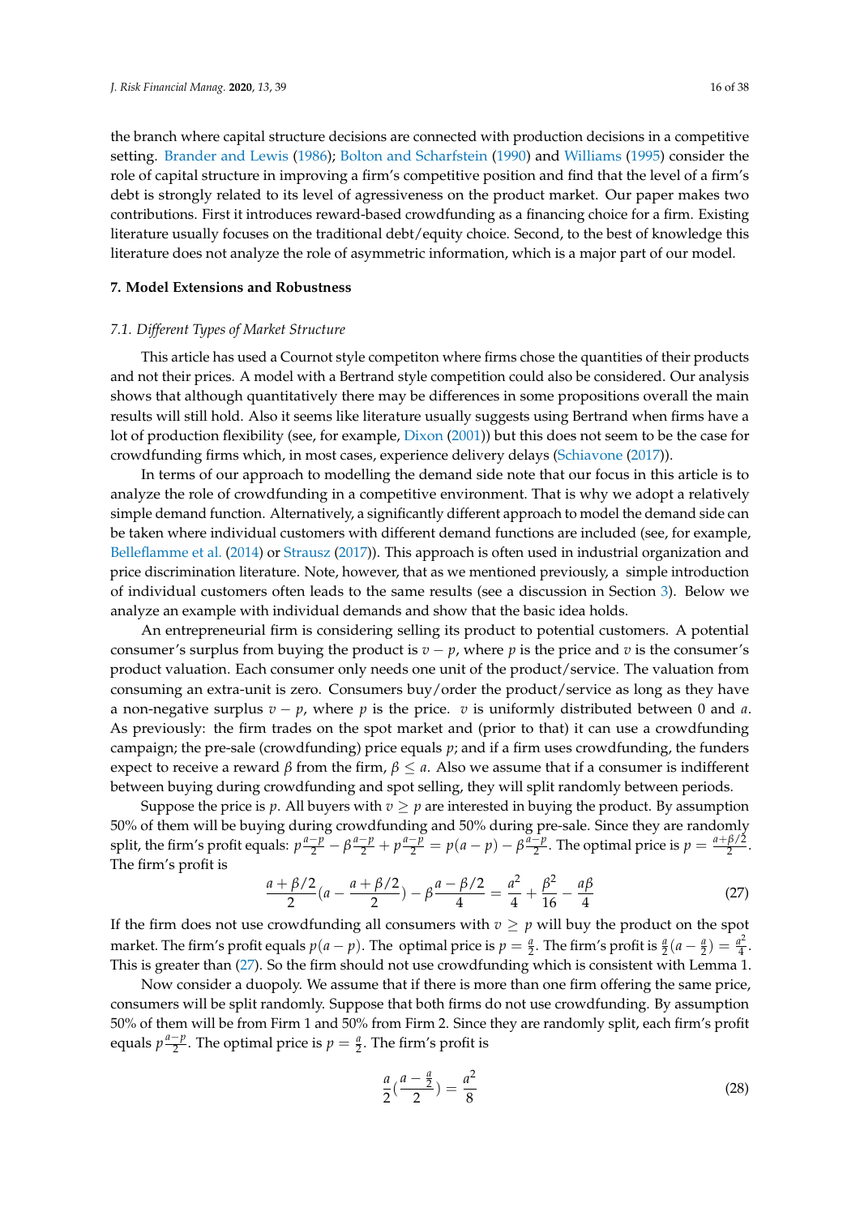the branch where capital structure decisions are connected with production decisions in a competitive setting. Brander and Lewis (1986); Bolton and Scharfstein (1990) and Williams (1995) consider the role of capital structure in improving a firm's competitive position and find that the level of a firm's debt is strongly related to its level of agressiveness on the product market. Our paper makes two contributions. First it introduces reward-based crowdfunding as a financing choice for a firm. Existing literature usually focuses on the traditional debt/equity choice. Second, to the best of knowledge this literature does not analyze the role of asymmetric information, which is a major part of our model.

## 7. Model Extensions and Robustness

### 7.1. Different Types of Market Structure

This article has used a Cournot style competiton where firms chose the quantities of their products and not their prices. A model with a Bertrand style competition could also be considered. Our analysis shows that although quantitatively there may be differences in some propositions overall the main results will still hold. Also it seems like literature usually suggests using Bertrand when firms have a lot of production flexibility (see, for example, Dixon (2001)) but this does not seem to be the case for crowdfunding firms which, in most cases, experience delivery delays (Schiavone (2017)).

In terms of our approach to modelling the demand side note that our focus in this article is to analyze the role of crowdfunding in a competitive environment. That is why we adopt a relatively simple demand function. Alternatively, a significantly different approach to model the demand side can be taken where individual customers with different demand functions are included (see, for example, Belleflamme et al. (2014) or Strausz (2017)). This approach is often used in industrial organization and price discrimination literature. Note, however, that as we mentioned previously, a simple introduction of individual customers often leads to the same results (see a discussion in Section 3). Below we analyze an example with individual demands and show that the basic idea holds.

An entrepreneurial firm is considering selling its product to potential customers. A potential consumer's surplus from buying the product is $v - p$, where $p$ is the price and $v$ is the consumer's product valuation. Each consumer only needs one unit of the product/service. The valuation from consuming an extra-unit is zero. Consumers buy/order the product/service as long as they have a non-negative surplus $v - p$, where $p$ is the price. $v$ is uniformly distributed between 0 and $a$. As previously: the firm trades on the spot market and (prior to that) it can use a crowdfunding campaign; the pre-sale (crowdfunding) price equals $p$; and if a firm uses crowdfunding, the funders expect to receive a reward $\beta$ from the firm, $\beta \leq a$. Also we assume that if a consumer is indifferent between buying during crowdfunding and spot selling, they will split randomly between periods.

Suppose the price is $p$. All buyers with $v \geq p$ are interested in buying the product. By assumption 50% of them will be buying during crowdfunding and 50% during pre-sale. Since they are randomly split, the firm's profit equals: $p\frac{a-p}{2} - \beta\frac{a-p}{2} + p\frac{a-p}{2} = p(a-p) - \beta\frac{a-p}{2}$. The optimal price is $p = \frac{a+\beta/2}{2}$. The firm's profit is

$$\frac{a+\beta/2}{2}\left(a - \frac{a+\beta/2}{2}\right) - \beta\frac{a-\beta/2}{4} = \frac{a^2}{4} + \frac{\beta^2}{16} - \frac{a\beta}{4} \tag{27}$$

If the firm does not use crowdfunding all consumers with $v \geq p$ will buy the product on the spot market. The firm's profit equals $p(a-p)$. The optimal price is $p = \frac{a}{2}$. The firm's profit is $\frac{a}{2}(a - \frac{a}{2}) = \frac{a^2}{4}$. This is greater than (27). So the firm should not use crowdfunding which is consistent with Lemma 1.

Now consider a duopoly. We assume that if there is more than one firm offering the same price, consumers will be split randomly. Suppose that both firms do not use crowdfunding. By assumption 50% of them will be from Firm 1 and 50% from Firm 2. Since they are randomly split, each firm's profit equals $p\frac{a-p}{2}$. The optimal price is $p = \frac{a}{2}$. The firm's profit is

$$\frac{a}{2}\left(\frac{a-\frac{a}{2}}{2}\right) = \frac{a^2}{8} \tag{28}$$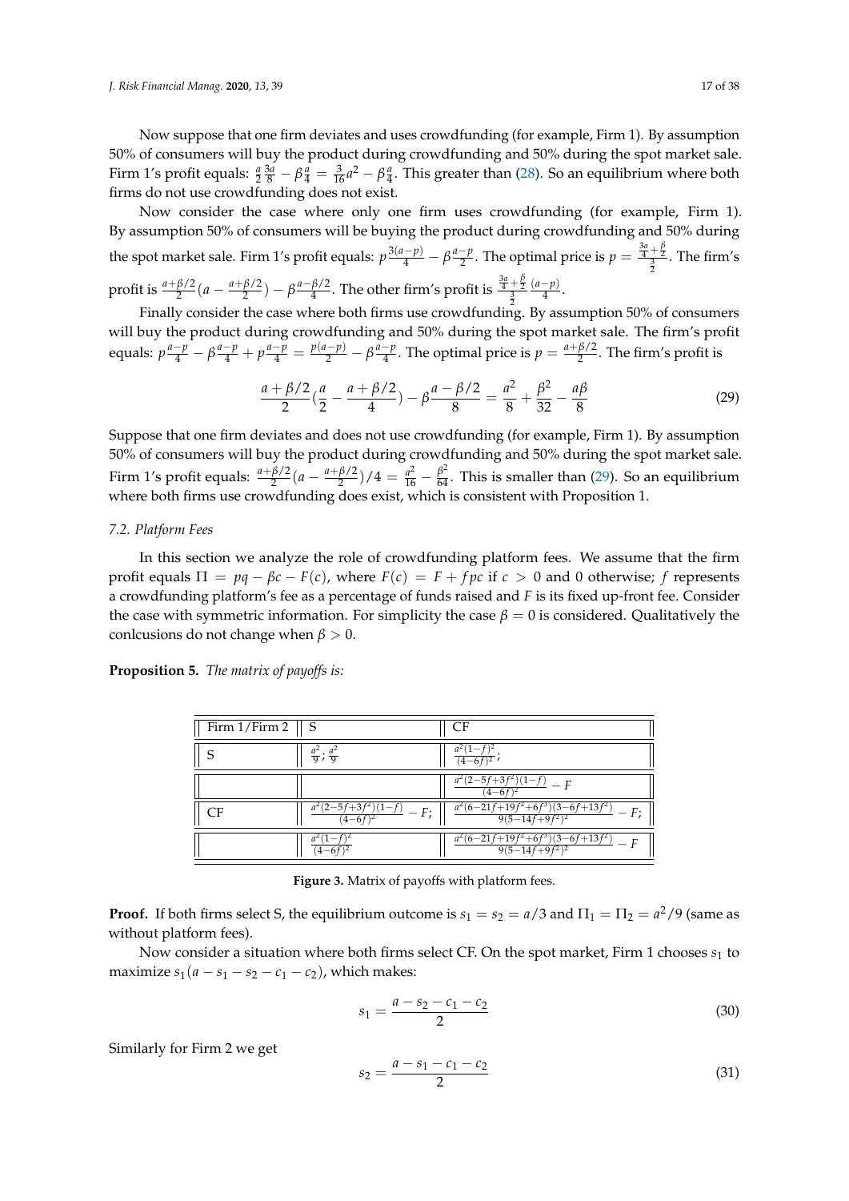Now suppose that one firm deviates and uses crowdfunding (for example, Firm 1). By assumption 50% of consumers will buy the product during crowdfunding and 50% during the spot market sale. Firm 1's profit equals: $\frac{a}{2}\frac{3a}{8} - \beta\frac{a}{4} = \frac{3}{16}a^2 - \beta\frac{a}{4}$. This greater than (28). So an equilibrium where both firms do not use crowdfunding does not exist.

Now consider the case where only one firm uses crowdfunding (for example, Firm 1). By assumption 50% of consumers will be buying the product during crowdfunding and 50% during the spot market sale. Firm 1's profit equals: $p\frac{3(a-p)}{4} - \beta\frac{a-p}{2}$. The optimal price is $p = \frac{\frac{3a}{4}+\frac{\beta}{2}}{\frac{3}{2}}$. The firm's profit is $\frac{a+\beta/2}{2}(a - \frac{a+\beta/2}{2}) - \beta\frac{a-\beta/2}{4}$. The other firm's profit is $\frac{\frac{3a}{4}+\frac{\beta}{2}}{\frac{3}{2}}\frac{(a-p)}{4}$.

Finally consider the case where both firms use crowdfunding. By assumption 50% of consumers will buy the product during crowdfunding and 50% during the spot market sale. The firm's profit equals: $p\frac{a-p}{4} - \beta\frac{a-p}{4} + p\frac{a-p}{4} = \frac{p(a-p)}{2} - \beta\frac{a-p}{4}$. The optimal price is $p = \frac{a+\beta/2}{2}$. The firm's profit is

$$\frac{a+\beta/2}{2}(\frac{a}{2} - \frac{a+\beta/2}{4}) - \beta\frac{a-\beta/2}{8} = \frac{a^2}{8} + \frac{\beta^2}{32} - \frac{a\beta}{8} \tag{29}$$

Suppose that one firm deviates and does not use crowdfunding (for example, Firm 1). By assumption 50% of consumers will buy the product during crowdfunding and 50% during the spot market sale. Firm 1's profit equals: $\frac{a+\beta/2}{2}(a - \frac{a+\beta/2}{2})/4 = \frac{a^2}{16} - \frac{\beta^2}{64}$. This is smaller than (29). So an equilibrium where both firms use crowdfunding does exist, which is consistent with Proposition 1.

### 7.2. Platform Fees

In this section we analyze the role of crowdfunding platform fees. We assume that the firm profit equals $\Pi = pq - \beta c - F(c)$, where $F(c) = F + fpc$ if $c > 0$ and 0 otherwise; $f$ represents a crowdfunding platform's fee as a percentage of funds raised and $F$ is its fixed up-front fee. Consider the case with symmetric information. For simplicity the case $\beta = 0$ is considered. Qualitatively the conlcusions do not change when $\beta > 0$.

**Proposition 5.** *The matrix of payoffs is:*

| Firm 1/Firm 2 | S | CF |
|---|---|---|
| S | $\frac{a^2}{9}$; $\frac{a^2}{9}$ | $\frac{a^2(1-f)^2}{(4-6f)^2}$; |
| | | $\frac{a^2(2-5f+3f^2)(1-f)}{(4-6f)^2} - F$ |
| CF | $\frac{a^2(2-5f+3f^2)(1-f)}{(4-6f)^2} - F$; | $\frac{a^2(6-21f+19f^2+6f^3)(3-6f+13f^2)}{9(5-14f+9f^2)^2} - F$; |
| | $\frac{a^2(1-f)^2}{(4-6f)^2}$ | $\frac{a^2(6-21f+19f^2+6f^3)(3-6f+13f^2)}{9(5-14f+9f^2)^2} - F$ |

**Figure 3.** Matrix of payoffs with platform fees.

**Proof.** If both firms select S, the equilibrium outcome is $s_1 = s_2 = a/3$ and $\Pi_1 = \Pi_2 = a^2/9$ (same as without platform fees).

Now consider a situation where both firms select CF. On the spot market, Firm 1 chooses $s_1$ to maximize $s_1(a - s_1 - s_2 - c_1 - c_2)$, which makes:

$$s_1 = \frac{a - s_2 - c_1 - c_2}{2} \tag{30}$$

Similarly for Firm 2 we get

$$s_2 = \frac{a - s_1 - c_1 - c_2}{2} \tag{31}$$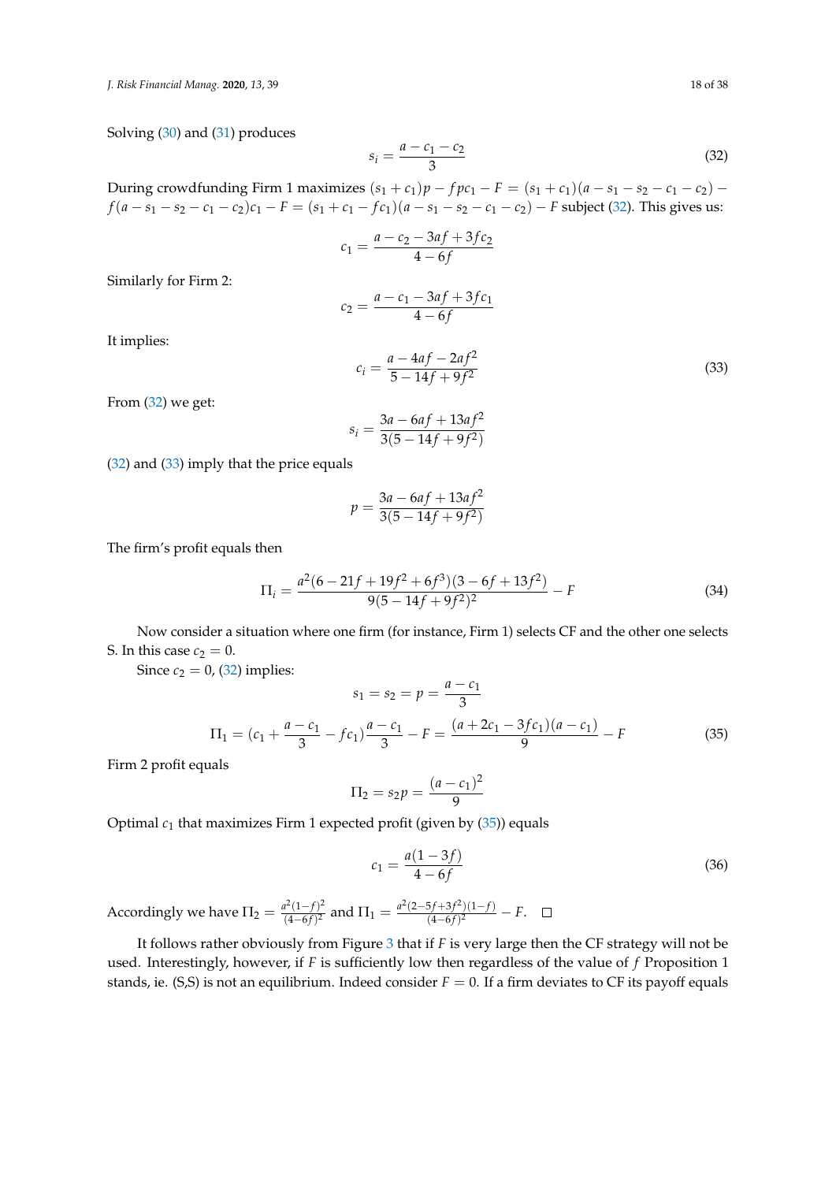Solving (30) and (31) produces

$$s_i = \frac{a - c_1 - c_2}{3} \tag{32}$$

During crowdfunding Firm 1 maximizes $(s_1 + c_1)p - fpc_1 - F = (s_1 + c_1)(a - s_1 - s_2 - c_1 - c_2) - f(a - s_1 - s_2 - c_1 - c_2)c_1 - F = (s_1 + c_1 - fc_1)(a - s_1 - s_2 - c_1 - c_2) - F$ subject (32). This gives us:

$$c_1 = \frac{a - c_2 - 3af + 3fc_2}{4 - 6f}$$

Similarly for Firm 2:

$$c_2 = \frac{a - c_1 - 3af + 3fc_1}{4 - 6f}$$

It implies:

$$c_i = \frac{a - 4af - 2af^2}{5 - 14f + 9f^2} \tag{33}$$

From (32) we get:

$$s_i = \frac{3a - 6af + 13af^2}{3(5 - 14f + 9f^2)}$$

(32) and (33) imply that the price equals

$$p = \frac{3a - 6af + 13af^2}{3(5 - 14f + 9f^2)}$$

The firm's profit equals then

$$\Pi_i = \frac{a^2(6 - 21f + 19f^2 + 6f^3)(3 - 6f + 13f^2)}{9(5 - 14f + 9f^2)^2} - F \tag{34}$$

Now consider a situation where one firm (for instance, Firm 1) selects CF and the other one selects S. In this case $c_2 = 0$.

Since $c_2 = 0$, (32) implies:

$$s_1 = s_2 = p = \frac{a - c_1}{3}$$

$$\Pi_1 = (c_1 + \frac{a - c_1}{3} - fc_1)\frac{a - c_1}{3} - F = \frac{(a + 2c_1 - 3fc_1)(a - c_1)}{9} - F \tag{35}$$

Firm 2 profit equals

$$\Pi_2 = s_2 p = \frac{(a - c_1)^2}{9}$$

Optimal $c_1$ that maximizes Firm 1 expected profit (given by (35)) equals

$$c_1 = \frac{a(1 - 3f)}{4 - 6f} \tag{36}$$

Accordingly we have $\Pi_2 = \frac{a^2(1-f)^2}{(4-6f)^2}$ and $\Pi_1 = \frac{a^2(2-5f+3f^2)(1-f)}{(4-6f)^2} - F$. $\square$

It follows rather obviously from Figure 3 that if $F$ is very large then the CF strategy will not be used. Interestingly, however, if $F$ is sufficiently low then regardless of the value of $f$ Proposition 1 stands, ie. (S,S) is not an equilibrium. Indeed consider $F = 0$. If a firm deviates to CF its payoff equals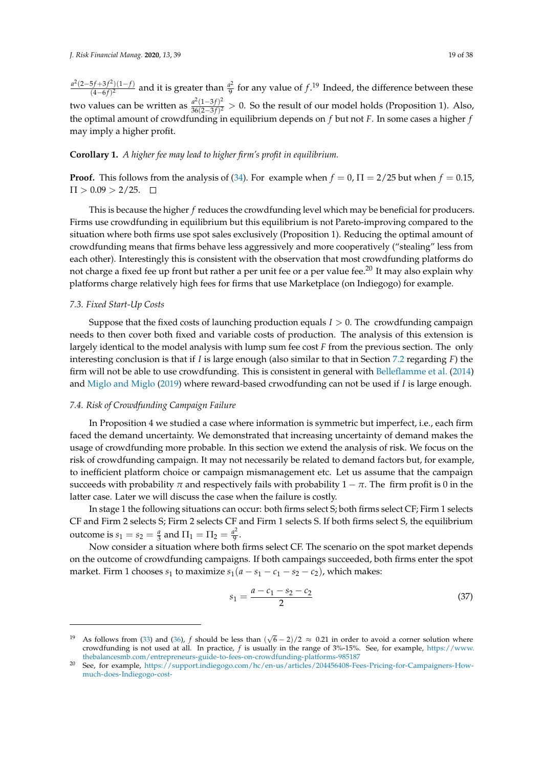$\frac{a^2(2-5f+3f^2)(1-f)}{(4-6f)^2}$ and it is greater than $\frac{a^2}{9}$ for any value of $f$.[19] Indeed, the difference between these two values can be written as $\frac{a^2(1-3f)^2}{36(2-3f)^2} > 0$. So the result of our model holds (Proposition 1). Also, the optimal amount of crowdfunding in equilibrium depends on $f$ but not $F$. In some cases a higher $f$ may imply a higher profit.

**Corollary 1.** *A higher fee may lead to higher firm's profit in equilibrium.*

**Proof.** This follows from the analysis of (34). For example when $f = 0$, $\Pi = 2/25$ but when $f = 0.15$, $\Pi > 0.09 > 2/25$. □

This is because the higher $f$ reduces the crowdfunding level which may be beneficial for producers. Firms use crowdfunding in equilibrium but this equilibrium is not Pareto-improving compared to the situation where both firms use spot sales exclusively (Proposition 1). Reducing the optimal amount of crowdfunding means that firms behave less aggressively and more cooperatively ("stealing" less from each other). Interestingly this is consistent with the observation that most crowdfunding platforms do not charge a fixed fee up front but rather a per unit fee or a per value fee.[20] It may also explain why platforms charge relatively high fees for firms that use Marketplace (on Indiegogo) for example.

### 7.3. Fixed Start-Up Costs

Suppose that the fixed costs of launching production equals $I > 0$. The crowdfunding campaign needs to then cover both fixed and variable costs of production. The analysis of this extension is largely identical to the model analysis with lump sum fee cost $F$ from the previous section. The only interesting conclusion is that if $I$ is large enough (also similar to that in Section 7.2 regarding $F$) the firm will not be able to use crowdfunding. This is consistent in general with Belleflamme et al. (2014) and Miglo and Miglo (2019) where reward-based crwodfunding can not be used if $I$ is large enough.

### 7.4. Risk of Crowdfunding Campaign Failure

In Proposition 4 we studied a case where information is symmetric but imperfect, i.e., each firm faced the demand uncertainty. We demonstrated that increasing uncertainty of demand makes the usage of crowdfunding more probable. In this section we extend the analysis of risk. We focus on the risk of crowdfunding campaign. It may not necessarily be related to demand factors but, for example, to inefficient platform choice or campaign mismanagement etc. Let us assume that the campaign succeeds with probability $\pi$ and respectively fails with probability $1 - \pi$. The firm profit is 0 in the latter case. Later we will discuss the case when the failure is costly.

In stage 1 the following situations can occur: both firms select S; both firms select CF; Firm 1 selects CF and Firm 2 selects S; Firm 2 selects CF and Firm 1 selects S. If both firms select S, the equilibrium outcome is $s_1 = s_2 = \frac{a}{3}$ and $\Pi_1 = \Pi_2 = \frac{a^2}{9}$.

Now consider a situation where both firms select CF. The scenario on the spot market depends on the outcome of crowdfunding campaigns. If both campaings succeeded, both firms enter the spot market. Firm 1 chooses $s_1$ to maximize $s_1(a - s_1 - c_1 - s_2 - c_2)$, which makes:

$$s_1 = \frac{a - c_1 - s_2 - c_2}{2} \tag{37}$$

---

[19] As follows from (33) and (36), $f$ should be less than $(\sqrt{6} - 2)/2 \approx 0.21$ in order to avoid a corner solution where crowdfunding is not used at all. In practice, $f$ is usually in the range of 3%-15%. See, for example, https://www.thebalancesmb.com/entrepreneurs-guide-to-fees-on-crowdfunding-platforms-985187

[20] See, for example, https://support.indiegogo.com/hc/en-us/articles/204456408-Fees-Pricing-for-Campaigners-How-much-does-Indiegogo-cost-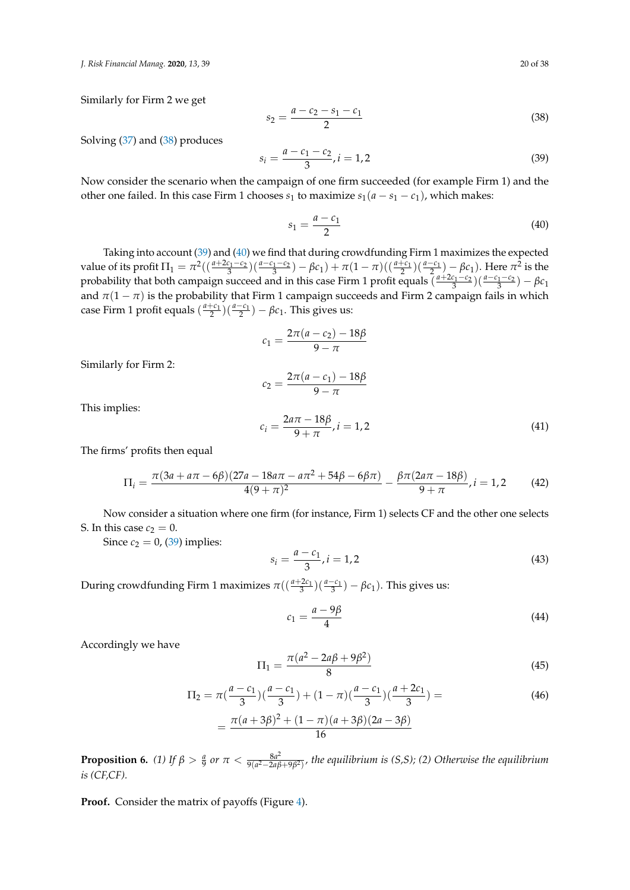Similarly for Firm 2 we get

$$s_2 = \frac{a - c_2 - s_1 - c_1}{2} \tag{38}$$

Solving (37) and (38) produces

$$s_i = \frac{a - c_1 - c_2}{3}, i = 1, 2 \tag{39}$$

Now consider the scenario when the campaign of one firm succeeded (for example Firm 1) and the other one failed. In this case Firm 1 chooses $s_1$ to maximize $s_1(a - s_1 - c_1)$, which makes:

$$s_1 = \frac{a - c_1}{2} \tag{40}$$

Taking into account (39) and (40) we find that during crowdfunding Firm 1 maximizes the expected value of its profit $\Pi_1 = \pi^2((\frac{a+2c_1-c_2}{3})(\frac{a-c_1-c_2}{3}) - \beta c_1) + \pi(1-\pi)((\frac{a+c_1}{2})(\frac{a-c_1}{2}) - \beta c_1)$. Here $\pi^2$ is the probability that both campaign succeed and in this case Firm 1 profit equals $(\frac{a+2c_1-c_2}{3})(\frac{a-c_1-c_2}{3}) - \beta c_1$ and $\pi(1-\pi)$ is the probability that Firm 1 campaign succeeds and Firm 2 campaign fails in which case Firm 1 profit equals $(\frac{a+c_1}{2})(\frac{a-c_1}{2}) - \beta c_1$. This gives us:

$$c_1 = \frac{2\pi(a - c_2) - 18\beta}{9 - \pi}$$

Similarly for Firm 2:

$$c_2 = \frac{2\pi(a - c_1) - 18\beta}{9 - \pi}$$

This implies:

$$c_i = \frac{2a\pi - 18\beta}{9 + \pi}, i = 1, 2 \tag{41}$$

The firms' profits then equal

$$\Pi_i = \frac{\pi(3a + a\pi - 6\beta)(27a - 18a\pi - a\pi^2 + 54\beta - 6\beta\pi)}{4(9+\pi)^2} - \frac{\beta\pi(2a\pi - 18\beta)}{9 + \pi}, i = 1, 2 \tag{42}$$

Now consider a situation where one firm (for instance, Firm 1) selects CF and the other one selects S. In this case $c_2 = 0$.

Since $c_2 = 0$, (39) implies:

$$s_i = \frac{a - c_1}{3}, i = 1, 2 \tag{43}$$

During crowdfunding Firm 1 maximizes $\pi((\frac{a+2c_1}{3})(\frac{a-c_1}{3}) - \beta c_1)$. This gives us:

$$c_1 = \frac{a - 9\beta}{4} \tag{44}$$

Accordingly we have

$$\Pi_1 = \frac{\pi(a^2 - 2a\beta + 9\beta^2)}{8} \tag{45}$$

$$\Pi_2 = \pi(\frac{a - c_1}{3})(\frac{a - c_1}{3}) + (1 - \pi)(\frac{a - c_1}{3})(\frac{a + 2c_1}{3}) = \tag{46}$$

$$= \frac{\pi(a + 3\beta)^2 + (1 - \pi)(a + 3\beta)(2a - 3\beta)}{16}$$

**Proposition 6.** *(1) If* $\beta > \frac{a}{9}$ *or* $\pi < \frac{8a^2}{9(a^2 - 2a\beta + 9\beta^2)}$*, the equilibrium is (S,S); (2) Otherwise the equilibrium is (CF,CF).*

**Proof.** Consider the matrix of payoffs (Figure 4).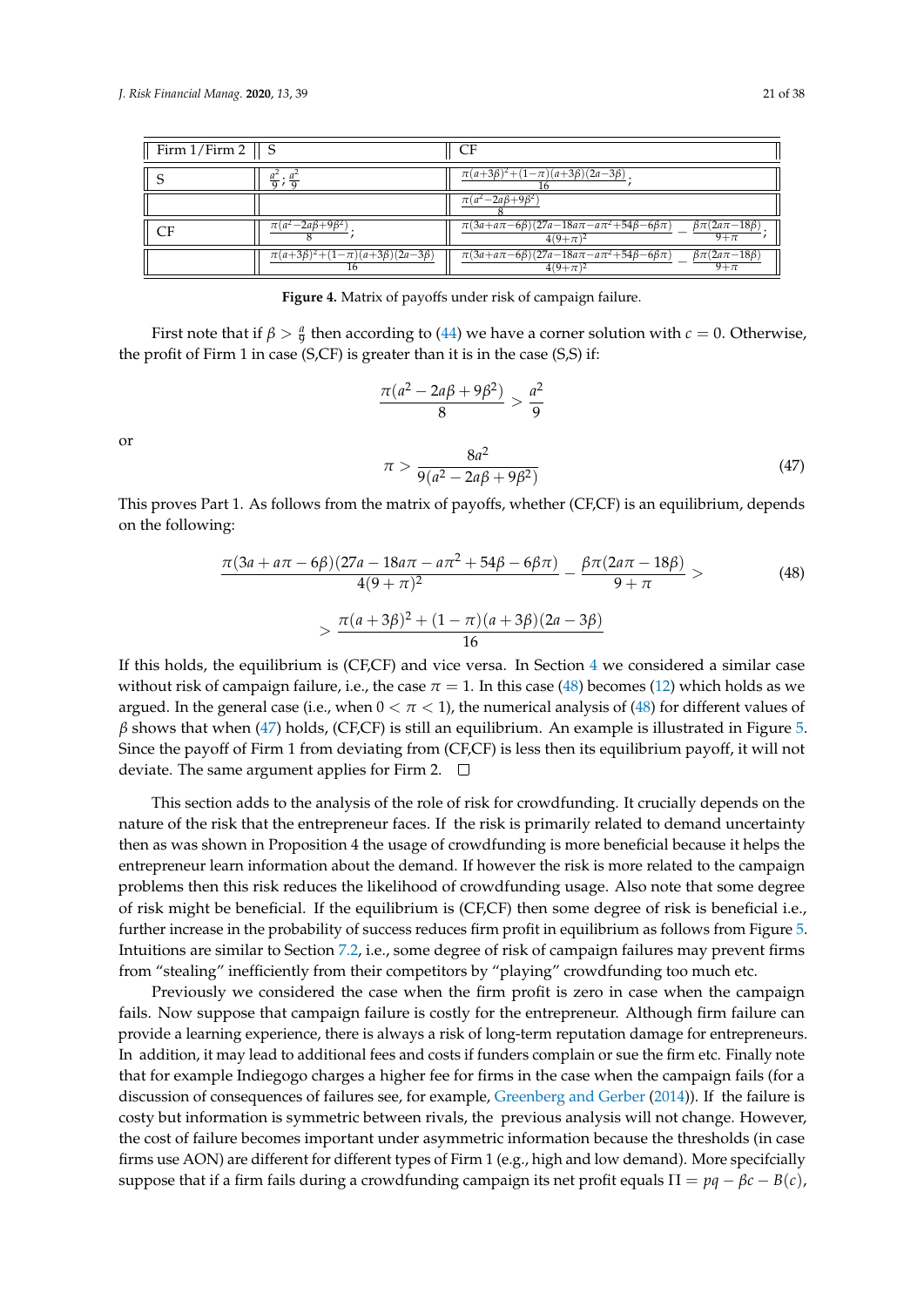| Firm 1/Firm 2 | S | CF |
|---|---|---|
| S | $\frac{a^2}{9}$; $\frac{a^2}{9}$ | $\frac{\pi(a+3\beta)^2+(1-\pi)(a+3\beta)(2a-3\beta)}{16}$; |
| | | $\frac{\pi(a^2-2a\beta+9\beta^2)}{8}$ |
| CF | $\frac{\pi(a^2-2a\beta+9\beta^2)}{8}$; | $\frac{\pi(3a+a\pi-6\beta)(27a-18a\pi-a\pi^2+54\beta-6\beta\pi)}{4(9+\pi)^2}-\frac{\beta\pi(2a\pi-18\beta)}{9+\pi}$; |
| | $\frac{\pi(a+3\beta)^2+(1-\pi)(a+3\beta)(2a-3\beta)}{16}$ | $\frac{\pi(3a+a\pi-6\beta)(27a-18a\pi-a\pi^2+54\beta-6\beta\pi)}{4(9+\pi)^2}-\frac{\beta\pi(2a\pi-18\beta)}{9+\pi}$ |

**Figure 4.** Matrix of payoffs under risk of campaign failure.

First note that if $\beta > \frac{a}{9}$ then according to (44) we have a corner solution with $c = 0$. Otherwise, the profit of Firm 1 in case (S,CF) is greater than it is in the case (S,S) if:

$$\frac{\pi(a^2 - 2a\beta + 9\beta^2)}{8} > \frac{a^2}{9}$$

or

$$\pi > \frac{8a^2}{9(a^2 - 2a\beta + 9\beta^2)} \tag{47}$$

This proves Part 1. As follows from the matrix of payoffs, whether (CF,CF) is an equilibrium, depends on the following:

$$\frac{\pi(3a + a\pi - 6\beta)(27a - 18a\pi - a\pi^2 + 54\beta - 6\beta\pi)}{4(9+\pi)^2} - \frac{\beta\pi(2a\pi - 18\beta)}{9+\pi} > \tag{48}$$

$$> \frac{\pi(a+3\beta)^2 + (1-\pi)(a+3\beta)(2a-3\beta)}{16}$$

If this holds, the equilibrium is (CF,CF) and vice versa. In Section 4 we considered a similar case without risk of campaign failure, i.e., the case $\pi = 1$. In this case (48) becomes (12) which holds as we argued. In the general case (i.e., when $0 < \pi < 1$), the numerical analysis of (48) for different values of $\beta$ shows that when (47) holds, (CF,CF) is still an equilibrium. An example is illustrated in Figure 5. Since the payoff of Firm 1 from deviating from (CF,CF) is less then its equilibrium payoff, it will not deviate. The same argument applies for Firm 2. □

This section adds to the analysis of the role of risk for crowdfunding. It crucially depends on the nature of the risk that the entrepreneur faces. If the risk is primarily related to demand uncertainty then as was shown in Proposition 4 the usage of crowdfunding is more beneficial because it helps the entrepreneur learn information about the demand. If however the risk is more related to the campaign problems then this risk reduces the likelihood of crowdfunding usage. Also note that some degree of risk might be beneficial. If the equilibrium is (CF,CF) then some degree of risk is beneficial i.e., further increase in the probability of success reduces firm profit in equilibrium as follows from Figure 5. Intuitions are similar to Section 7.2, i.e., some degree of risk of campaign failures may prevent firms from "stealing" inefficiently from their competitors by "playing" crowdfunding too much etc.

Previously we considered the case when the firm profit is zero in case when the campaign fails. Now suppose that campaign failure is costly for the entrepreneur. Although firm failure can provide a learning experience, there is always a risk of long-term reputation damage for entrepreneurs. In addition, it may lead to additional fees and costs if funders complain or sue the firm etc. Finally note that for example Indiegogo charges a higher fee for firms in the case when the campaign fails (for a discussion of consequences of failures see, for example, Greenberg and Gerber (2014)). If the failure is costy but information is symmetric between rivals, the previous analysis will not change. However, the cost of failure becomes important under asymmetric information because the thresholds (in case firms use AON) are different for different types of Firm 1 (e.g., high and low demand). More specfcially suppose that if a firm fails during a crowdfunding campaign its net profit equals $\Pi = pq - \beta c - B(c)$,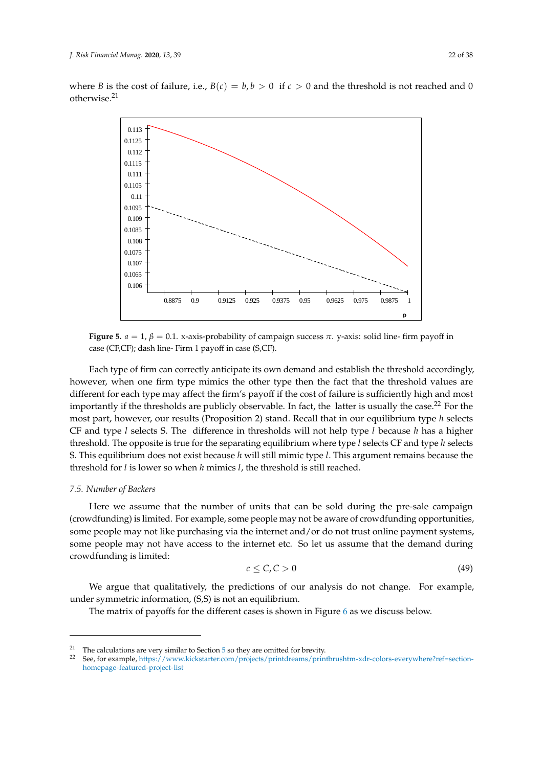where $B$ is the cost of failure, i.e., $B(c) = b, b > 0$ if $c > 0$ and the threshold is not reached and 0 otherwise.[21]

**Figure 5.** $a = 1$, $\beta = 0.1$. x-axis-probability of campaign success $\pi$. y-axis: solid line- firm payoff in case (CF,CF); dash line- Firm 1 payoff in case (S,CF).

Each type of firm can correctly anticipate its own demand and establish the threshold accordingly, however, when one firm type mimics the other type then the fact that the threshold values are different for each type may affect the firm's payoff if the cost of failure is sufficiently high and most importantly if the thresholds are publicly observable. In fact, the latter is usually the case.[22] For the most part, however, our results (Proposition 2) stand. Recall that in our equilibrium type $h$ selects CF and type $l$ selects S. The difference in thresholds will not help type $l$ because $h$ has a higher threshold. The opposite is true for the separating equilibrium where type $l$ selects CF and type $h$ selects S. This equilibrium does not exist because $h$ will still mimic type $l$. This argument remains because the threshold for $l$ is lower so when $h$ mimics $l$, the threshold is still reached.

### 7.5. Number of Backers

Here we assume that the number of units that can be sold during the pre-sale campaign (crowdfunding) is limited. For example, some people may not be aware of crowdfunding opportunities, some people may not like purchasing via the internet and/or do not trust online payment systems, some people may not have access to the internet etc. So let us assume that the demand during crowdfunding is limited:

$$c \leq C, C > 0 \tag{49}$$

We argue that qualitatively, the predictions of our analysis do not change. For example, under symmetric information, (S,S) is not an equilibrium.

The matrix of payoffs for the different cases is shown in Figure 6 as we discuss below.

[21] The calculations are very similar to Section 5 so they are omitted for brevity.

[22] See, for example, https://www.kickstarter.com/projects/printdreams/printbrushtm-xdr-colors-everywhere?ref=section-homepage-featured-project-list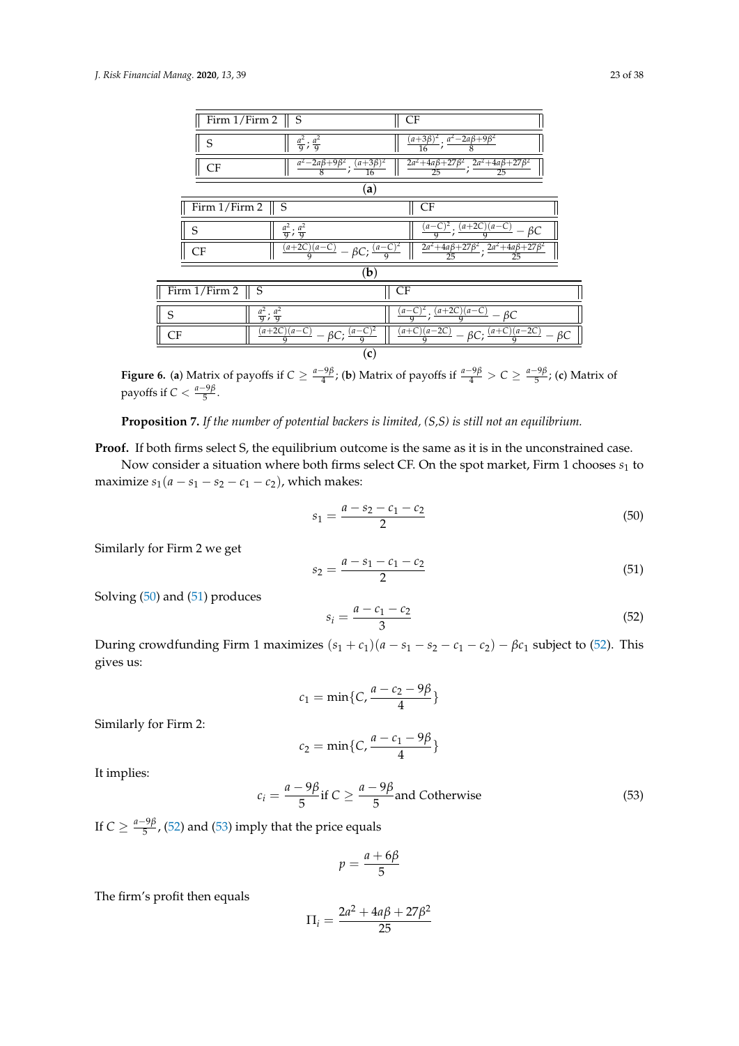| Firm 1/Firm 2 | S | CF |
|---|---|---|
| S | $\frac{a^2}{9}$; $\frac{a^2}{9}$ | $\frac{(a+3\beta)^2}{16}$; $\frac{a^2-2a\beta+9\beta^2}{8}$ |
| CF | $\frac{a^2-2a\beta+9\beta^2}{8}$; $\frac{(a+3\beta)^2}{16}$ | $\frac{2a^2+4a\beta+27\beta^2}{25}$; $\frac{2a^2+4a\beta+27\beta^2}{25}$ |

(**a**)

| Firm 1/Firm 2 | S | CF |
|---|---|---|
| S | $\frac{a^2}{9}$; $\frac{a^2}{9}$ | $\frac{(a-C)^2}{9}$; $\frac{(a+2C)(a-C)}{9} - \beta C$ |
| CF | $\frac{(a+2C)(a-C)}{9} - \beta C$; $\frac{(a-C)^2}{9}$ | $\frac{2a^2+4a\beta+27\beta^2}{25}$; $\frac{2a^2+4a\beta+27\beta^2}{25}$ |

(**b**)

| Firm 1/Firm 2 | S | CF |
|---|---|---|
| S | $\frac{a^2}{9}$; $\frac{a^2}{9}$ | $\frac{(a-C)^2}{9}$; $\frac{(a+2C)(a-C)}{9} - \beta C$ |
| CF | $\frac{(a+2C)(a-C)}{9} - \beta C$; $\frac{(a-C)^2}{9}$ | $\frac{(a+C)(a-2C)}{9} - \beta C$; $\frac{(a+C)(a-2C)}{9} - \beta C$ |

(**c**)

**Figure 6.** (**a**) Matrix of payoffs if $C \geq \frac{a-9\beta}{4}$; (**b**) Matrix of payoffs if $\frac{a-9\beta}{4} > C \geq \frac{a-9\beta}{5}$; (**c**) Matrix of payoffs if $C < \frac{a-9\beta}{5}$.

**Proposition 7.** *If the number of potential backers is limited, (S,S) is still not an equilibrium.*

**Proof.** If both firms select S, the equilibrium outcome is the same as it is in the unconstrained case.

Now consider a situation where both firms select CF. On the spot market, Firm 1 chooses $s_1$ to maximize $s_1(a - s_1 - s_2 - c_1 - c_2)$, which makes:

$$s_1 = \frac{a - s_2 - c_1 - c_2}{2} \tag{50}$$

Similarly for Firm 2 we get

$$s_2 = \frac{a - s_1 - c_1 - c_2}{2} \tag{51}$$

Solving (50) and (51) produces

$$s_i = \frac{a - c_1 - c_2}{3} \tag{52}$$

During crowdfunding Firm 1 maximizes $(s_1 + c_1)(a - s_1 - s_2 - c_1 - c_2) - \beta c_1$ subject to (52). This gives us:

$$c_1 = \min\{C, \frac{a - c_2 - 9\beta}{4}\}$$

Similarly for Firm 2:

$$c_2 = \min\{C, \frac{a - c_1 - 9\beta}{4}\}$$

It implies:

$$c_i = \frac{a - 9\beta}{5} \text{if } C \geq \frac{a - 9\beta}{5} \text{and } C \text{otherwise} \tag{53}$$

If $C \geq \frac{a-9\beta}{5}$, (52) and (53) imply that the price equals

$$p = \frac{a + 6\beta}{5}$$

The firm's profit then equals

$$\Pi_i = \frac{2a^2 + 4a\beta + 27\beta^2}{25}$$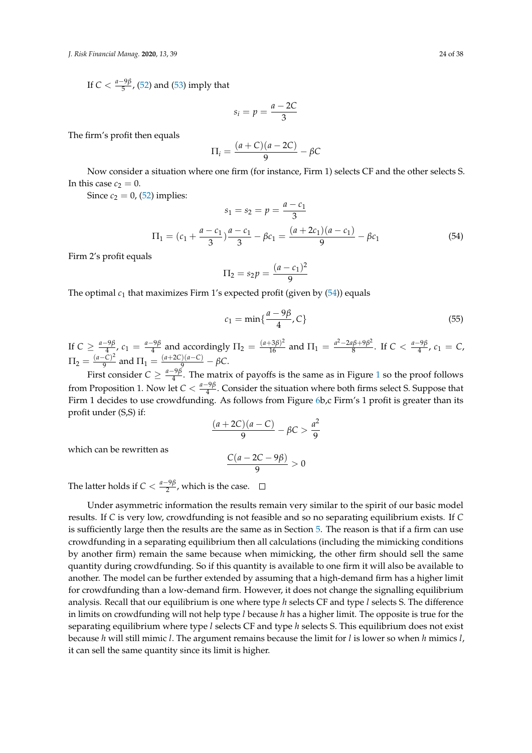If $C < \frac{a-9\beta}{5}$, (52) and (53) imply that

$$s_i = p = \frac{a-2C}{3}$$

The firm's profit then equals

$$\Pi_i = \frac{(a+C)(a-2C)}{9} - \beta C$$

Now consider a situation where one firm (for instance, Firm 1) selects CF and the other selects S. In this case $c_2 = 0$.

Since $c_2 = 0$, (52) implies:

$$s_1 = s_2 = p = \frac{a-c_1}{3}$$

$$\Pi_1 = (c_1 + \frac{a-c_1}{3})\frac{a-c_1}{3} - \beta c_1 = \frac{(a+2c_1)(a-c_1)}{9} - \beta c_1 \tag{54}$$

Firm 2's profit equals

$$\Pi_2 = s_2 p = \frac{(a-c_1)^2}{9}$$

The optimal $c_1$ that maximizes Firm 1's expected profit (given by (54)) equals

$$c_1 = \min\{\frac{a-9\beta}{4}, C\} \tag{55}$$

If $C \geq \frac{a-9\beta}{4}$, $c_1 = \frac{a-9\beta}{4}$ and accordingly $\Pi_2 = \frac{(a+3\beta)^2}{16}$ and $\Pi_1 = \frac{a^2-2a\beta+9\beta^2}{8}$. If $C < \frac{a-9\beta}{4}$, $c_1 = C$, $\Pi_2 = \frac{(a-C)^2}{9}$ and $\Pi_1 = \frac{(a+2C)(a-C)}{9} - \beta C$.

First consider $C \geq \frac{a-9\beta}{4}$. The matrix of payoffs is the same as in Figure 1 so the proof follows from Proposition 1. Now let $C < \frac{a-9\beta}{4}$. Consider the situation where both firms select S. Suppose that Firm 1 decides to use crowdfunding. As follows from Figure 6b,c Firm's 1 profit is greater than its profit under (S,S) if:

$$\frac{(a+2C)(a-C)}{9} - \beta C > \frac{a^2}{9}$$

which can be rewritten as

$$\frac{C(a-2C-9\beta)}{9} > 0$$

The latter holds if $C < \frac{a-9\beta}{2}$, which is the case. □

Under asymmetric information the results remain very similar to the spirit of our basic model results. If $C$ is very low, crowdfunding is not feasible and so no separating equilibrium exists. If $C$ is sufficiently large then the results are the same as in Section 5. The reason is that if a firm can use crowdfunding in a separating equilibrium then all calculations (including the mimicking conditions by another firm) remain the same because when mimicking, the other firm should sell the same quantity during crowdfunding. So if this quantity is available to one firm it will also be available to another. The model can be further extended by assuming that a high-demand firm has a higher limit for crowdfunding than a low-demand firm. However, it does not change the signalling equilibrium analysis. Recall that our equilibrium is one where type $h$ selects CF and type $l$ selects S. The difference in limits on crowdfunding will not help type $l$ because $h$ has a higher limit. The opposite is true for the separating equilibrium where type $l$ selects CF and type $h$ selects S. This equilibrium does not exist because $h$ will still mimic $l$. The argument remains because the limit for $l$ is lower so when $h$ mimics $l$, it can sell the same quantity since its limit is higher.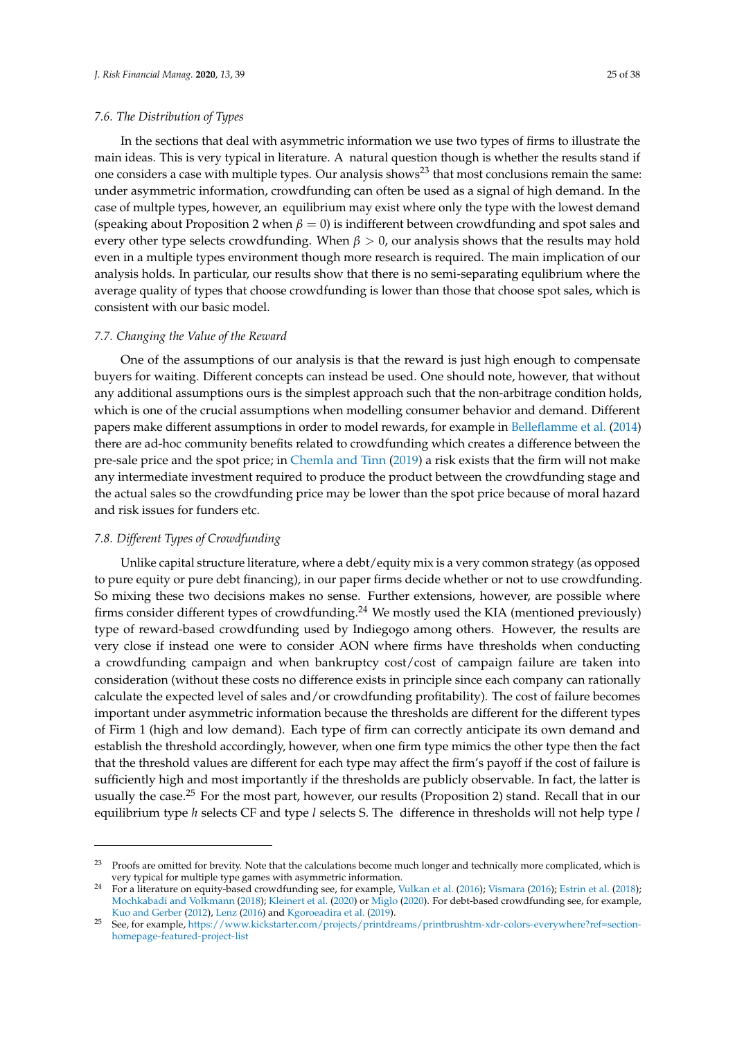### 7.6. The Distribution of Types

In the sections that deal with asymmetric information we use two types of firms to illustrate the main ideas. This is very typical in literature. A natural question though is whether the results stand if one considers a case with multiple types. Our analysis shows[23] that most conclusions remain the same: under asymmetric information, crowdfunding can often be used as a signal of high demand. In the case of multple types, however, an equilibrium may exist where only the type with the lowest demand (speaking about Proposition 2 when $\beta = 0$) is indifferent between crowdfunding and spot sales and every other type selects crowdfunding. When $\beta > 0$, our analysis shows that the results may hold even in a multiple types environment though more research is required. The main implication of our analysis holds. In particular, our results show that there is no semi-separating equlibrium where the average quality of types that choose crowdfunding is lower than those that choose spot sales, which is consistent with our basic model.

### 7.7. Changing the Value of the Reward

One of the assumptions of our analysis is that the reward is just high enough to compensate buyers for waiting. Different concepts can instead be used. One should note, however, that without any additional assumptions ours is the simplest approach such that the non-arbitrage condition holds, which is one of the crucial assumptions when modelling consumer behavior and demand. Different papers make different assumptions in order to model rewards, for example in Belleflamme et al. (2014) there are ad-hoc community benefits related to crowdfunding which creates a difference between the pre-sale price and the spot price; in Chemla and Tinn (2019) a risk exists that the firm will not make any intermediate investment required to produce the product between the crowdfunding stage and the actual sales so the crowdfunding price may be lower than the spot price because of moral hazard and risk issues for funders etc.

### 7.8. Different Types of Crowdfunding

Unlike capital structure literature, where a debt/equity mix is a very common strategy (as opposed to pure equity or pure debt financing), in our paper firms decide whether or not to use crowdfunding. So mixing these two decisions makes no sense. Further extensions, however, are possible where firms consider different types of crowdfunding.[24] We mostly used the KIA (mentioned previously) type of reward-based crowdfunding used by Indiegogo among others. However, the results are very close if instead one were to consider AON where firms have thresholds when conducting a crowdfunding campaign and when bankruptcy cost/cost of campaign failure are taken into consideration (without these costs no difference exists in principle since each company can rationally calculate the expected level of sales and/or crowdfunding profitability). The cost of failure becomes important under asymmetric information because the thresholds are different for the different types of Firm 1 (high and low demand). Each type of firm can correctly anticipate its own demand and establish the threshold accordingly, however, when one firm type mimics the other type then the fact that the threshold values are different for each type may affect the firm's payoff if the cost of failure is sufficiently high and most importantly if the thresholds are publicly observable. In fact, the latter is usually the case.[25] For the most part, however, our results (Proposition 2) stand. Recall that in our equilibrium type $h$ selects CF and type $l$ selects S. The difference in thresholds will not help type $l$

---

[23] Proofs are omitted for brevity. Note that the calculations become much longer and technically more complicated, which is very typical for multiple type games with asymmetric information.

[24] For a literature on equity-based crowdfunding see, for example, Vulkan et al. (2016); Vismara (2016); Estrin et al. (2018); Mochkabadi and Volkmann (2018); Kleinert et al. (2020) or Miglo (2020). For debt-based crowdfunding see, for example, Kuo and Gerber (2012), Lenz (2016) and Kgoroeadira et al. (2019).

[25] See, for example, https://www.kickstarter.com/projects/printdreams/printbrushtm-xdr-colors-everywhere?ref=section-homepage-featured-project-list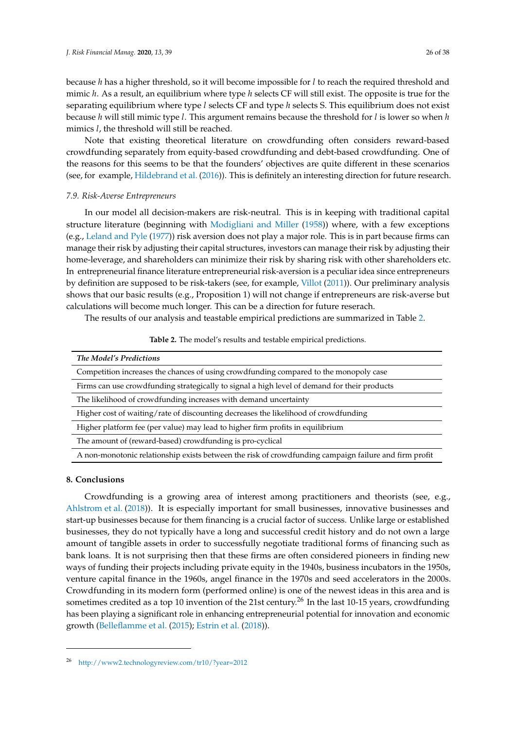because $h$ has a higher threshold, so it will become impossible for $l$ to reach the required threshold and mimic $h$. As a result, an equilibrium where type $h$ selects CF will still exist. The opposite is true for the separating equilibrium where type $l$ selects CF and type $h$ selects S. This equilibrium does not exist because $h$ will still mimic type $l$. This argument remains because the threshold for $l$ is lower so when $h$ mimics $l$, the threshold will still be reached.

Note that existing theoretical literature on crowdfunding often considers reward-based crowdfunding separately from equity-based crowdfunding and debt-based crowdfunding. One of the reasons for this seems to be that the founders' objectives are quite different in these scenarios (see, for example, Hildebrand et al. (2016)). This is definitely an interesting direction for future research.

### *7.9. Risk-Averse Entrepreneurs*

In our model all decision-makers are risk-neutral. This is in keeping with traditional capital structure literature (beginning with Modigliani and Miller (1958)) where, with a few exceptions (e.g., Leland and Pyle (1977)) risk aversion does not play a major role. This is in part because firms can manage their risk by adjusting their capital structures, investors can manage their risk by adjusting their home-leverage, and shareholders can minimize their risk by sharing risk with other shareholders etc. In entrepreneurial finance literature entrepreneurial risk-aversion is a peculiar idea since entrepreneurs by definition are supposed to be risk-takers (see, for example, Villot (2011)). Our preliminary analysis shows that our basic results (e.g., Proposition 1) will not change if entrepreneurs are risk-averse but calculations will become much longer. This can be a direction for future reserach.

The results of our analysis and teastable empirical predictions are summarized in Table 2.

**Table 2.** The model's results and testable empirical predictions.

| ***The Model's Predictions*** |
|---|
| Competition increases the chances of using crowdfunding compared to the monopoly case |
| Firms can use crowdfunding strategically to signal a high level of demand for their products |
| The likelihood of crowdfunding increases with demand uncertainty |
| Higher cost of waiting/rate of discounting decreases the likelihood of crowdfunding |
| Higher platform fee (per value) may lead to higher firm profits in equilibrium |
| The amount of (reward-based) crowdfunding is pro-cyclical |
| A non-monotonic relationship exists between the risk of crowdfunding campaign failure and firm profit |

## 8. Conclusions

Crowdfunding is a growing area of interest among practitioners and theorists (see, e.g., Ahlstrom et al. (2018)). It is especially important for small businesses, innovative businesses and start-up businesses because for them financing is a crucial factor of success. Unlike large or established businesses, they do not typically have a long and successful credit history and do not own a large amount of tangible assets in order to successfully negotiate traditional forms of financing such as bank loans. It is not surprising then that these firms are often considered pioneers in finding new ways of funding their projects including private equity in the 1940s, business incubators in the 1950s, venture capital finance in the 1960s, angel finance in the 1970s and seed accelerators in the 2000s. Crowdfunding in its modern form (performed online) is one of the newest ideas in this area and is sometimes credited as a top 10 invention of the 21st century.[26] In the last 10-15 years, crowdfunding has been playing a significant role in enhancing entrepreneurial potential for innovation and economic growth (Belleflamme et al. (2015); Estrin et al. (2018)).

[26] http://www2.technologyreview.com/tr10/?year=2012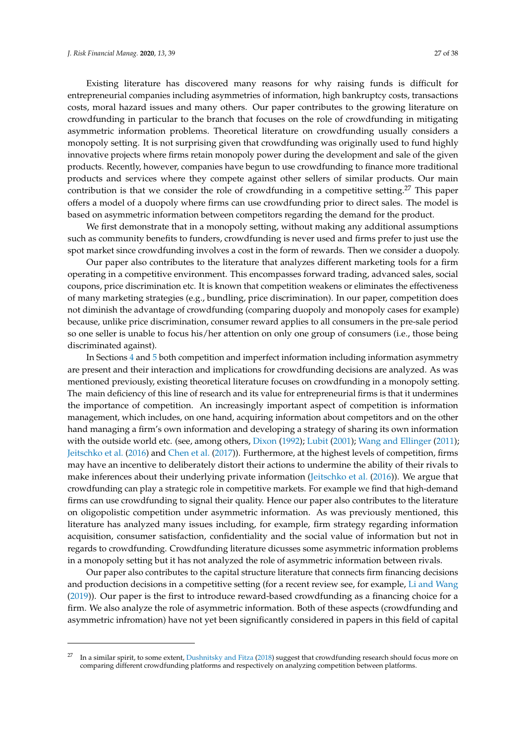Existing literature has discovered many reasons for why raising funds is difficult for entrepreneurial companies including asymmetries of information, high bankruptcy costs, transactions costs, moral hazard issues and many others. Our paper contributes to the growing literature on crowdfunding in particular to the branch that focuses on the role of crowdfunding in mitigating asymmetric information problems. Theoretical literature on crowdfunding usually considers a monopoly setting. It is not surprising given that crowdfunding was originally used to fund highly innovative projects where firms retain monopoly power during the development and sale of the given products. Recently, however, companies have begun to use crowdfunding to finance more traditional products and services where they compete against other sellers of similar products. Our main contribution is that we consider the role of crowdfunding in a competitive setting.[27] This paper offers a model of a duopoly where firms can use crowdfunding prior to direct sales. The model is based on asymmetric information between competitors regarding the demand for the product.

We first demonstrate that in a monopoly setting, without making any additional assumptions such as community benefits to funders, crowdfunding is never used and firms prefer to just use the spot market since crowdfunding involves a cost in the form of rewards. Then we consider a duopoly.

Our paper also contributes to the literature that analyzes different marketing tools for a firm operating in a competitive environment. This encompasses forward trading, advanced sales, social coupons, price discrimination etc. It is known that competition weakens or eliminates the effectiveness of many marketing strategies (e.g., bundling, price discrimination). In our paper, competition does not diminish the advantage of crowdfunding (comparing duopoly and monopoly cases for example) because, unlike price discrimination, consumer reward applies to all consumers in the pre-sale period so one seller is unable to focus his/her attention on only one group of consumers (i.e., those being discriminated against).

In Sections 4 and 5 both competition and imperfect information including information asymmetry are present and their interaction and implications for crowdfunding decisions are analyzed. As was mentioned previously, existing theoretical literature focuses on crowdfunding in a monopoly setting. The main deficiency of this line of research and its value for entrepreneurial firms is that it undermines the importance of competition. An increasingly important aspect of competition is information management, which includes, on one hand, acquiring information about competitors and on the other hand managing a firm's own information and developing a strategy of sharing its own information with the outside world etc. (see, among others, Dixon (1992); Lubit (2001); Wang and Ellinger (2011); Jeitschko et al. (2016) and Chen et al. (2017)). Furthermore, at the highest levels of competition, firms may have an incentive to deliberately distort their actions to undermine the ability of their rivals to make inferences about their underlying private information (Jeitschko et al. (2016)). We argue that crowdfunding can play a strategic role in competitive markets. For example we find that high-demand firms can use crowdfunding to signal their quality. Hence our paper also contributes to the literature on oligopolistic competition under asymmetric information. As was previously mentioned, this literature has analyzed many issues including, for example, firm strategy regarding information acquisition, consumer satisfaction, confidentiality and the social value of information but not in regards to crowdfunding. Crowdfunding literature dicusses some asymmetric information problems in a monopoly setting but it has not analyzed the role of asymmetric information between rivals.

Our paper also contributes to the capital structure literature that connects firm financing decisions and production decisions in a competitive setting (for a recent review see, for example, Li and Wang (2019)). Our paper is the first to introduce reward-based crowdfunding as a financing choice for a firm. We also analyze the role of asymmetric information. Both of these aspects (crowdfunding and asymmetric infromation) have not yet been significantly considered in papers in this field of capital

---

[27] In a similar spirit, to some extent, Dushnitsky and Fitza (2018) suggest that crowdfunding research should focus more on comparing different crowdfunding platforms and respectively on analyzing competition between platforms.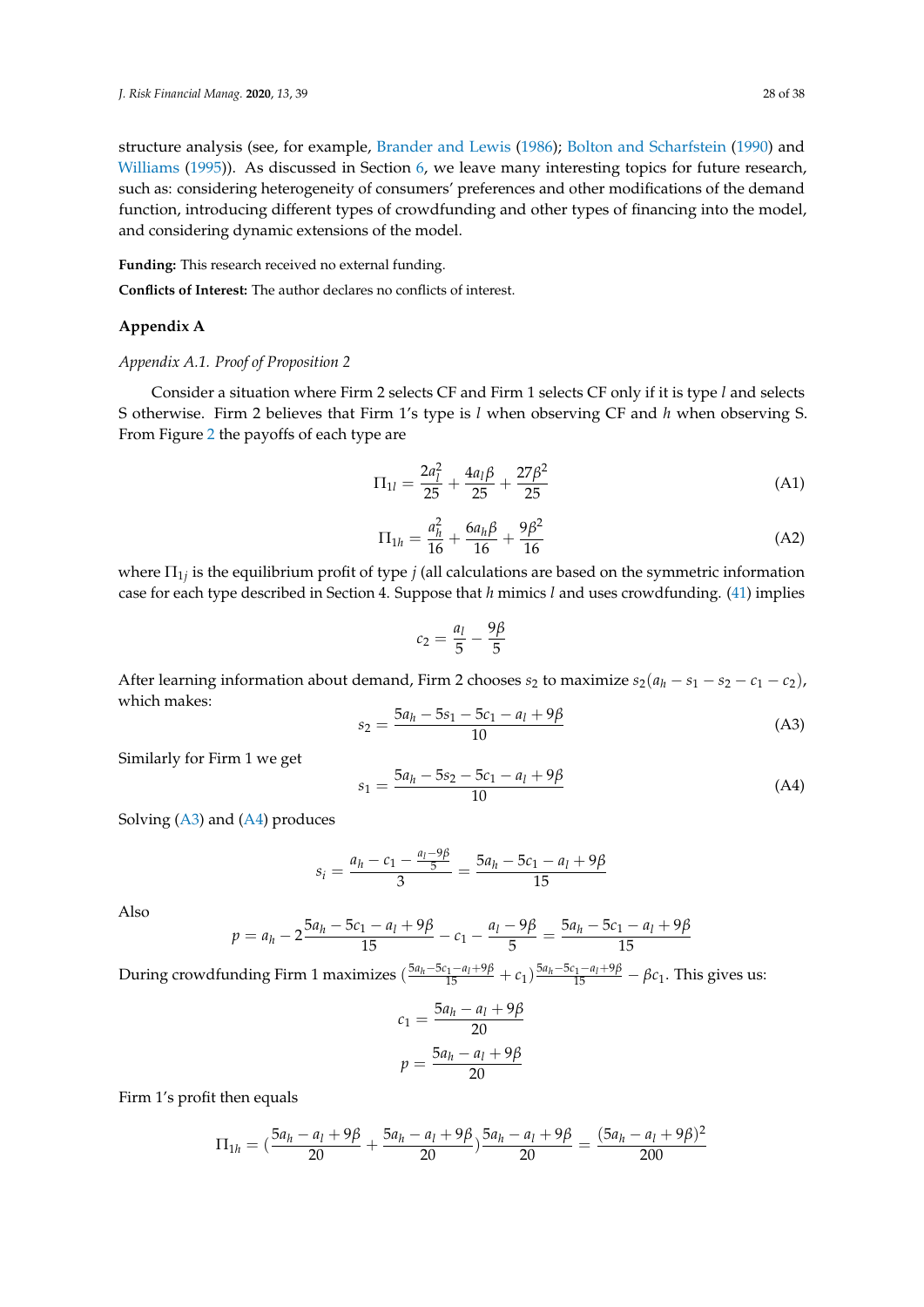structure analysis (see, for example, Brander and Lewis (1986); Bolton and Scharfstein (1990) and Williams (1995)). As discussed in Section 6, we leave many interesting topics for future research, such as: considering heterogeneity of consumers' preferences and other modifications of the demand function, introducing different types of crowdfunding and other types of financing into the model, and considering dynamic extensions of the model.

**Funding:** This research received no external funding.

**Conflicts of Interest:** The author declares no conflicts of interest.

## Appendix A

### *Appendix A.1. Proof of Proposition 2*

Consider a situation where Firm 2 selects CF and Firm 1 selects CF only if it is type $l$ and selects S otherwise. Firm 2 believes that Firm 1's type is $l$ when observing CF and $h$ when observing S. From Figure 2 the payoffs of each type are

$$\Pi_{1l} = \frac{2a_l^2}{25} + \frac{4a_l\beta}{25} + \frac{27\beta^2}{25} \tag{A1}$$

$$\Pi_{1h} = \frac{a_h^2}{16} + \frac{6a_h\beta}{16} + \frac{9\beta^2}{16} \tag{A2}$$

where $\Pi_{1j}$ is the equilibrium profit of type $j$ (all calculations are based on the symmetric information case for each type described in Section 4. Suppose that $h$ mimics $l$ and uses crowdfunding. (41) implies

$$c_2 = \frac{a_l}{5} - \frac{9\beta}{5}$$

After learning information about demand, Firm 2 chooses $s_2$ to maximize $s_2(a_h - s_1 - s_2 - c_1 - c_2)$, which makes:

$$s_2 = \frac{5a_h - 5s_1 - 5c_1 - a_l + 9\beta}{10} \tag{A3}$$

Similarly for Firm 1 we get

$$s_1 = \frac{5a_h - 5s_2 - 5c_1 - a_l + 9\beta}{10} \tag{A4}$$

Solving (A3) and (A4) produces

$$s_i = \frac{a_h - c_1 - \frac{a_l - 9\beta}{5}}{3} = \frac{5a_h - 5c_1 - a_l + 9\beta}{15}$$

Also

$$p = a_h - 2\frac{5a_h - 5c_1 - a_l + 9\beta}{15} - c_1 - \frac{a_l - 9\beta}{5} = \frac{5a_h - 5c_1 - a_l + 9\beta}{15}$$

During crowdfunding Firm 1 maximizes $(\frac{5a_h - 5c_1 - a_l + 9\beta}{15} + c_1)\frac{5a_h - 5c_1 - a_l + 9\beta}{15} - \beta c_1$. This gives us:

$$c_1 = \frac{5a_h - a_l + 9\beta}{20}$$

$$p = \frac{5a_h - a_l + 9\beta}{20}$$

Firm 1's profit then equals

$$\Pi_{1h} = (\frac{5a_h - a_l + 9\beta}{20} + \frac{5a_h - a_l + 9\beta}{20})\frac{5a_h - a_l + 9\beta}{20} = \frac{(5a_h - a_l + 9\beta)^2}{200}$$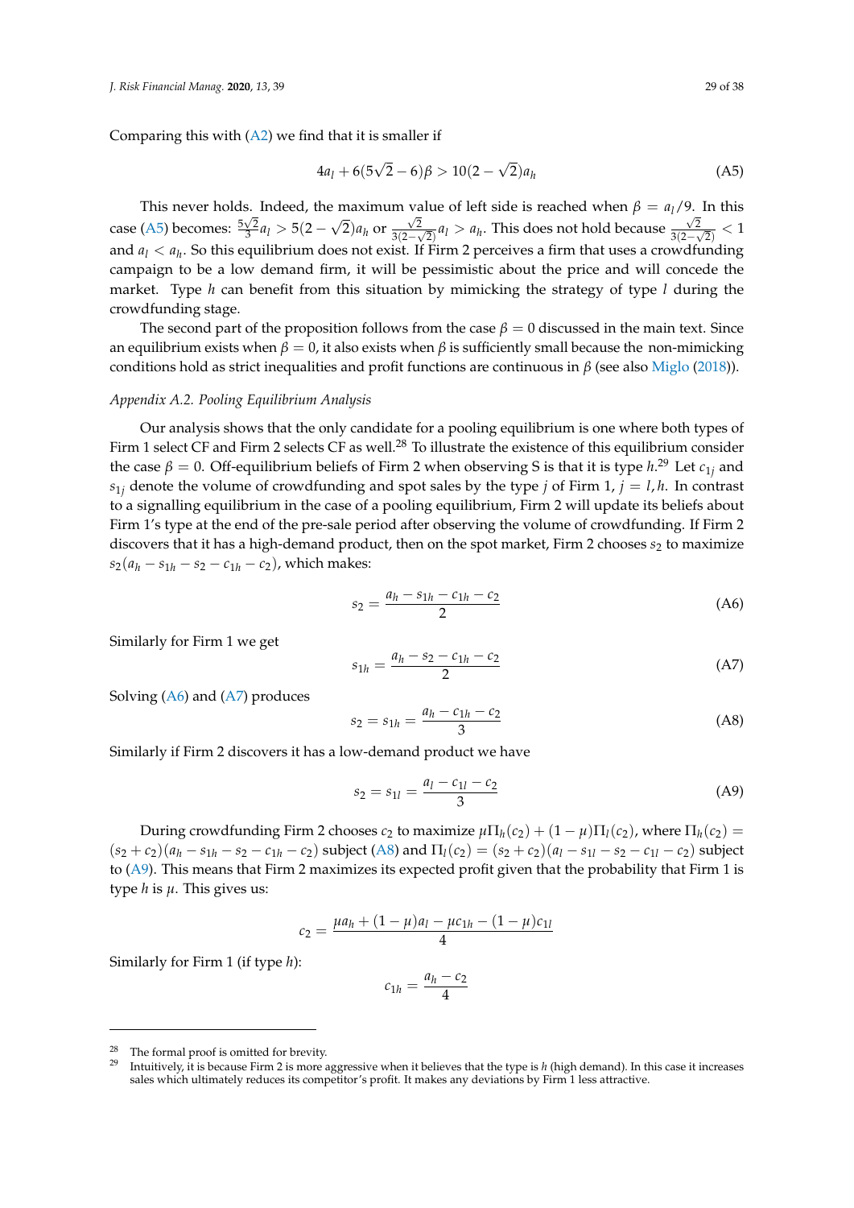Comparing this with (A2) we find that it is smaller if

$$4a_l + 6(5\sqrt{2} - 6)\beta > 10(2 - \sqrt{2})a_h \tag{A5}$$

This never holds. Indeed, the maximum value of left side is reached when $\beta = a_l/9$. In this case (A5) becomes: $\frac{5\sqrt{2}}{3}a_l > 5(2 - \sqrt{2})a_h$ or $\frac{\sqrt{2}}{3(2-\sqrt{2})}a_l > a_h$. This does not hold because $\frac{\sqrt{2}}{3(2-\sqrt{2})} < 1$ and $a_l < a_h$. So this equilibrium does not exist. If Firm 2 perceives a firm that uses a crowdfunding campaign to be a low demand firm, it will be pessimistic about the price and will concede the market. Type $h$ can benefit from this situation by mimicking the strategy of type $l$ during the crowdfunding stage.

The second part of the proposition follows from the case $\beta = 0$ discussed in the main text. Since an equilibrium exists when $\beta = 0$, it also exists when $\beta$ is sufficiently small because the non-mimicking conditions hold as strict inequalities and profit functions are continuous in $\beta$ (see also Miglo (2018)).

*Appendix A.2. Pooling Equilibrium Analysis*

Our analysis shows that the only candidate for a pooling equilibrium is one where both types of Firm 1 select CF and Firm 2 selects CF as well.[28] To illustrate the existence of this equilibrium consider the case $\beta = 0$. Off-equilibrium beliefs of Firm 2 when observing S is that it is type $h$.[29] Let $c_{1j}$ and $s_{1j}$ denote the volume of crowdfunding and spot sales by the type $j$ of Firm 1, $j = l, h$. In contrast to a signalling equilibrium in the case of a pooling equilibrium, Firm 2 will update its beliefs about Firm 1's type at the end of the pre-sale period after observing the volume of crowdfunding. If Firm 2 discovers that it has a high-demand product, then on the spot market, Firm 2 chooses $s_2$ to maximize $s_2(a_h - s_{1h} - s_2 - c_{1h} - c_2)$, which makes:

$$s_2 = \frac{a_h - s_{1h} - c_{1h} - c_2}{2} \tag{A6}$$

Similarly for Firm 1 we get

$$s_{1h} = \frac{a_h - s_2 - c_{1h} - c_2}{2} \tag{A7}$$

Solving (A6) and (A7) produces

$$s_2 = s_{1h} = \frac{a_h - c_{1h} - c_2}{3} \tag{A8}$$

Similarly if Firm 2 discovers it has a low-demand product we have

$$s_2 = s_{1l} = \frac{a_l - c_{1l} - c_2}{3} \tag{A9}$$

During crowdfunding Firm 2 chooses $c_2$ to maximize $\mu\Pi_h(c_2) + (1-\mu)\Pi_l(c_2)$, where $\Pi_h(c_2) = (s_2 + c_2)(a_h - s_{1h} - s_2 - c_{1h} - c_2)$ subject (A8) and $\Pi_l(c_2) = (s_2 + c_2)(a_l - s_{1l} - s_2 - c_{1l} - c_2)$ subject to (A9). This means that Firm 2 maximizes its expected profit given that the probability that Firm 1 is type $h$ is $\mu$. This gives us:

$$c_2 = \frac{\mu a_h + (1-\mu)a_l - \mu c_{1h} - (1-\mu)c_{1l}}{4}$$

Similarly for Firm 1 (if type $h$):

$$c_{1h} = \frac{a_h - c_2}{4}$$

---

[28] The formal proof is omitted for brevity.

[29] Intuitively, it is because Firm 2 is more aggressive when it believes that the type is $h$ (high demand). In this case it increases sales which ultimately reduces its competitor's profit. It makes any deviations by Firm 1 less attractive.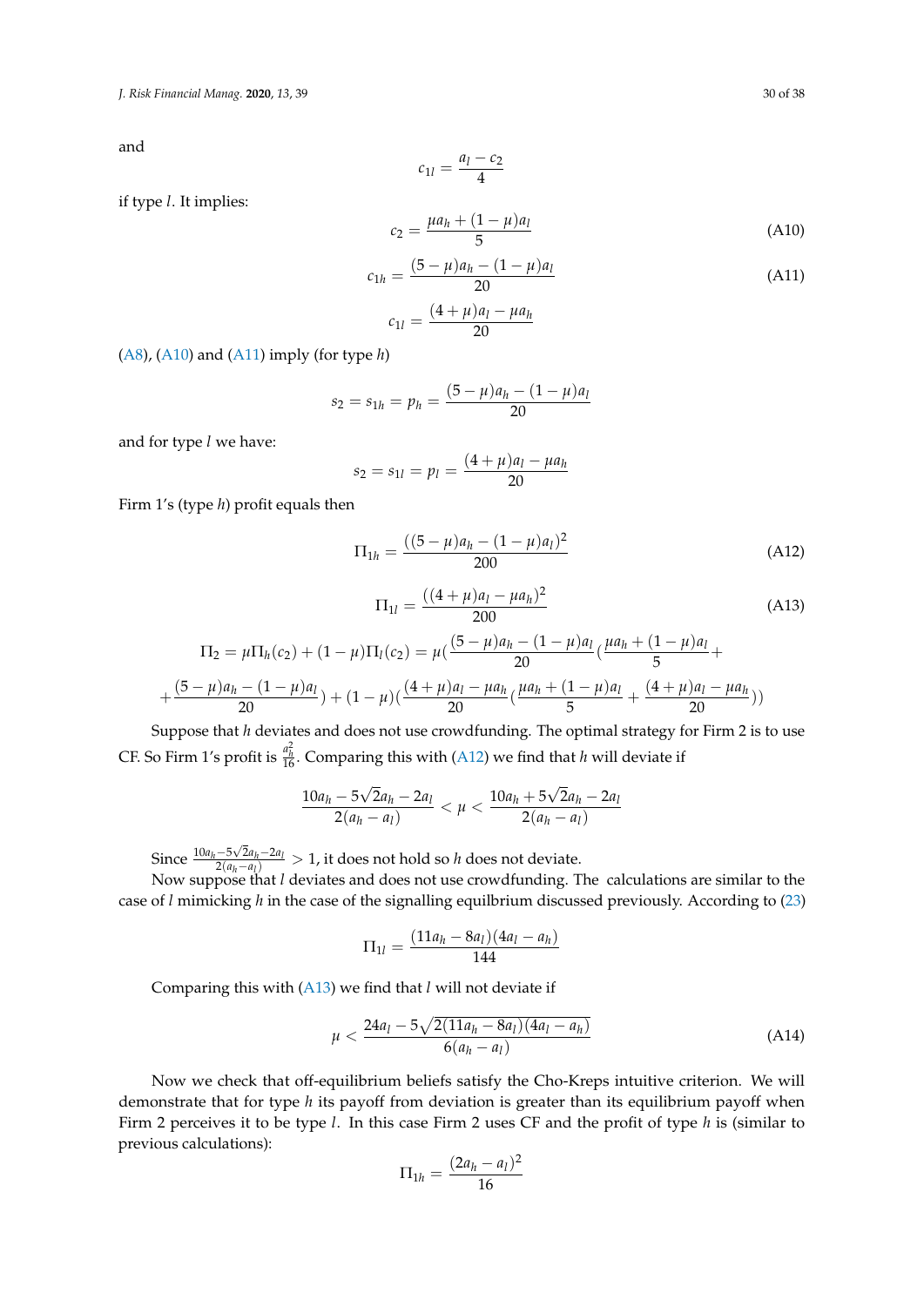and

$$c_{1l} = \frac{a_l - c_2}{4}$$

if type $l$. It implies:

$$c_2 = \frac{\mu a_h + (1-\mu)a_l}{5} \tag{A10}$$

$$c_{1h} = \frac{(5-\mu)a_h - (1-\mu)a_l}{20} \tag{A11}$$

$$c_{1l} = \frac{(4+\mu)a_l - \mu a_h}{20}$$

(A8), (A10) and (A11) imply (for type $h$)

$$s_2 = s_{1h} = p_h = \frac{(5-\mu)a_h - (1-\mu)a_l}{20}$$

and for type $l$ we have:

$$s_2 = s_{1l} = p_l = \frac{(4+\mu)a_l - \mu a_h}{20}$$

Firm 1's (type $h$) profit equals then

$$\Pi_{1h} = \frac{((5-\mu)a_h - (1-\mu)a_l)^2}{200} \tag{A12}$$

$$\Pi_{1l} = \frac{((4+\mu)a_l - \mu a_h)^2}{200} \tag{A13}$$

$$\Pi_2 = \mu\Pi_h(c_2) + (1-\mu)\Pi_l(c_2) = \mu\Big(\frac{(5-\mu)a_h - (1-\mu)a_l}{20}\Big(\frac{\mu a_h + (1-\mu)a_l}{5} +$$
$$+\frac{(5-\mu)a_h - (1-\mu)a_l}{20}\Big) + (1-\mu)\Big(\frac{(4+\mu)a_l - \mu a_h}{20}\Big(\frac{\mu a_h + (1-\mu)a_l}{5} + \frac{(4+\mu)a_l - \mu a_h}{20}\Big)\Big)$$

Suppose that $h$ deviates and does not use crowdfunding. The optimal strategy for Firm 2 is to use CF. So Firm 1's profit is $\frac{a_h^2}{16}$. Comparing this with (A12) we find that $h$ will deviate if

$$\frac{10a_h - 5\sqrt{2}a_h - 2a_l}{2(a_h - a_l)} < \mu < \frac{10a_h + 5\sqrt{2}a_h - 2a_l}{2(a_h - a_l)}$$

Since $\frac{10a_h - 5\sqrt{2}a_h - 2a_l}{2(a_h - a_l)} > 1$, it does not hold so $h$ does not deviate.

Now suppose that $l$ deviates and does not use crowdfunding. The calculations are similar to the case of $l$ mimicking $h$ in the case of the signalling equilbrium discussed previously. According to (23)

$$\Pi_{1l} = \frac{(11a_h - 8a_l)(4a_l - a_h)}{144}$$

Comparing this with (A13) we find that $l$ will not deviate if

$$\mu < \frac{24a_l - 5\sqrt{2(11a_h - 8a_l)(4a_l - a_h)}}{6(a_h - a_l)} \tag{A14}$$

Now we check that off-equilibrium beliefs satisfy the Cho-Kreps intuitive criterion. We will demonstrate that for type $h$ its payoff from deviation is greater than its equilibrium payoff when Firm 2 perceives it to be type $l$. In this case Firm 2 uses CF and the profit of type $h$ is (similar to previous calculations):

$$\Pi_{1h} = \frac{(2a_h - a_l)^2}{16}$$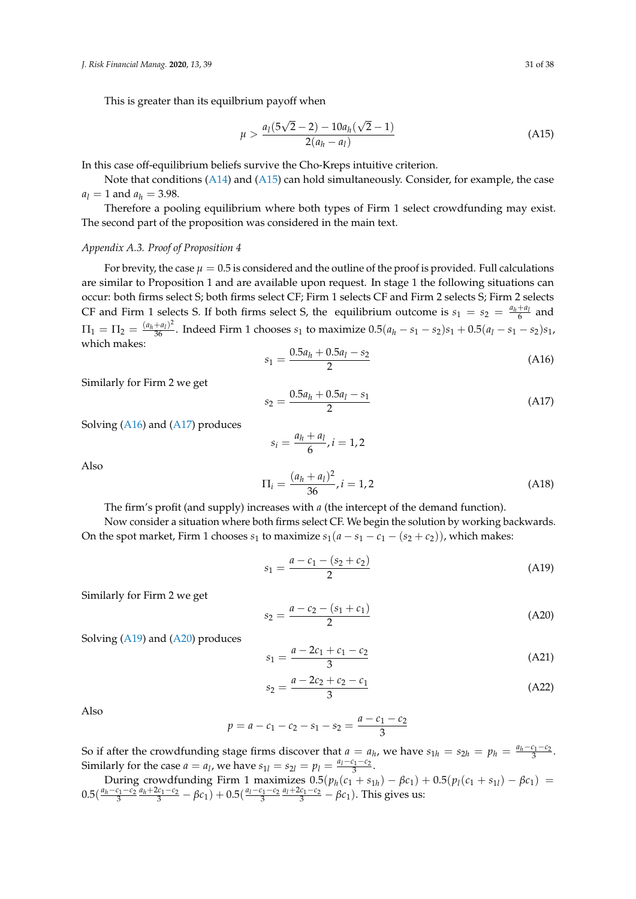This is greater than its equlibrium payoff when

$$\mu > \frac{a_l(5\sqrt{2}-2) - 10a_h(\sqrt{2}-1)}{2(a_h - a_l)} \tag{A15}$$

In this case off-equilibrium beliefs survive the Cho-Kreps intuitive criterion.

Note that conditions (A14) and (A15) can hold simultaneously. Consider, for example, the case $a_l = 1$ and $a_h = 3.98$.

Therefore a pooling equilibrium where both types of Firm 1 select crowdfunding may exist. The second part of the proposition was considered in the main text.

### *Appendix A.3. Proof of Proposition 4*

For brevity, the case $\mu = 0.5$ is considered and the outline of the proof is provided. Full calculations are similar to Proposition 1 and are available upon request. In stage 1 the following situations can occur: both firms select S; both firms select CF; Firm 1 selects CF and Firm 2 selects S; Firm 2 selects CF and Firm 1 selects S. If both firms select S, the equilibrium outcome is $s_1 = s_2 = \frac{a_h + a_l}{6}$ and $\Pi_1 = \Pi_2 = \frac{(a_h+a_l)^2}{36}$. Indeed Firm 1 chooses $s_1$ to maximize $0.5(a_h - s_1 - s_2)s_1 + 0.5(a_l - s_1 - s_2)s_1$, which makes:

$$s_1 = \frac{0.5a_h + 0.5a_l - s_2}{2} \tag{A16}$$

Similarly for Firm 2 we get

$$s_2 = \frac{0.5a_h + 0.5a_l - s_1}{2} \tag{A17}$$

Solving (A16) and (A17) produces

$$s_i = \frac{a_h + a_l}{6}, i = 1,2$$

Also

$$\Pi_i = \frac{(a_h + a_l)^2}{36}, i = 1,2 \tag{A18}$$

The firm's profit (and supply) increases with $a$ (the intercept of the demand function).

Now consider a situation where both firms select CF. We begin the solution by working backwards. On the spot market, Firm 1 chooses $s_1$ to maximize $s_1(a - s_1 - c_1 - (s_2 + c_2))$, which makes:

$$s_1 = \frac{a - c_1 - (s_2 + c_2)}{2} \tag{A19}$$

Similarly for Firm 2 we get

$$s_2 = \frac{a - c_2 - (s_1 + c_1)}{2} \tag{A20}$$

Solving (A19) and (A20) produces

$$s_1 = \frac{a - 2c_1 + c_1 - c_2}{3} \tag{A21}$$

$$s_2 = \frac{a - 2c_2 + c_2 - c_1}{3} \tag{A22}$$

Also

$$p = a - c_1 - c_2 - s_1 - s_2 = \frac{a - c_1 - c_2}{3}$$

So if after the crowdfunding stage firms discover that $a = a_h$, we have $s_{1h} = s_{2h} = p_h = \frac{a_h - c_1 - c_2}{3}$. Similarly for the case $a = a_l$, we have $s_{1l} = s_{2l} = p_l = \frac{a_l - c_1 - c_2}{3}$.

During crowdfunding Firm 1 maximizes $0.5(p_h(c_1 + s_{1h}) - \beta c_1) + 0.5(p_l(c_1 + s_{1l}) - \beta c_1) = 0.5(\frac{a_h - c_1 - c_2}{3}\frac{a_h + 2c_1 - c_2}{3} - \beta c_1) + 0.5(\frac{a_l - c_1 - c_2}{3}\frac{a_l + 2c_1 - c_2}{3} - \beta c_1)$. This gives us: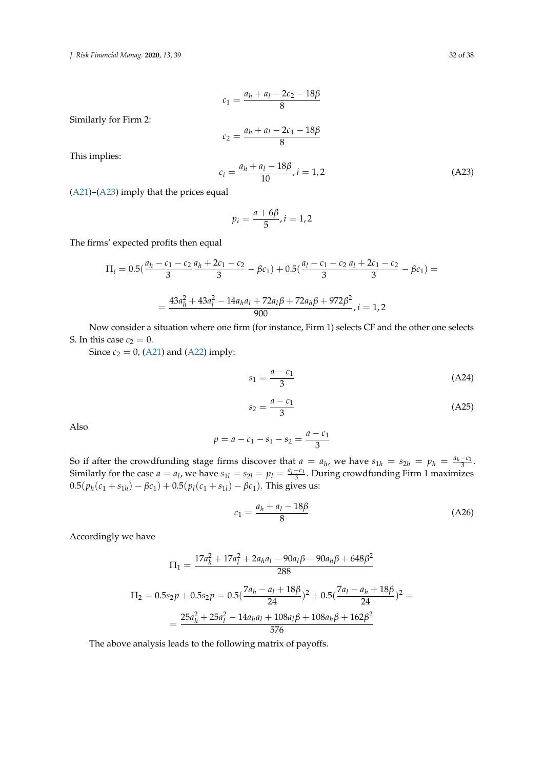$$c_1 = \frac{a_h + a_l - 2c_2 - 18\beta}{8}$$

Similarly for Firm 2:

$$c_2 = \frac{a_h + a_l - 2c_1 - 18\beta}{8}$$

This implies:

$$c_i = \frac{a_h + a_l - 18\beta}{10}, i = 1,2 \tag{A23}$$

(A21)–(A23) imply that the prices equal

$$p_i = \frac{a + 6\beta}{5}, i = 1,2$$

The firms' expected profits then equal

$$\Pi_i = 0.5\left(\frac{a_h - c_1 - c_2}{3}\frac{a_h + 2c_1 - c_2}{3} - \beta c_1\right) + 0.5\left(\frac{a_l - c_1 - c_2}{3}\frac{a_l + 2c_1 - c_2}{3} - \beta c_1\right) =$$

$$= \frac{43a_h^2 + 43a_l^2 - 14a_h a_l + 72a_l\beta + 72a_h\beta + 972\beta^2}{900}, i = 1,2$$

Now consider a situation where one firm (for instance, Firm 1) selects CF and the other one selects S. In this case $c_2 = 0$.

Since $c_2 = 0$, (A21) and (A22) imply:

$$s_1 = \frac{a - c_1}{3} \tag{A24}$$

$$s_2 = \frac{a - c_1}{3} \tag{A25}$$

Also

$$p = a - c_1 - s_1 - s_2 = \frac{a - c_1}{3}$$

So if after the crowdfunding stage firms discover that $a = a_h$, we have $s_{1h} = s_{2h} = p_h = \frac{a_h - c_1}{3}$. Similarly for the case $a = a_l$, we have $s_{1l} = s_{2l} = p_l = \frac{a_l - c_1}{3}$. During crowdfunding Firm 1 maximizes $0.5(p_h(c_1 + s_{1h}) - \beta c_1) + 0.5(p_l(c_1 + s_{1l}) - \beta c_1)$. This gives us:

$$c_1 = \frac{a_h + a_l - 18\beta}{8} \tag{A26}$$

Accordingly we have

$$\Pi_1 = \frac{17a_h^2 + 17a_l^2 + 2a_h a_l - 90a_l\beta - 90a_h\beta + 648\beta^2}{288}$$

$$\Pi_2 = 0.5s_2 p + 0.5s_2 p = 0.5\left(\frac{7a_h - a_l + 18\beta}{24}\right)^2 + 0.5\left(\frac{7a_l - a_h + 18\beta}{24}\right)^2 =$$

$$= \frac{25a_h^2 + 25a_l^2 - 14a_h a_l + 108a_l\beta + 108a_h\beta + 162\beta^2}{576}$$

The above analysis leads to the following matrix of payoffs.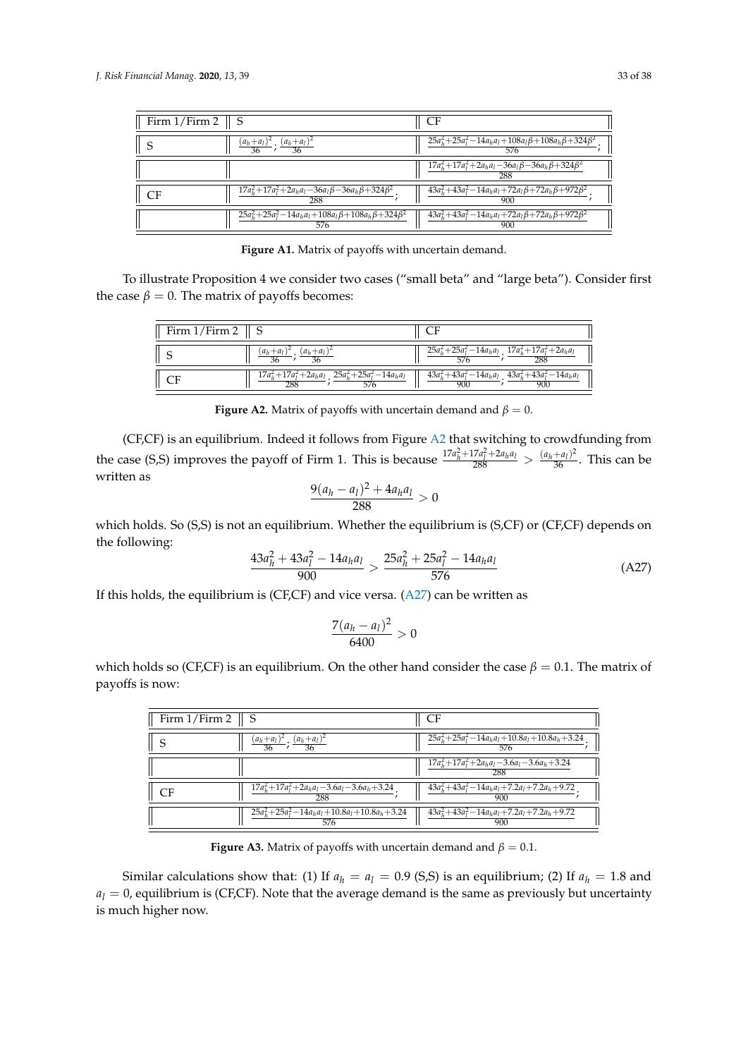| Firm 1/Firm 2 | S | CF |
|---|---|---|
| S | $\frac{(a_h+a_l)^2}{36}$; $\frac{(a_h+a_l)^2}{36}$ | $\frac{25a_h^2+25a_l^2-14a_ha_l+108a_l\beta+108a_h\beta+324\beta^2}{576}$; |
| | | $\frac{17a_h^2+17a_l^2+2a_ha_l-36a_l\beta-36a_h\beta+324\beta^2}{288}$ |
| CF | $\frac{17a_h^2+17a_l^2+2a_ha_l-36a_l\beta-36a_h\beta+324\beta^2}{288}$; | $\frac{43a_h^2+43a_l^2-14a_ha_l+72a_l\beta+72a_h\beta+972\beta^2}{900}$; |
| | $\frac{25a_h^2+25a_l^2-14a_ha_l+108a_l\beta+108a_h\beta+324\beta^2}{576}$ | $\frac{43a_h^2+43a_l^2-14a_ha_l+72a_l\beta+72a_h\beta+972\beta^2}{900}$ |

**Figure A1.** Matrix of payoffs with uncertain demand.

To illustrate Proposition 4 we consider two cases ("small beta" and "large beta"). Consider first the case $\beta = 0$. The matrix of payoffs becomes:

| Firm 1/Firm 2 | S | CF |
|---|---|---|
| S | $\frac{(a_h+a_l)^2}{36}$; $\frac{(a_h+a_l)^2}{36}$ | $\frac{25a_h^2+25a_l^2-14a_ha_l}{576}$; $\frac{17a_h^2+17a_l^2+2a_ha_l}{288}$ |
| CF | $\frac{17a_h^2+17a_l^2+2a_ha_l}{288}$; $\frac{25a_h^2+25a_l^2-14a_ha_l}{576}$ | $\frac{43a_h^2+43a_l^2-14a_ha_l}{900}$; $\frac{43a_h^2+43a_l^2-14a_ha_l}{900}$ |

**Figure A2.** Matrix of payoffs with uncertain demand and $\beta = 0$.

(CF,CF) is an equilibrium. Indeed it follows from Figure A2 that switching to crowdfunding from the case (S,S) improves the payoff of Firm 1. This is because $\frac{17a_h^2+17a_l^2+2a_ha_l}{288} > \frac{(a_h+a_l)^2}{36}$. This can be written as

$$\frac{9(a_h - a_l)^2 + 4a_h a_l}{288} > 0$$

which holds. So (S,S) is not an equilibrium. Whether the equilibrium is (S,CF) or (CF,CF) depends on the following:

$$\frac{43a_h^2 + 43a_l^2 - 14a_h a_l}{900} > \frac{25a_h^2 + 25a_l^2 - 14a_h a_l}{576} \tag{A27}$$

If this holds, the equilibrium is (CF,CF) and vice versa. (A27) can be written as

$$\frac{7(a_h - a_l)^2}{6400} > 0$$

which holds so (CF,CF) is an equilibrium. On the other hand consider the case $\beta = 0.1$. The matrix of payoffs is now:

| Firm 1/Firm 2 | S | CF |
|---|---|---|
| S | $\frac{(a_h+a_l)^2}{36}$; $\frac{(a_h+a_l)^2}{36}$ | $\frac{25a_h^2+25a_l^2-14a_ha_l+10.8a_l+10.8a_h+3.24}{576}$; |
| | | $\frac{17a_h^2+17a_l^2+2a_ha_l-3.6a_l-3.6a_h+3.24}{288}$ |
| CF | $\frac{17a_h^2+17a_l^2+2a_ha_l-3.6a_l-3.6a_h+3.24}{288}$; | $\frac{43a_h^2+43a_l^2-14a_ha_l+7.2a_l+7.2a_h+9.72}{900}$; |
| | $\frac{25a_h^2+25a_l^2-14a_ha_l+10.8a_l+10.8a_h+3.24}{576}$ | $\frac{43a_h^2+43a_l^2-14a_ha_l+7.2a_l+7.2a_h+9.72}{900}$ |

**Figure A3.** Matrix of payoffs with uncertain demand and $\beta = 0.1$.

Similar calculations show that: (1) If $a_h = a_l = 0.9$ (S,S) is an equilibrium; (2) If $a_h = 1.8$ and $a_l = 0$, equilibrium is (CF,CF). Note that the average demand is the same as previously but uncertainty is much higher now.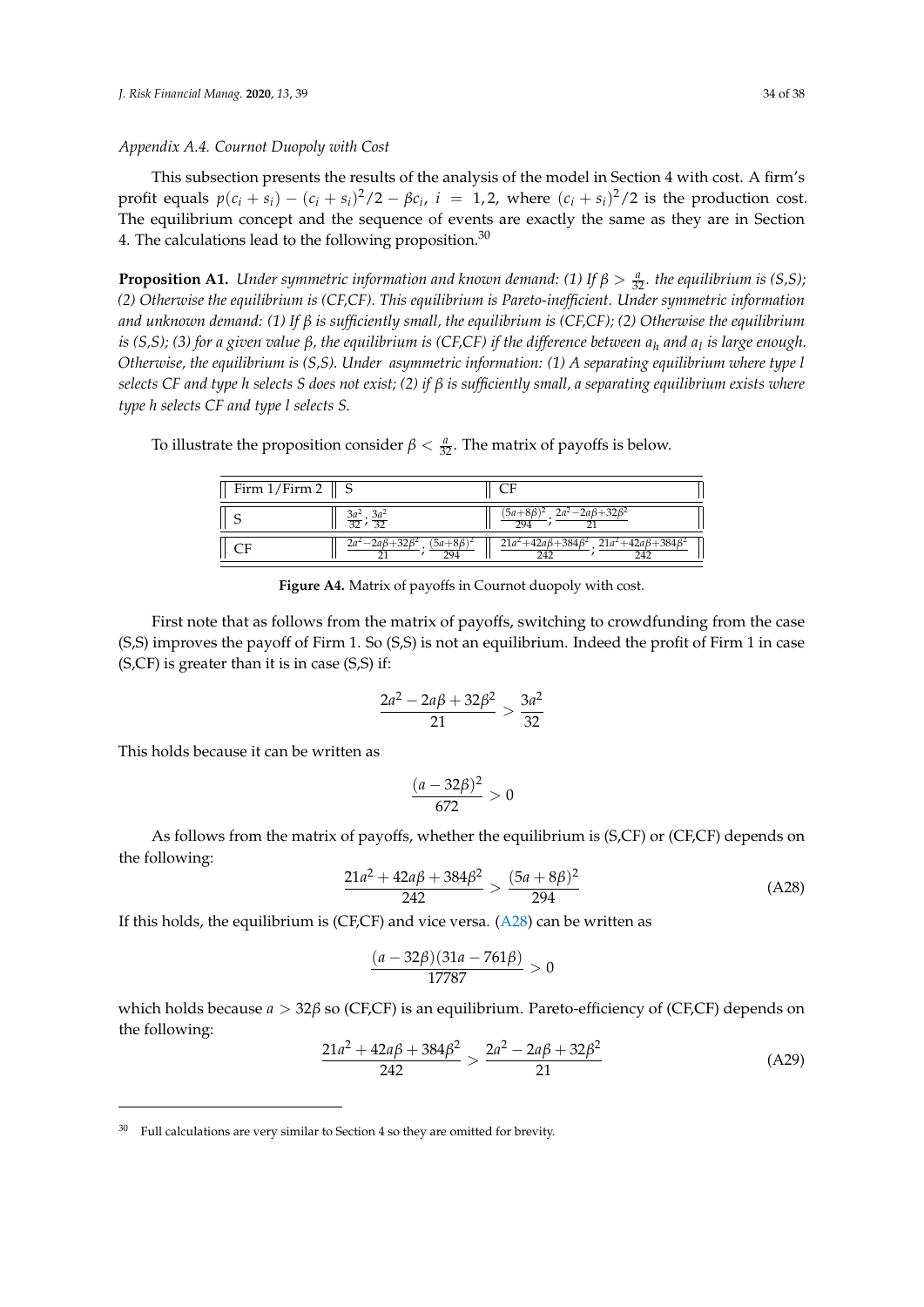### Appendix A.4. Cournot Duopoly with Cost

This subsection presents the results of the analysis of the model in Section 4 with cost. A firm's profit equals $p(c_i + s_i) - (c_i + s_i)^2/2 - \beta c_i$, $i = 1, 2$, where $(c_i + s_i)^2/2$ is the production cost. The equilibrium concept and the sequence of events are exactly the same as they are in Section 4. The calculations lead to the following proposition.[30]

**Proposition A1.** *Under symmetric information and known demand: (1) If $\beta > \frac{a}{32}$. the equilibrium is (S,S); (2) Otherwise the equilibrium is (CF,CF). This equilibrium is Pareto-inefficient. Under symmetric information and unknown demand: (1) If $\beta$ is sufficiently small, the equilibrium is (CF,CF); (2) Otherwise the equilibrium is (S,S); (3) for a given value $\beta$, the equilibrium is (CF,CF) if the difference between $a_h$ and $a_l$ is large enough. Otherwise, the equilibrium is (S,S). Under asymmetric information: (1) A separating equilibrium where type $l$ selects CF and type $h$ selects S does not exist; (2) if $\beta$ is sufficiently small, a separating equilibrium exists where type $h$ selects CF and type $l$ selects S.*

To illustrate the proposition consider $\beta < \frac{a}{32}$. The matrix of payoffs is below.

| Firm 1/Firm 2 | S | CF |
|---|---|---|
| S | $\frac{3a^2}{32}; \frac{3a^2}{32}$ | $\frac{(5a+8\beta)^2}{294}; \frac{2a^2-2a\beta+32\beta^2}{21}$ |
| CF | $\frac{2a^2-2a\beta+32\beta^2}{21}; \frac{(5a+8\beta)^2}{294}$ | $\frac{21a^2+42a\beta+384\beta^2}{242}; \frac{21a^2+42a\beta+384\beta^2}{242}$ |

**Figure A4.** Matrix of payoffs in Cournot duopoly with cost.

First note that as follows from the matrix of payoffs, switching to crowdfunding from the case (S,S) improves the payoff of Firm 1. So (S,S) is not an equilibrium. Indeed the profit of Firm 1 in case (S,CF) is greater than it is in case (S,S) if:

$$\frac{2a^2 - 2a\beta + 32\beta^2}{21} > \frac{3a^2}{32}$$

This holds because it can be written as

$$\frac{(a - 32\beta)^2}{672} > 0$$

As follows from the matrix of payoffs, whether the equilibrium is (S,CF) or (CF,CF) depends on the following:

$$\frac{21a^2 + 42a\beta + 384\beta^2}{242} > \frac{(5a + 8\beta)^2}{294} \tag{A28}$$

If this holds, the equilibrium is (CF,CF) and vice versa. (A28) can be written as

$$\frac{(a - 32\beta)(31a - 761\beta)}{17787} > 0$$

which holds because $a > 32\beta$ so (CF,CF) is an equilibrium. Pareto-efficiency of (CF,CF) depends on the following:

$$\frac{21a^2 + 42a\beta + 384\beta^2}{242} > \frac{2a^2 - 2a\beta + 32\beta^2}{21} \tag{A29}$$

[30] Full calculations are very similar to Section 4 so they are omitted for brevity.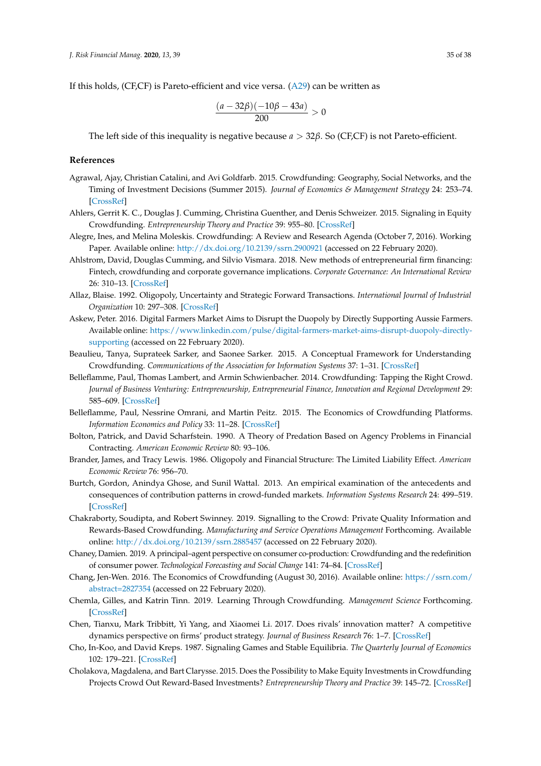If this holds, (CF,CF) is Pareto-efficient and vice versa. (A29) can be written as

$$\frac{(a - 32\beta)(-10\beta - 43a)}{200} > 0$$

The left side of this inequality is negative because $a > 32\beta$. So (CF,CF) is not Pareto-efficient.

## References

Agrawal, Ajay, Christian Catalini, and Avi Goldfarb. 2015. Crowdfunding: Geography, Social Networks, and the Timing of Investment Decisions (Summer 2015). *Journal of Economics & Management Strategy* 24: 253–74. [CrossRef]

Ahlers, Gerrit K. C., Douglas J. Cumming, Christina Guenther, and Denis Schweizer. 2015. Signaling in Equity Crowdfunding. *Entrepreneurship Theory and Practice* 39: 955–80. [CrossRef]

Alegre, Ines, and Melina Moleskis. Crowdfunding: A Review and Research Agenda (October 7, 2016). Working Paper. Available online: http://dx.doi.org/10.2139/ssrn.2900921 (accessed on 22 February 2020).

Ahlstrom, David, Douglas Cumming, and Silvio Vismara. 2018. New methods of entrepreneurial firm financing: Fintech, crowdfunding and corporate governance implications. *Corporate Governance: An International Review* 26: 310–13. [CrossRef]

Allaz, Blaise. 1992. Oligopoly, Uncertainty and Strategic Forward Transactions. *International Journal of Industrial Organization* 10: 297–308. [CrossRef]

Askew, Peter. 2016. Digital Farmers Market Aims to Disrupt the Duopoly by Directly Supporting Aussie Farmers. Available online: https://www.linkedin.com/pulse/digital-farmers-market-aims-disrupt-duopoly-directly-supporting (accessed on 22 February 2020).

Beaulieu, Tanya, Suprateek Sarker, and Saonee Sarker. 2015. A Conceptual Framework for Understanding Crowdfunding. *Communications of the Association for Information Systems* 37: 1–31. [CrossRef]

Belleflamme, Paul, Thomas Lambert, and Armin Schwienbacher. 2014. Crowdfunding: Tapping the Right Crowd. *Journal of Business Venturing: Entrepreneurship, Entrepreneurial Finance, Innovation and Regional Development* 29: 585–609. [CrossRef]

Belleflamme, Paul, Nessrine Omrani, and Martin Peitz. 2015. The Economics of Crowdfunding Platforms. *Information Economics and Policy* 33: 11–28. [CrossRef]

Bolton, Patrick, and David Scharfstein. 1990. A Theory of Predation Based on Agency Problems in Financial Contracting. *American Economic Review* 80: 93–106.

Brander, James, and Tracy Lewis. 1986. Oligopoly and Financial Structure: The Limited Liability Effect. *American Economic Review* 76: 956–70.

Burtch, Gordon, Anindya Ghose, and Sunil Wattal. 2013. An empirical examination of the antecedents and consequences of contribution patterns in crowd-funded markets. *Information Systems Research* 24: 499–519. [CrossRef]

Chakraborty, Soudipta, and Robert Swinney. 2019. Signalling to the Crowd: Private Quality Information and Rewards-Based Crowdfunding. *Manufacturing and Service Operations Management* Forthcoming. Available online: http://dx.doi.org/10.2139/ssrn.2885457 (accessed on 22 February 2020).

Chaney, Damien. 2019. A principal–agent perspective on consumer co-production: Crowdfunding and the redefinition of consumer power. *Technological Forecasting and Social Change* 141: 74–84. [CrossRef]

Chang, Jen-Wen. 2016. The Economics of Crowdfunding (August 30, 2016). Available online: https://ssrn.com/abstract=2827354 (accessed on 22 February 2020).

Chemla, Gilles, and Katrin Tinn. 2019. Learning Through Crowdfunding. *Management Science* Forthcoming. [CrossRef]

Chen, Tianxu, Mark Tribbitt, Yi Yang, and Xiaomei Li. 2017. Does rivals' innovation matter? A competitive dynamics perspective on firms' product strategy. *Journal of Business Research* 76: 1–7. [CrossRef]

Cho, In-Koo, and David Kreps. 1987. Signaling Games and Stable Equilibria. *The Quarterly Journal of Economics* 102: 179–221. [CrossRef]

Cholakova, Magdalena, and Bart Clarysse. 2015. Does the Possibility to Make Equity Investments in Crowdfunding Projects Crowd Out Reward-Based Investments? *Entrepreneurship Theory and Practice* 39: 145–72. [CrossRef]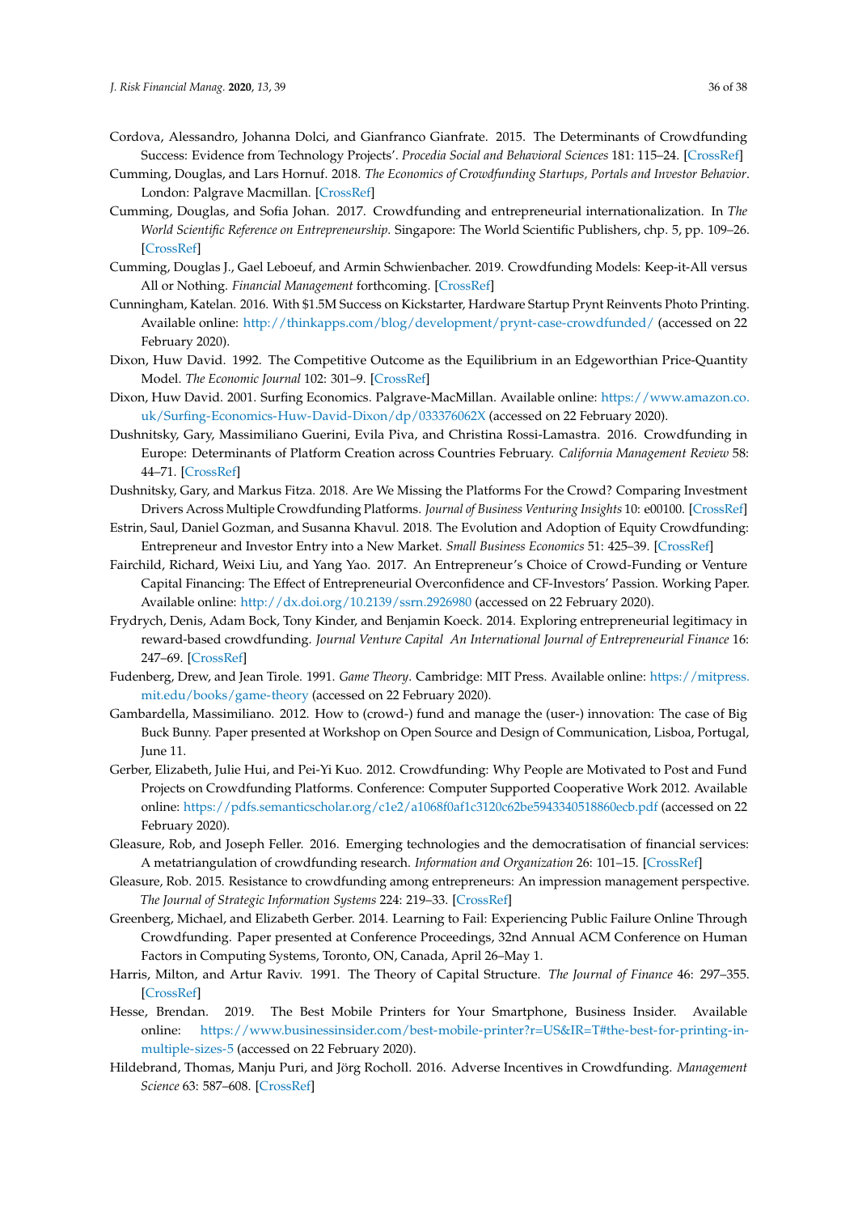Cordova, Alessandro, Johanna Dolci, and Gianfranco Gianfrate. 2015. The Determinants of Crowdfunding Success: Evidence from Technology Projects'. *Procedia Social and Behavioral Sciences* 181: 115–24. [CrossRef]

Cumming, Douglas, and Lars Hornuf. 2018. *The Economics of Crowdfunding Startups, Portals and Investor Behavior*. London: Palgrave Macmillan. [CrossRef]

Cumming, Douglas, and Sofia Johan. 2017. Crowdfunding and entrepreneurial internationalization. In *The World Scientific Reference on Entrepreneurship*. Singapore: The World Scientific Publishers, chp. 5, pp. 109–26. [CrossRef]

Cumming, Douglas J., Gael Leboeuf, and Armin Schwienbacher. 2019. Crowdfunding Models: Keep-it-All versus All or Nothing. *Financial Management* forthcoming. [CrossRef]

Cunningham, Katelan. 2016. With $1.5M Success on Kickstarter, Hardware Startup Prynt Reinvents Photo Printing. Available online: http://thinkapps.com/blog/development/prynt-case-crowdfunded/ (accessed on 22 February 2020).

Dixon, Huw David. 1992. The Competitive Outcome as the Equilibrium in an Edgeworthian Price-Quantity Model. *The Economic Journal* 102: 301–9. [CrossRef]

Dixon, Huw David. 2001. Surfing Economics. Palgrave-MacMillan. Available online: https://www.amazon.co.uk/Surfing-Economics-Huw-David-Dixon/dp/033376062X (accessed on 22 February 2020).

Dushnitsky, Gary, Massimiliano Guerini, Evila Piva, and Christina Rossi-Lamastra. 2016. Crowdfunding in Europe: Determinants of Platform Creation across Countries February. *California Management Review* 58: 44–71. [CrossRef]

Dushnitsky, Gary, and Markus Fitza. 2018. Are We Missing the Platforms For the Crowd? Comparing Investment Drivers Across Multiple Crowdfunding Platforms. *Journal of Business Venturing Insights* 10: e00100. [CrossRef]

Estrin, Saul, Daniel Gozman, and Susanna Khavul. 2018. The Evolution and Adoption of Equity Crowdfunding: Entrepreneur and Investor Entry into a New Market. *Small Business Economics* 51: 425–39. [CrossRef]

Fairchild, Richard, Weixi Liu, and Yang Yao. 2017. An Entrepreneur's Choice of Crowd-Funding or Venture Capital Financing: The Effect of Entrepreneurial Overconfidence and CF-Investors' Passion. Working Paper. Available online: http://dx.doi.org/10.2139/ssrn.2926980 (accessed on 22 February 2020).

Frydrych, Denis, Adam Bock, Tony Kinder, and Benjamin Koeck. 2014. Exploring entrepreneurial legitimacy in reward-based crowdfunding. *Journal Venture Capital An International Journal of Entrepreneurial Finance* 16: 247–69. [CrossRef]

Fudenberg, Drew, and Jean Tirole. 1991. *Game Theory*. Cambridge: MIT Press. Available online: https://mitpress.mit.edu/books/game-theory (accessed on 22 February 2020).

Gambardella, Massimiliano. 2012. How to (crowd-) fund and manage the (user-) innovation: The case of Big Buck Bunny. Paper presented at Workshop on Open Source and Design of Communication, Lisboa, Portugal, June 11.

Gerber, Elizabeth, Julie Hui, and Pei-Yi Kuo. 2012. Crowdfunding: Why People are Motivated to Post and Fund Projects on Crowdfunding Platforms. Conference: Computer Supported Cooperative Work 2012. Available online: https://pdfs.semanticscholar.org/c1e2/a1068f0af1c3120c62be5943340518860ecb.pdf (accessed on 22 February 2020).

Gleasure, Rob, and Joseph Feller. 2016. Emerging technologies and the democratisation of financial services: A metatriangulation of crowdfunding research. *Information and Organization* 26: 101–15. [CrossRef]

Gleasure, Rob. 2015. Resistance to crowdfunding among entrepreneurs: An impression management perspective. *The Journal of Strategic Information Systems* 224: 219–33. [CrossRef]

Greenberg, Michael, and Elizabeth Gerber. 2014. Learning to Fail: Experiencing Public Failure Online Through Crowdfunding. Paper presented at Conference Proceedings, 32nd Annual ACM Conference on Human Factors in Computing Systems, Toronto, ON, Canada, April 26–May 1.

Harris, Milton, and Artur Raviv. 1991. The Theory of Capital Structure. *The Journal of Finance* 46: 297–355. [CrossRef]

Hesse, Brendan. 2019. The Best Mobile Printers for Your Smartphone, Business Insider. Available online: https://www.businessinsider.com/best-mobile-printer?r=US&IR=T#the-best-for-printing-in-multiple-sizes-5 (accessed on 22 February 2020).

Hildebrand, Thomas, Manju Puri, and Jörg Rocholl. 2016. Adverse Incentives in Crowdfunding. *Management Science* 63: 587–608. [CrossRef]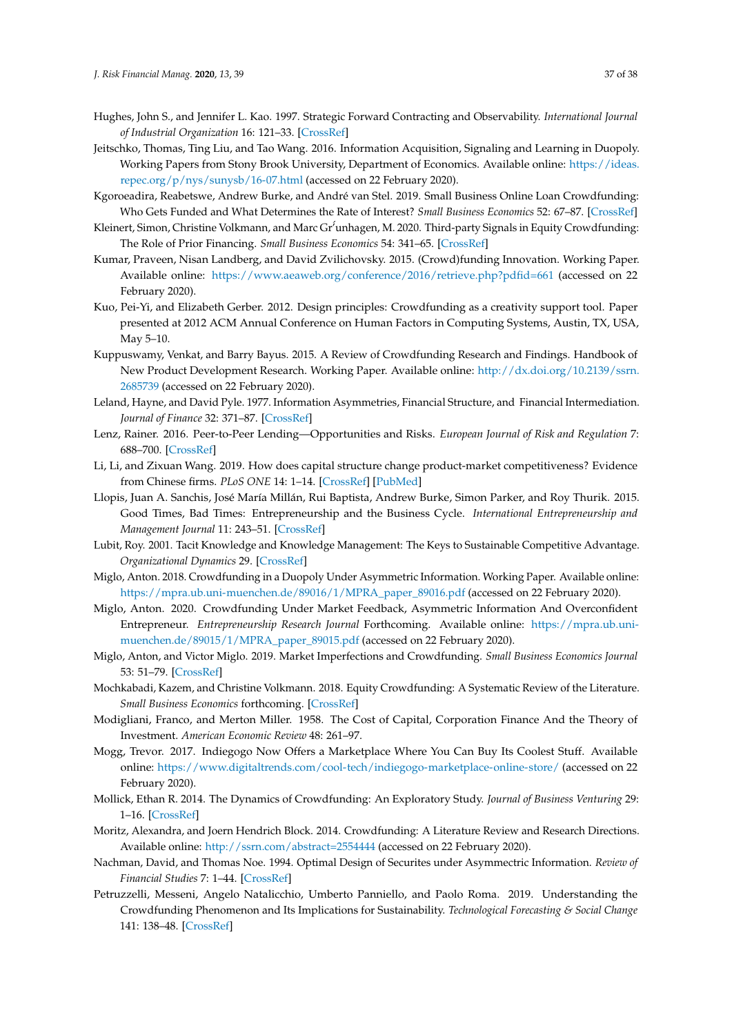Hughes, John S., and Jennifer L. Kao. 1997. Strategic Forward Contracting and Observability. *International Journal of Industrial Organization* 16: 121–33. [CrossRef]

Jeitschko, Thomas, Ting Liu, and Tao Wang. 2016. Information Acquisition, Signaling and Learning in Duopoly. Working Papers from Stony Brook University, Department of Economics. Available online: https://ideas.repec.org/p/nys/sunysb/16-07.html (accessed on 22 February 2020).

Kgoroeadira, Reabetswe, Andrew Burke, and André van Stel. 2019. Small Business Online Loan Crowdfunding: Who Gets Funded and What Determines the Rate of Interest? *Small Business Economics* 52: 67–87. [CrossRef]

Kleinert, Simon, Christine Volkmann, and Marc Grünhagen, M. 2020. Third-party Signals in Equity Crowdfunding: The Role of Prior Financing. *Small Business Economics* 54: 341–65. [CrossRef]

Kumar, Praveen, Nisan Landberg, and David Zvilichovsky. 2015. (Crowd)funding Innovation. Working Paper. Available online: https://www.aeaweb.org/conference/2016/retrieve.php?pdfid=661 (accessed on 22 February 2020).

Kuo, Pei-Yi, and Elizabeth Gerber. 2012. Design principles: Crowdfunding as a creativity support tool. Paper presented at 2012 ACM Annual Conference on Human Factors in Computing Systems, Austin, TX, USA, May 5–10.

Kuppuswamy, Venkat, and Barry Bayus. 2015. A Review of Crowdfunding Research and Findings. Handbook of New Product Development Research. Working Paper. Available online: http://dx.doi.org/10.2139/ssrn.2685739 (accessed on 22 February 2020).

Leland, Hayne, and David Pyle. 1977. Information Asymmetries, Financial Structure, and Financial Intermediation. *Journal of Finance* 32: 371–87. [CrossRef]

Lenz, Rainer. 2016. Peer-to-Peer Lending—Opportunities and Risks. *European Journal of Risk and Regulation* 7: 688–700. [CrossRef]

Li, Li, and Zixuan Wang. 2019. How does capital structure change product-market competitiveness? Evidence from Chinese firms. *PLoS ONE* 14: 1–14. [CrossRef] [PubMed]

Llopis, Juan A. Sanchis, José María Millán, Rui Baptista, Andrew Burke, Simon Parker, and Roy Thurik. 2015. Good Times, Bad Times: Entrepreneurship and the Business Cycle. *International Entrepreneurship and Management Journal* 11: 243–51. [CrossRef]

Lubit, Roy. 2001. Tacit Knowledge and Knowledge Management: The Keys to Sustainable Competitive Advantage. *Organizational Dynamics* 29. [CrossRef]

Miglo, Anton. 2018. Crowdfunding in a Duopoly Under Asymmetric Information. Working Paper. Available online: https://mpra.ub.uni-muenchen.de/89016/1/MPRA_paper_89016.pdf (accessed on 22 February 2020).

Miglo, Anton. 2020. Crowdfunding Under Market Feedback, Asymmetric Information And Overconfident Entrepreneur. *Entrepreneurship Research Journal* Forthcoming. Available online: https://mpra.ub.uni-muenchen.de/89015/1/MPRA_paper_89015.pdf (accessed on 22 February 2020).

Miglo, Anton, and Victor Miglo. 2019. Market Imperfections and Crowdfunding. *Small Business Economics Journal* 53: 51–79. [CrossRef]

Mochkabadi, Kazem, and Christine Volkmann. 2018. Equity Crowdfunding: A Systematic Review of the Literature. *Small Business Economics* forthcoming. [CrossRef]

Modigliani, Franco, and Merton Miller. 1958. The Cost of Capital, Corporation Finance And the Theory of Investment. *American Economic Review* 48: 261–97.

Mogg, Trevor. 2017. Indiegogo Now Offers a Marketplace Where You Can Buy Its Coolest Stuff. Available online: https://www.digitaltrends.com/cool-tech/indiegogo-marketplace-online-store/ (accessed on 22 February 2020).

Mollick, Ethan R. 2014. The Dynamics of Crowdfunding: An Exploratory Study. *Journal of Business Venturing* 29: 1–16. [CrossRef]

Moritz, Alexandra, and Joern Hendrich Block. 2014. Crowdfunding: A Literature Review and Research Directions. Available online: http://ssrn.com/abstract=2554444 (accessed on 22 February 2020).

Nachman, David, and Thomas Noe. 1994. Optimal Design of Securites under Asymmectric Information. *Review of Financial Studies* 7: 1–44. [CrossRef]

Petruzzelli, Messeni, Angelo Natalicchio, Umberto Panniello, and Paolo Roma. 2019. Understanding the Crowdfunding Phenomenon and Its Implications for Sustainability. *Technological Forecasting & Social Change* 141: 138–48. [CrossRef]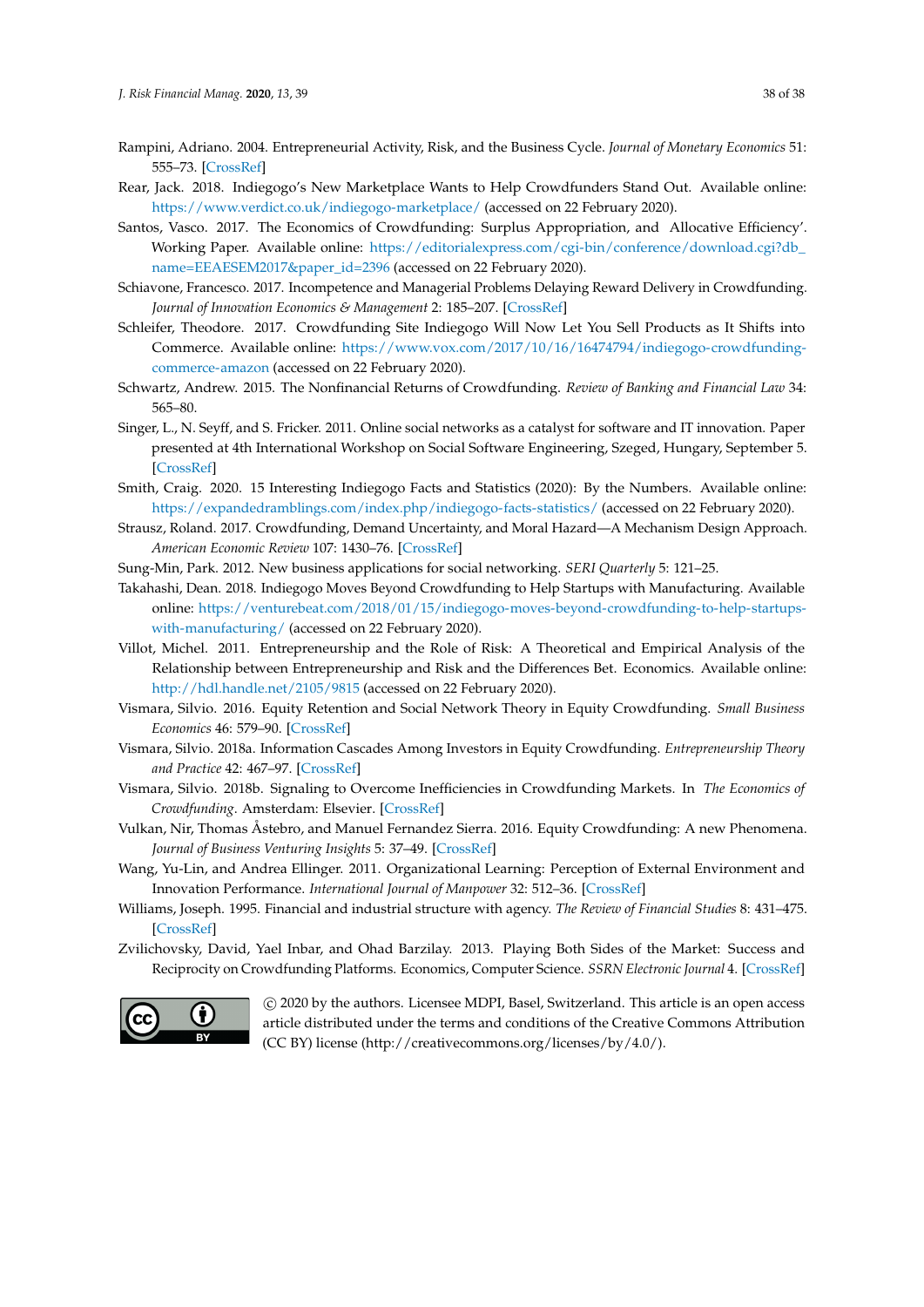Rampini, Adriano. 2004. Entrepreneurial Activity, Risk, and the Business Cycle. *Journal of Monetary Economics* 51: 555–73. [CrossRef]

Rear, Jack. 2018. Indiegogo's New Marketplace Wants to Help Crowdfunders Stand Out. Available online: https://www.verdict.co.uk/indiegogo-marketplace/ (accessed on 22 February 2020).

Santos, Vasco. 2017. The Economics of Crowdfunding: Surplus Appropriation, and Allocative Efficiency'. Working Paper. Available online: https://editorialexpress.com/cgi-bin/conference/download.cgi?db_name=EEAESEM2017&paper_id=2396 (accessed on 22 February 2020).

Schiavone, Francesco. 2017. Incompetence and Managerial Problems Delaying Reward Delivery in Crowdfunding. *Journal of Innovation Economics & Management* 2: 185–207. [CrossRef]

Schleifer, Theodore. 2017. Crowdfunding Site Indiegogo Will Now Let You Sell Products as It Shifts into Commerce. Available online: https://www.vox.com/2017/10/16/16474794/indiegogo-crowdfunding-commerce-amazon (accessed on 22 February 2020).

Schwartz, Andrew. 2015. The Nonfinancial Returns of Crowdfunding. *Review of Banking and Financial Law* 34: 565–80.

Singer, L., N. Seyff, and S. Fricker. 2011. Online social networks as a catalyst for software and IT innovation. Paper presented at 4th International Workshop on Social Software Engineering, Szeged, Hungary, September 5. [CrossRef]

Smith, Craig. 2020. 15 Interesting Indiegogo Facts and Statistics (2020): By the Numbers. Available online: https://expandedramblings.com/index.php/indiegogo-facts-statistics/ (accessed on 22 February 2020).

Strausz, Roland. 2017. Crowdfunding, Demand Uncertainty, and Moral Hazard—A Mechanism Design Approach. *American Economic Review* 107: 1430–76. [CrossRef]

Sung-Min, Park. 2012. New business applications for social networking. *SERI Quarterly* 5: 121–25.

Takahashi, Dean. 2018. Indiegogo Moves Beyond Crowdfunding to Help Startups with Manufacturing. Available online: https://venturebeat.com/2018/01/15/indiegogo-moves-beyond-crowdfunding-to-help-startups-with-manufacturing/ (accessed on 22 February 2020).

Villot, Michel. 2011. Entrepreneurship and the Role of Risk: A Theoretical and Empirical Analysis of the Relationship between Entrepreneurship and Risk and the Differences Bet. Economics. Available online: http://hdl.handle.net/2105/9815 (accessed on 22 February 2020).

Vismara, Silvio. 2016. Equity Retention and Social Network Theory in Equity Crowdfunding. *Small Business Economics* 46: 579–90. [CrossRef]

Vismara, Silvio. 2018a. Information Cascades Among Investors in Equity Crowdfunding. *Entrepreneurship Theory and Practice* 42: 467–97. [CrossRef]

Vismara, Silvio. 2018b. Signaling to Overcome Inefficiencies in Crowdfunding Markets. In *The Economics of Crowdfunding*. Amsterdam: Elsevier. [CrossRef]

Vulkan, Nir, Thomas Åstebro, and Manuel Fernandez Sierra. 2016. Equity Crowdfunding: A new Phenomena. *Journal of Business Venturing Insights* 5: 37–49. [CrossRef]

Wang, Yu-Lin, and Andrea Ellinger. 2011. Organizational Learning: Perception of External Environment and Innovation Performance. *International Journal of Manpower* 32: 512–36. [CrossRef]

Williams, Joseph. 1995. Financial and industrial structure with agency. *The Review of Financial Studies* 8: 431–475. [CrossRef]

Zvilichovsky, David, Yael Inbar, and Ohad Barzilay. 2013. Playing Both Sides of the Market: Success and Reciprocity on Crowdfunding Platforms. Economics, Computer Science. *SSRN Electronic Journal* 4. [CrossRef]

© 2020 by the authors. Licensee MDPI, Basel, Switzerland. This article is an open access article distributed under the terms and conditions of the Creative Commons Attribution (CC BY) license (http://creativecommons.org/licenses/by/4.0/).